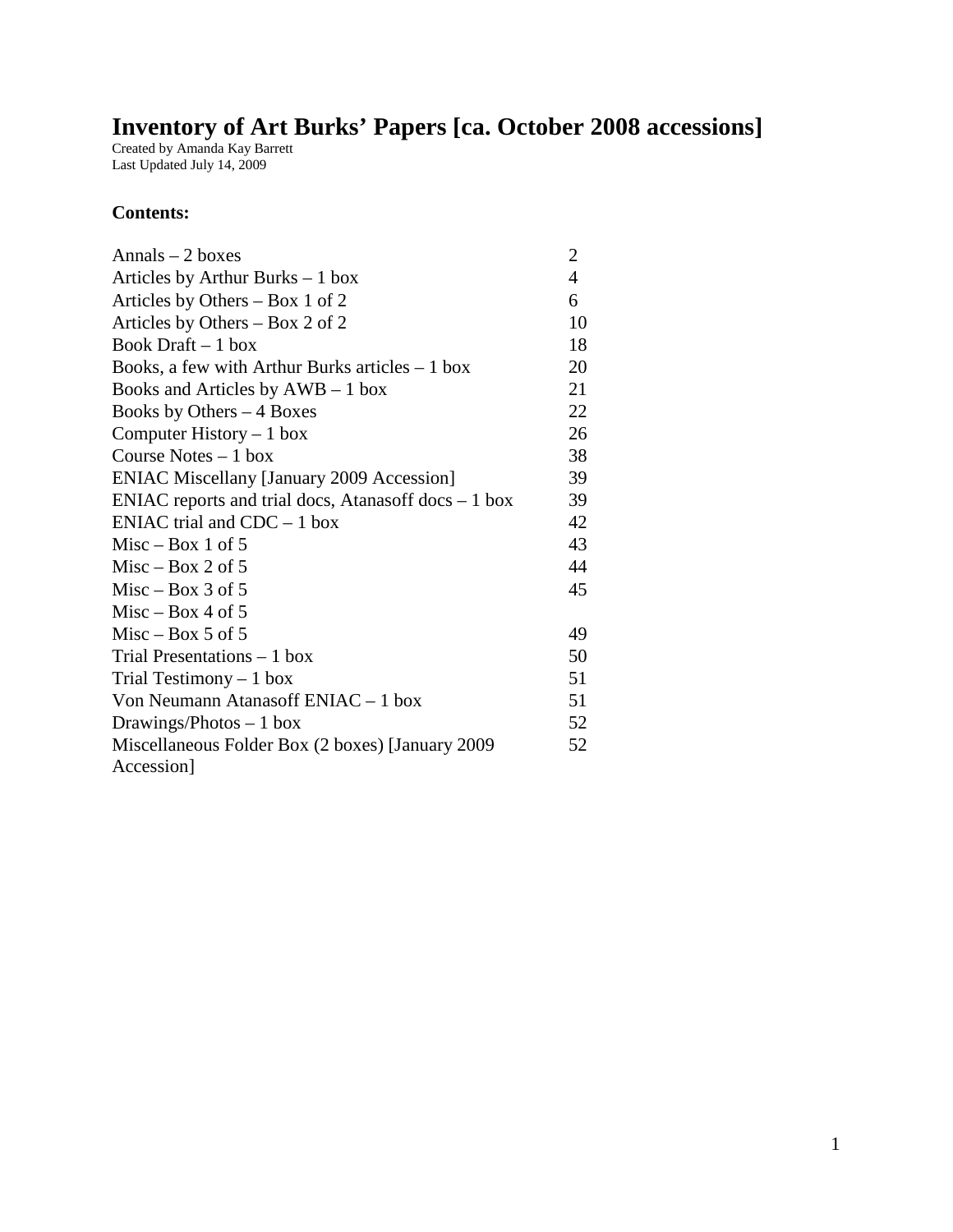# Inventory of Art Burks' Papers [ca. October 2008 accessions]

Created by Amanda Kay Barrett
Last Updated July 14, 2009

**Contents:**

| | |
|---|---|
| Annals – 2 boxes | 2 |
| Articles by Arthur Burks – 1 box | 4 |
| Articles by Others – Box 1 of 2 | 6 |
| Articles by Others – Box 2 of 2 | 10 |
| Book Draft – 1 box | 18 |
| Books, a few with Arthur Burks articles – 1 box | 20 |
| Books and Articles by AWB – 1 box | 21 |
| Books by Others – 4 Boxes | 22 |
| Computer History – 1 box | 26 |
| Course Notes – 1 box | 38 |
| ENIAC Miscellany [January 2009 Accession] | 39 |
| ENIAC reports and trial docs, Atanasoff docs – 1 box | 39 |
| ENIAC trial and CDC – 1 box | 42 |
| Misc – Box 1 of 5 | 43 |
| Misc – Box 2 of 5 | 44 |
| Misc – Box 3 of 5 | 45 |
| Misc – Box 4 of 5 | |
| Misc – Box 5 of 5 | 49 |
| Trial Presentations – 1 box | 50 |
| Trial Testimony – 1 box | 51 |
| Von Neumann Atanasoff ENIAC – 1 box | 51 |
| Drawings/Photos – 1 box | 52 |
| Miscellaneous Folder Box (2 boxes) [January 2009 Accession] | 52 |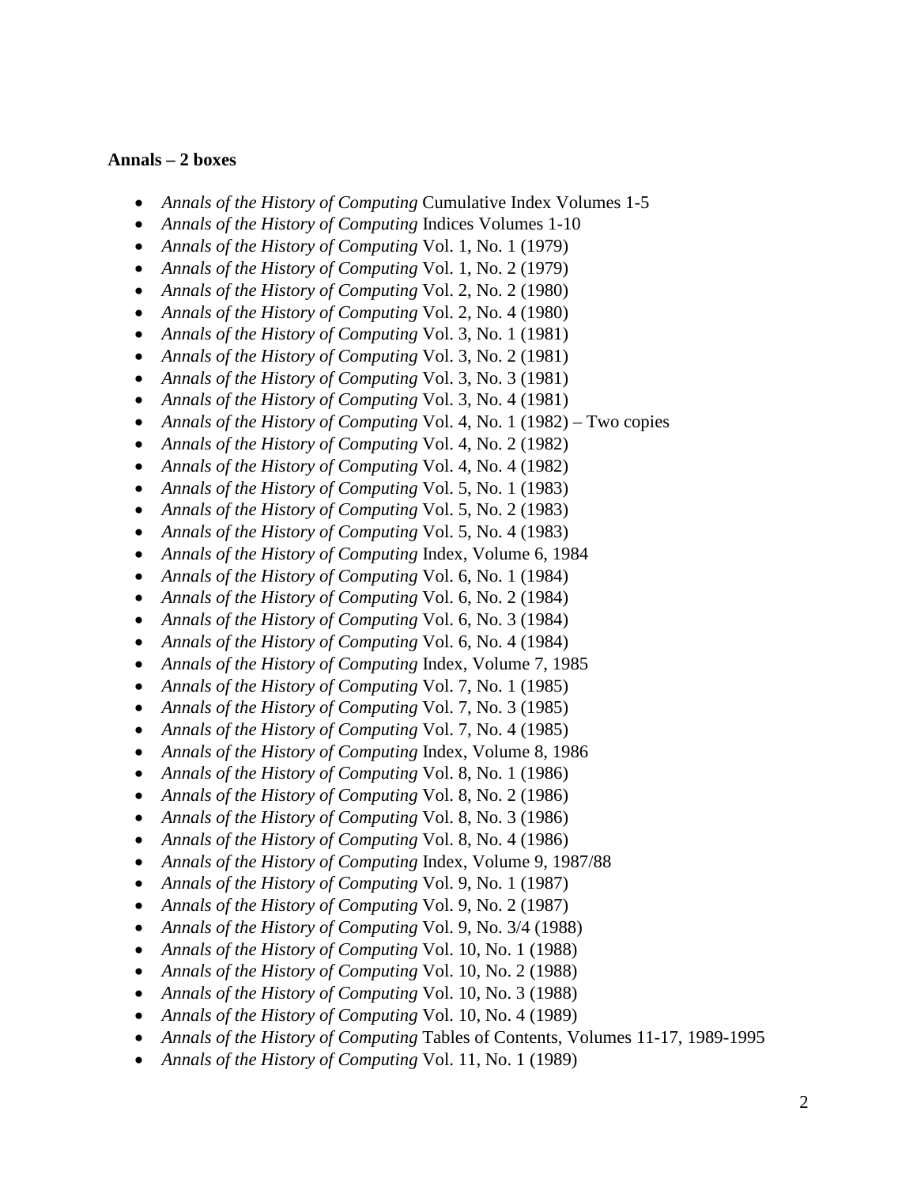**Annals – 2 boxes**

- *Annals of the History of Computing* Cumulative Index Volumes 1-5
- *Annals of the History of Computing* Indices Volumes 1-10
- *Annals of the History of Computing* Vol. 1, No. 1 (1979)
- *Annals of the History of Computing* Vol. 1, No. 2 (1979)
- *Annals of the History of Computing* Vol. 2, No. 2 (1980)
- *Annals of the History of Computing* Vol. 2, No. 4 (1980)
- *Annals of the History of Computing* Vol. 3, No. 1 (1981)
- *Annals of the History of Computing* Vol. 3, No. 2 (1981)
- *Annals of the History of Computing* Vol. 3, No. 3 (1981)
- *Annals of the History of Computing* Vol. 3, No. 4 (1981)
- *Annals of the History of Computing* Vol. 4, No. 1 (1982) – Two copies
- *Annals of the History of Computing* Vol. 4, No. 2 (1982)
- *Annals of the History of Computing* Vol. 4, No. 4 (1982)
- *Annals of the History of Computing* Vol. 5, No. 1 (1983)
- *Annals of the History of Computing* Vol. 5, No. 2 (1983)
- *Annals of the History of Computing* Vol. 5, No. 4 (1983)
- *Annals of the History of Computing* Index, Volume 6, 1984
- *Annals of the History of Computing* Vol. 6, No. 1 (1984)
- *Annals of the History of Computing* Vol. 6, No. 2 (1984)
- *Annals of the History of Computing* Vol. 6, No. 3 (1984)
- *Annals of the History of Computing* Vol. 6, No. 4 (1984)
- *Annals of the History of Computing* Index, Volume 7, 1985
- *Annals of the History of Computing* Vol. 7, No. 1 (1985)
- *Annals of the History of Computing* Vol. 7, No. 3 (1985)
- *Annals of the History of Computing* Vol. 7, No. 4 (1985)
- *Annals of the History of Computing* Index, Volume 8, 1986
- *Annals of the History of Computing* Vol. 8, No. 1 (1986)
- *Annals of the History of Computing* Vol. 8, No. 2 (1986)
- *Annals of the History of Computing* Vol. 8, No. 3 (1986)
- *Annals of the History of Computing* Vol. 8, No. 4 (1986)
- *Annals of the History of Computing* Index, Volume 9, 1987/88
- *Annals of the History of Computing* Vol. 9, No. 1 (1987)
- *Annals of the History of Computing* Vol. 9, No. 2 (1987)
- *Annals of the History of Computing* Vol. 9, No. 3/4 (1988)
- *Annals of the History of Computing* Vol. 10, No. 1 (1988)
- *Annals of the History of Computing* Vol. 10, No. 2 (1988)
- *Annals of the History of Computing* Vol. 10, No. 3 (1988)
- *Annals of the History of Computing* Vol. 10, No. 4 (1989)
- *Annals of the History of Computing* Tables of Contents, Volumes 11-17, 1989-1995
- *Annals of the History of Computing* Vol. 11, No. 1 (1989)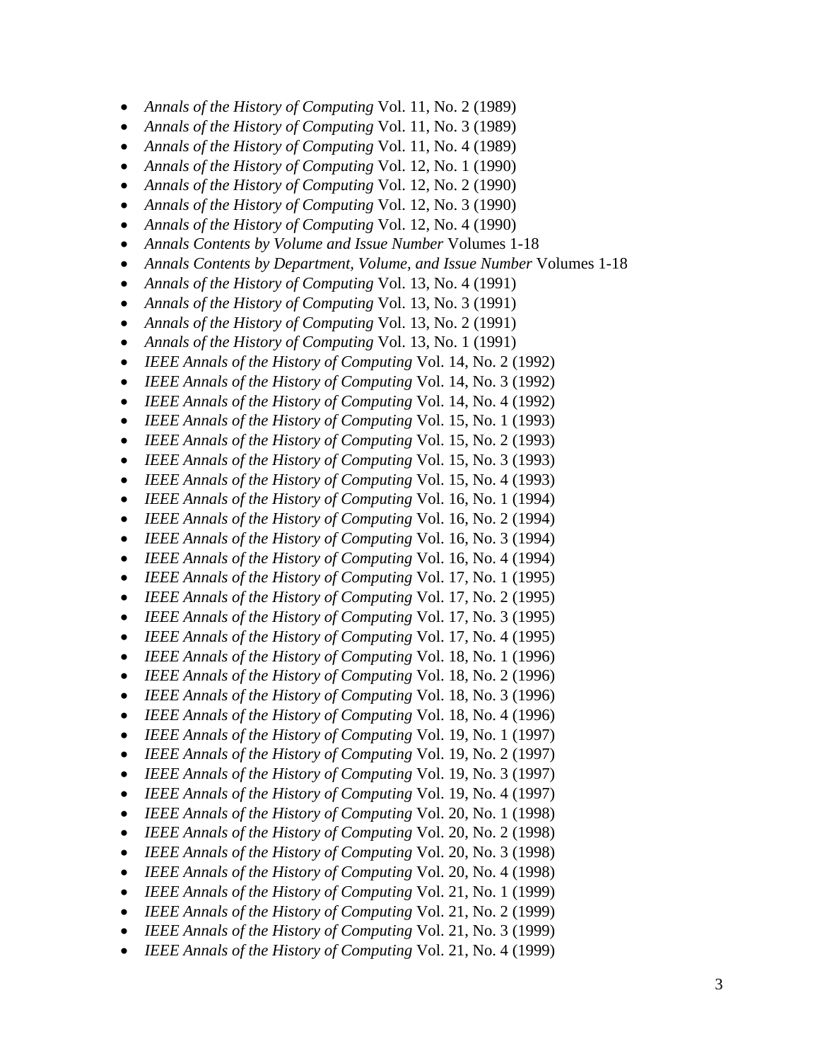- *Annals of the History of Computing* Vol. 11, No. 2 (1989)
- *Annals of the History of Computing* Vol. 11, No. 3 (1989)
- *Annals of the History of Computing* Vol. 11, No. 4 (1989)
- *Annals of the History of Computing* Vol. 12, No. 1 (1990)
- *Annals of the History of Computing* Vol. 12, No. 2 (1990)
- *Annals of the History of Computing* Vol. 12, No. 3 (1990)
- *Annals of the History of Computing* Vol. 12, No. 4 (1990)
- *Annals Contents by Volume and Issue Number* Volumes 1-18
- *Annals Contents by Department, Volume, and Issue Number* Volumes 1-18
- *Annals of the History of Computing* Vol. 13, No. 4 (1991)
- *Annals of the History of Computing* Vol. 13, No. 3 (1991)
- *Annals of the History of Computing* Vol. 13, No. 2 (1991)
- *Annals of the History of Computing* Vol. 13, No. 1 (1991)
- *IEEE Annals of the History of Computing* Vol. 14, No. 2 (1992)
- *IEEE Annals of the History of Computing* Vol. 14, No. 3 (1992)
- *IEEE Annals of the History of Computing* Vol. 14, No. 4 (1992)
- *IEEE Annals of the History of Computing* Vol. 15, No. 1 (1993)
- *IEEE Annals of the History of Computing* Vol. 15, No. 2 (1993)
- *IEEE Annals of the History of Computing* Vol. 15, No. 3 (1993)
- *IEEE Annals of the History of Computing* Vol. 15, No. 4 (1993)
- *IEEE Annals of the History of Computing* Vol. 16, No. 1 (1994)
- *IEEE Annals of the History of Computing* Vol. 16, No. 2 (1994)
- *IEEE Annals of the History of Computing* Vol. 16, No. 3 (1994)
- *IEEE Annals of the History of Computing* Vol. 16, No. 4 (1994)
- *IEEE Annals of the History of Computing* Vol. 17, No. 1 (1995)
- *IEEE Annals of the History of Computing* Vol. 17, No. 2 (1995)
- *IEEE Annals of the History of Computing* Vol. 17, No. 3 (1995)
- *IEEE Annals of the History of Computing* Vol. 17, No. 4 (1995)
- *IEEE Annals of the History of Computing* Vol. 18, No. 1 (1996)
- *IEEE Annals of the History of Computing* Vol. 18, No. 2 (1996)
- *IEEE Annals of the History of Computing* Vol. 18, No. 3 (1996)
- *IEEE Annals of the History of Computing* Vol. 18, No. 4 (1996)
- *IEEE Annals of the History of Computing* Vol. 19, No. 1 (1997)
- *IEEE Annals of the History of Computing* Vol. 19, No. 2 (1997)
- *IEEE Annals of the History of Computing* Vol. 19, No. 3 (1997)
- *IEEE Annals of the History of Computing* Vol. 19, No. 4 (1997)
- *IEEE Annals of the History of Computing* Vol. 20, No. 1 (1998)
- *IEEE Annals of the History of Computing* Vol. 20, No. 2 (1998)
- *IEEE Annals of the History of Computing* Vol. 20, No. 3 (1998)
- *IEEE Annals of the History of Computing* Vol. 20, No. 4 (1998)
- *IEEE Annals of the History of Computing* Vol. 21, No. 1 (1999)
- *IEEE Annals of the History of Computing* Vol. 21, No. 2 (1999)
- *IEEE Annals of the History of Computing* Vol. 21, No. 3 (1999)
- *IEEE Annals of the History of Computing* Vol. 21, No. 4 (1999)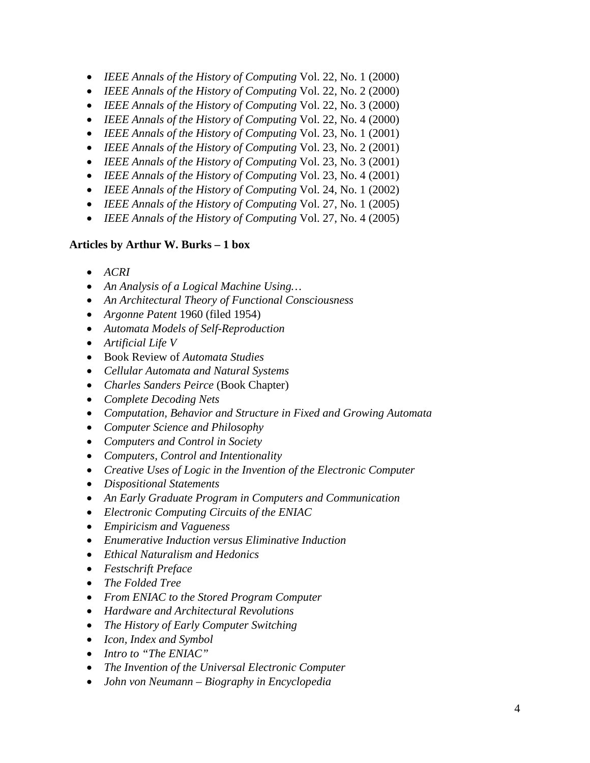- *IEEE Annals of the History of Computing* Vol. 22, No. 1 (2000)
- *IEEE Annals of the History of Computing* Vol. 22, No. 2 (2000)
- *IEEE Annals of the History of Computing* Vol. 22, No. 3 (2000)
- *IEEE Annals of the History of Computing* Vol. 22, No. 4 (2000)
- *IEEE Annals of the History of Computing* Vol. 23, No. 1 (2001)
- *IEEE Annals of the History of Computing* Vol. 23, No. 2 (2001)
- *IEEE Annals of the History of Computing* Vol. 23, No. 3 (2001)
- *IEEE Annals of the History of Computing* Vol. 23, No. 4 (2001)
- *IEEE Annals of the History of Computing* Vol. 24, No. 1 (2002)
- *IEEE Annals of the History of Computing* Vol. 27, No. 1 (2005)
- *IEEE Annals of the History of Computing* Vol. 27, No. 4 (2005)

**Articles by Arthur W. Burks – 1 box**

- *ACRI*
- *An Analysis of a Logical Machine Using…*
- *An Architectural Theory of Functional Consciousness*
- *Argonne Patent* 1960 (filed 1954)
- *Automata Models of Self-Reproduction*
- *Artificial Life V*
- Book Review of *Automata Studies*
- *Cellular Automata and Natural Systems*
- *Charles Sanders Peirce* (Book Chapter)
- *Complete Decoding Nets*
- *Computation, Behavior and Structure in Fixed and Growing Automata*
- *Computer Science and Philosophy*
- *Computers and Control in Society*
- *Computers, Control and Intentionality*
- *Creative Uses of Logic in the Invention of the Electronic Computer*
- *Dispositional Statements*
- *An Early Graduate Program in Computers and Communication*
- *Electronic Computing Circuits of the ENIAC*
- *Empiricism and Vagueness*
- *Enumerative Induction versus Eliminative Induction*
- *Ethical Naturalism and Hedonics*
- *Festschrift Preface*
- *The Folded Tree*
- *From ENIAC to the Stored Program Computer*
- *Hardware and Architectural Revolutions*
- *The History of Early Computer Switching*
- *Icon, Index and Symbol*
- *Intro to "The ENIAC"*
- *The Invention of the Universal Electronic Computer*
- *John von Neumann – Biography in Encyclopedia*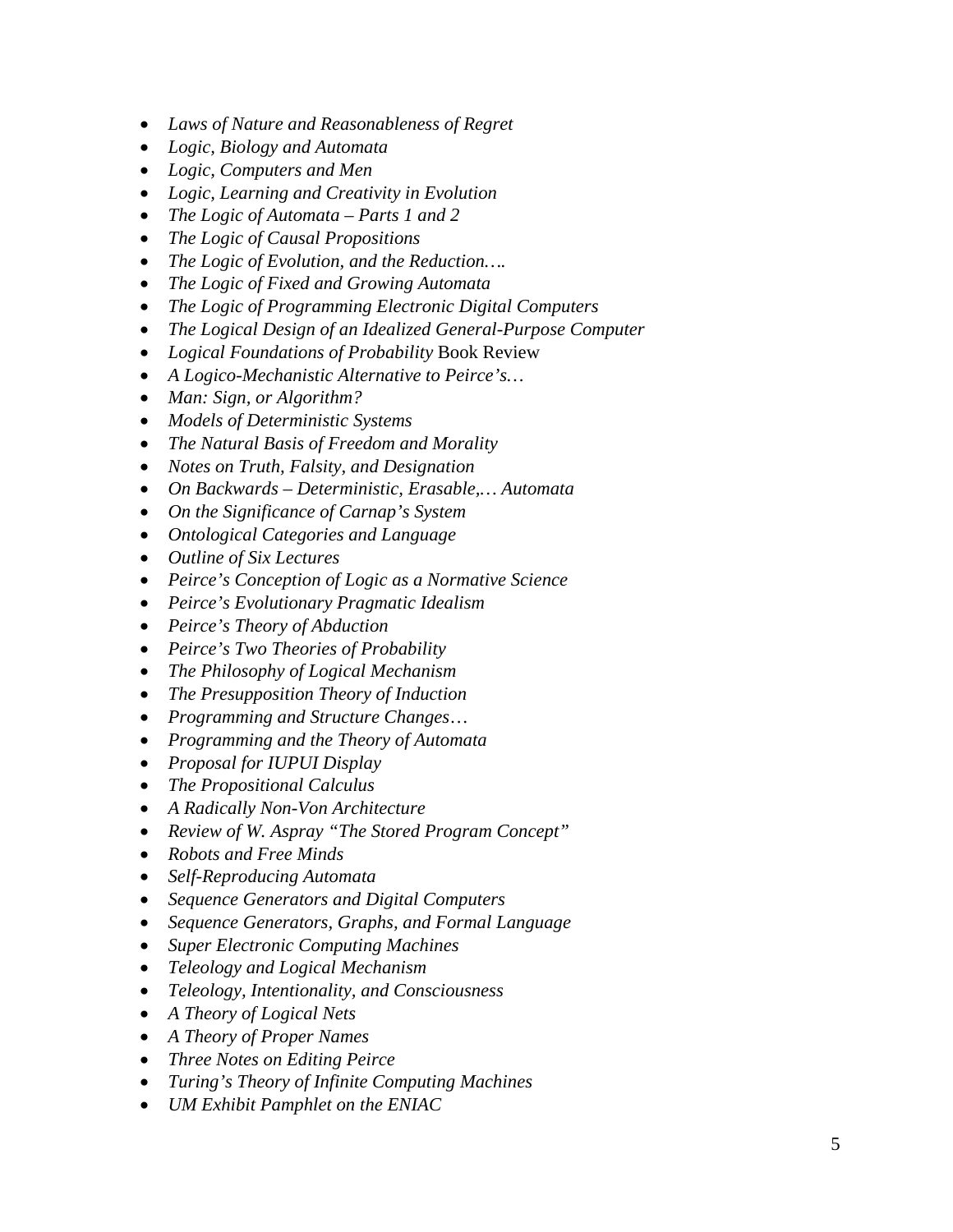- *Laws of Nature and Reasonableness of Regret*
- *Logic, Biology and Automata*
- *Logic, Computers and Men*
- *Logic, Learning and Creativity in Evolution*
- *The Logic of Automata – Parts 1 and 2*
- *The Logic of Causal Propositions*
- *The Logic of Evolution, and the Reduction….*
- *The Logic of Fixed and Growing Automata*
- *The Logic of Programming Electronic Digital Computers*
- *The Logical Design of an Idealized General-Purpose Computer*
- *Logical Foundations of Probability* Book Review
- *A Logico-Mechanistic Alternative to Peirce's…*
- *Man: Sign, or Algorithm?*
- *Models of Deterministic Systems*
- *The Natural Basis of Freedom and Morality*
- *Notes on Truth, Falsity, and Designation*
- *On Backwards – Deterministic, Erasable,… Automata*
- *On the Significance of Carnap's System*
- *Ontological Categories and Language*
- *Outline of Six Lectures*
- *Peirce's Conception of Logic as a Normative Science*
- *Peirce's Evolutionary Pragmatic Idealism*
- *Peirce's Theory of Abduction*
- *Peirce's Two Theories of Probability*
- *The Philosophy of Logical Mechanism*
- *The Presupposition Theory of Induction*
- *Programming and Structure Changes…*
- *Programming and the Theory of Automata*
- *Proposal for IUPUI Display*
- *The Propositional Calculus*
- *A Radically Non-Von Architecture*
- *Review of W. Aspray "The Stored Program Concept"*
- *Robots and Free Minds*
- *Self-Reproducing Automata*
- *Sequence Generators and Digital Computers*
- *Sequence Generators, Graphs, and Formal Language*
- *Super Electronic Computing Machines*
- *Teleology and Logical Mechanism*
- *Teleology, Intentionality, and Consciousness*
- *A Theory of Logical Nets*
- *A Theory of Proper Names*
- *Three Notes on Editing Peirce*
- *Turing's Theory of Infinite Computing Machines*
- *UM Exhibit Pamphlet on the ENIAC*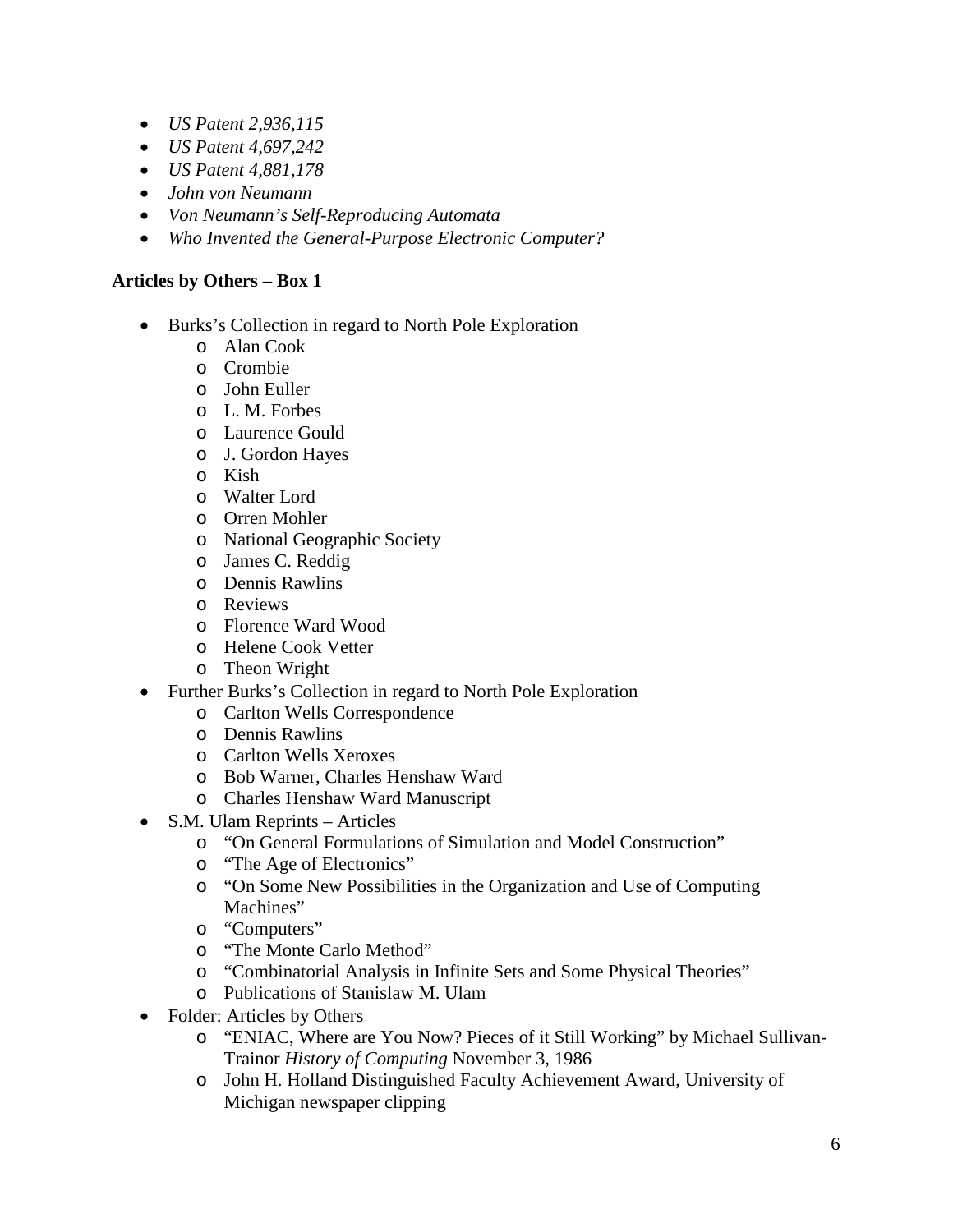- *US Patent 2,936,115*
- *US Patent 4,697,242*
- *US Patent 4,881,178*
- *John von Neumann*
- *Von Neumann's Self-Reproducing Automata*
- *Who Invented the General-Purpose Electronic Computer?*

**Articles by Others – Box 1**

- Burks's Collection in regard to North Pole Exploration
    - Alan Cook
    - Crombie
    - John Euller
    - L. M. Forbes
    - Laurence Gould
    - J. Gordon Hayes
    - Kish
    - Walter Lord
    - Orren Mohler
    - National Geographic Society
    - James C. Reddig
    - Dennis Rawlins
    - Reviews
    - Florence Ward Wood
    - Helene Cook Vetter
    - Theon Wright
- Further Burks's Collection in regard to North Pole Exploration
    - Carlton Wells Correspondence
    - Dennis Rawlins
    - Carlton Wells Xeroxes
    - Bob Warner, Charles Henshaw Ward
    - Charles Henshaw Ward Manuscript
- S.M. Ulam Reprints – Articles
    - "On General Formulations of Simulation and Model Construction"
    - "The Age of Electronics"
    - "On Some New Possibilities in the Organization and Use of Computing Machines"
    - "Computers"
    - "The Monte Carlo Method"
    - "Combinatorial Analysis in Infinite Sets and Some Physical Theories"
    - Publications of Stanislaw M. Ulam
- Folder: Articles by Others
    - "ENIAC, Where are You Now? Pieces of it Still Working" by Michael Sullivan-Trainor *History of Computing* November 3, 1986
    - John H. Holland Distinguished Faculty Achievement Award, University of Michigan newspaper clipping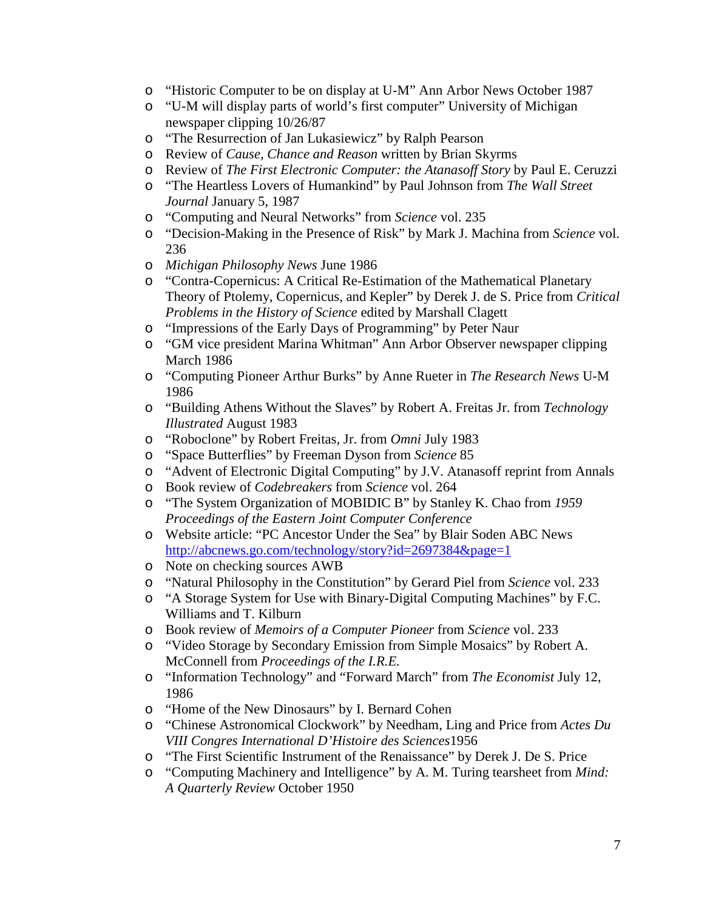- "Historic Computer to be on display at U-M" Ann Arbor News October 1987
- "U-M will display parts of world's first computer" University of Michigan newspaper clipping 10/26/87
- "The Resurrection of Jan Lukasiewicz" by Ralph Pearson
- Review of *Cause, Chance and Reason* written by Brian Skyrms
- Review of *The First Electronic Computer: the Atanasoff Story* by Paul E. Ceruzzi
- "The Heartless Lovers of Humankind" by Paul Johnson from *The Wall Street Journal* January 5, 1987
- "Computing and Neural Networks" from *Science* vol. 235
- "Decision-Making in the Presence of Risk" by Mark J. Machina from *Science* vol. 236
- *Michigan Philosophy News* June 1986
- "Contra-Copernicus: A Critical Re-Estimation of the Mathematical Planetary Theory of Ptolemy, Copernicus, and Kepler" by Derek J. de S. Price from *Critical Problems in the History of Science* edited by Marshall Clagett
- "Impressions of the Early Days of Programming" by Peter Naur
- "GM vice president Marina Whitman" Ann Arbor Observer newspaper clipping March 1986
- "Computing Pioneer Arthur Burks" by Anne Rueter in *The Research News* U-M 1986
- "Building Athens Without the Slaves" by Robert A. Freitas Jr. from *Technology Illustrated* August 1983
- "Roboclone" by Robert Freitas, Jr. from *Omni* July 1983
- "Space Butterflies" by Freeman Dyson from *Science* 85
- "Advent of Electronic Digital Computing" by J.V. Atanasoff reprint from Annals
- Book review of *Codebreakers* from *Science* vol. 264
- "The System Organization of MOBIDIC B" by Stanley K. Chao from *1959 Proceedings of the Eastern Joint Computer Conference*
- Website article: "PC Ancestor Under the Sea" by Blair Soden ABC News http://abcnews.go.com/technology/story?id=2697384&page=1
- Note on checking sources AWB
- "Natural Philosophy in the Constitution" by Gerard Piel from *Science* vol. 233
- "A Storage System for Use with Binary-Digital Computing Machines" by F.C. Williams and T. Kilburn
- Book review of *Memoirs of a Computer Pioneer* from *Science* vol. 233
- "Video Storage by Secondary Emission from Simple Mosaics" by Robert A. McConnell from *Proceedings of the I.R.E.*
- "Information Technology" and "Forward March" from *The Economist* July 12, 1986
- "Home of the New Dinosaurs" by I. Bernard Cohen
- "Chinese Astronomical Clockwork" by Needham, Ling and Price from *Actes Du VIII Congres International D'Histoire des Sciences*1956
- "The First Scientific Instrument of the Renaissance" by Derek J. De S. Price
- "Computing Machinery and Intelligence" by A. M. Turing tearsheet from *Mind: A Quarterly Review* October 1950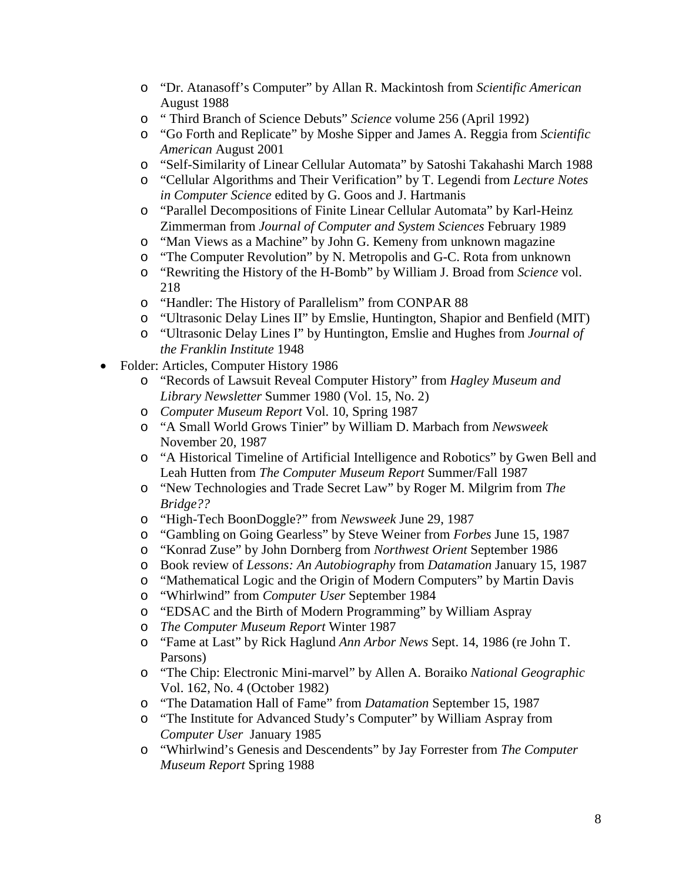- "Dr. Atanasoff's Computer" by Allan R. Mackintosh from *Scientific American* August 1988
  - " Third Branch of Science Debuts" *Science* volume 256 (April 1992)
  - "Go Forth and Replicate" by Moshe Sipper and James A. Reggia from *Scientific American* August 2001
  - "Self-Similarity of Linear Cellular Automata" by Satoshi Takahashi March 1988
  - "Cellular Algorithms and Their Verification" by T. Legendi from *Lecture Notes in Computer Science* edited by G. Goos and J. Hartmanis
  - "Parallel Decompositions of Finite Linear Cellular Automata" by Karl-Heinz Zimmerman from *Journal of Computer and System Sciences* February 1989
  - "Man Views as a Machine" by John G. Kemeny from unknown magazine
  - "The Computer Revolution" by N. Metropolis and G-C. Rota from unknown
  - "Rewriting the History of the H-Bomb" by William J. Broad from *Science* vol. 218
  - "Handler: The History of Parallelism" from CONPAR 88
  - "Ultrasonic Delay Lines II" by Emslie, Huntington, Shapior and Benfield (MIT)
  - "Ultrasonic Delay Lines I" by Huntington, Emslie and Hughes from *Journal of the Franklin Institute* 1948
- Folder: Articles, Computer History 1986
  - "Records of Lawsuit Reveal Computer History" from *Hagley Museum and Library Newsletter* Summer 1980 (Vol. 15, No. 2)
  - *Computer Museum Report* Vol. 10, Spring 1987
  - "A Small World Grows Tinier" by William D. Marbach from *Newsweek* November 20, 1987
  - "A Historical Timeline of Artificial Intelligence and Robotics" by Gwen Bell and Leah Hutten from *The Computer Museum Report* Summer/Fall 1987
  - "New Technologies and Trade Secret Law" by Roger M. Milgrim from *The Bridge??*
  - "High-Tech BoonDoggle?" from *Newsweek* June 29, 1987
  - "Gambling on Going Gearless" by Steve Weiner from *Forbes* June 15, 1987
  - "Konrad Zuse" by John Dornberg from *Northwest Orient* September 1986
  - Book review of *Lessons: An Autobiography* from *Datamation* January 15, 1987
  - "Mathematical Logic and the Origin of Modern Computers" by Martin Davis
  - "Whirlwind" from *Computer User* September 1984
  - "EDSAC and the Birth of Modern Programming" by William Aspray
  - *The Computer Museum Report* Winter 1987
  - "Fame at Last" by Rick Haglund *Ann Arbor News* Sept. 14, 1986 (re John T. Parsons)
  - "The Chip: Electronic Mini-marvel" by Allen A. Boraiko *National Geographic* Vol. 162, No. 4 (October 1982)
  - "The Datamation Hall of Fame" from *Datamation* September 15, 1987
  - "The Institute for Advanced Study's Computer" by William Aspray from *Computer User* January 1985
  - "Whirlwind's Genesis and Descendents" by Jay Forrester from *The Computer Museum Report* Spring 1988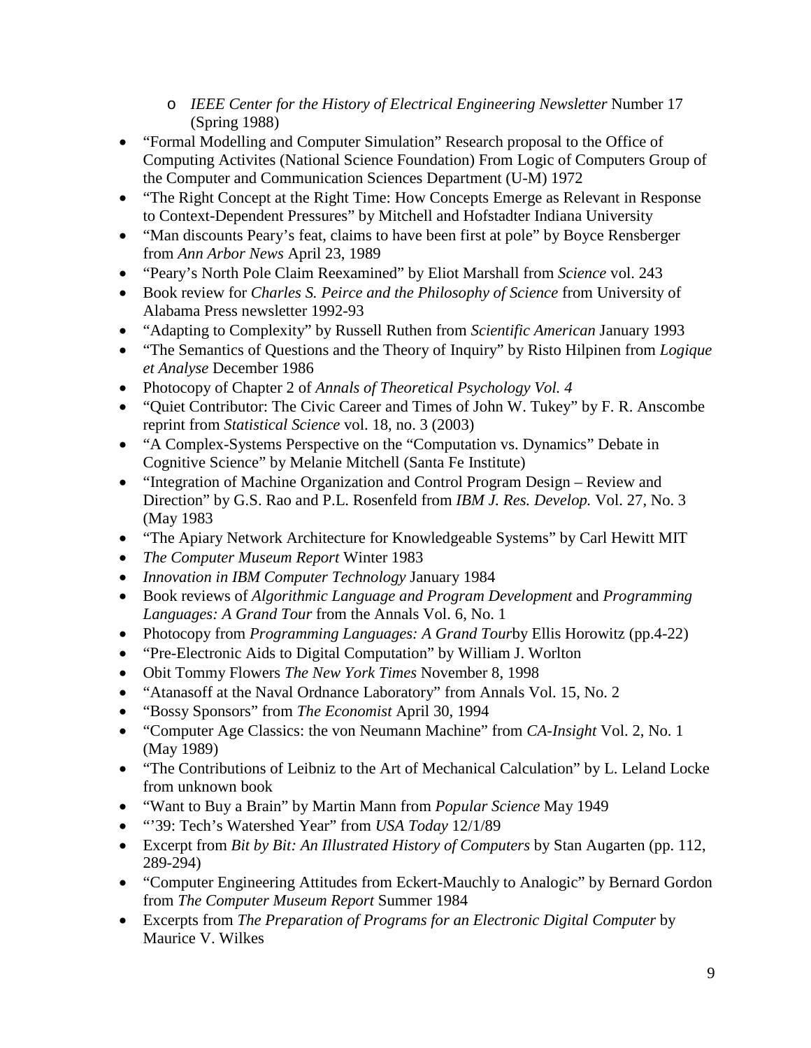- *IEEE Center for the History of Electrical Engineering Newsletter* Number 17 (Spring 1988)
- "Formal Modelling and Computer Simulation" Research proposal to the Office of Computing Activites (National Science Foundation) From Logic of Computers Group of the Computer and Communication Sciences Department (U-M) 1972
- "The Right Concept at the Right Time: How Concepts Emerge as Relevant in Response to Context-Dependent Pressures" by Mitchell and Hofstadter Indiana University
- "Man discounts Peary's feat, claims to have been first at pole" by Boyce Rensberger from *Ann Arbor News* April 23, 1989
- "Peary's North Pole Claim Reexamined" by Eliot Marshall from *Science* vol. 243
- Book review for *Charles S. Peirce and the Philosophy of Science* from University of Alabama Press newsletter 1992-93
- "Adapting to Complexity" by Russell Ruthen from *Scientific American* January 1993
- "The Semantics of Questions and the Theory of Inquiry" by Risto Hilpinen from *Logique et Analyse* December 1986
- Photocopy of Chapter 2 of *Annals of Theoretical Psychology Vol. 4*
- "Quiet Contributor: The Civic Career and Times of John W. Tukey" by F. R. Anscombe reprint from *Statistical Science* vol. 18, no. 3 (2003)
- "A Complex-Systems Perspective on the "Computation vs. Dynamics" Debate in Cognitive Science" by Melanie Mitchell (Santa Fe Institute)
- "Integration of Machine Organization and Control Program Design – Review and Direction" by G.S. Rao and P.L. Rosenfeld from *IBM J. Res. Develop.* Vol. 27, No. 3 (May 1983
- "The Apiary Network Architecture for Knowledgeable Systems" by Carl Hewitt MIT
- *The Computer Museum Report* Winter 1983
- *Innovation in IBM Computer Technology* January 1984
- Book reviews of *Algorithmic Language and Program Development* and *Programming Languages: A Grand Tour* from the Annals Vol. 6, No. 1
- Photocopy from *Programming Languages: A Grand Tour*by Ellis Horowitz (pp.4-22)
- "Pre-Electronic Aids to Digital Computation" by William J. Worlton
- Obit Tommy Flowers *The New York Times* November 8, 1998
- "Atanasoff at the Naval Ordnance Laboratory" from Annals Vol. 15, No. 2
- "Bossy Sponsors" from *The Economist* April 30, 1994
- "Computer Age Classics: the von Neumann Machine" from *CA-Insight* Vol. 2, No. 1 (May 1989)
- "The Contributions of Leibniz to the Art of Mechanical Calculation" by L. Leland Locke from unknown book
- "Want to Buy a Brain" by Martin Mann from *Popular Science* May 1949
- "'39: Tech's Watershed Year" from *USA Today* 12/1/89
- Excerpt from *Bit by Bit: An Illustrated History of Computers* by Stan Augarten (pp. 112, 289-294)
- "Computer Engineering Attitudes from Eckert-Mauchly to Analogic" by Bernard Gordon from *The Computer Museum Report* Summer 1984
- Excerpts from *The Preparation of Programs for an Electronic Digital Computer* by Maurice V. Wilkes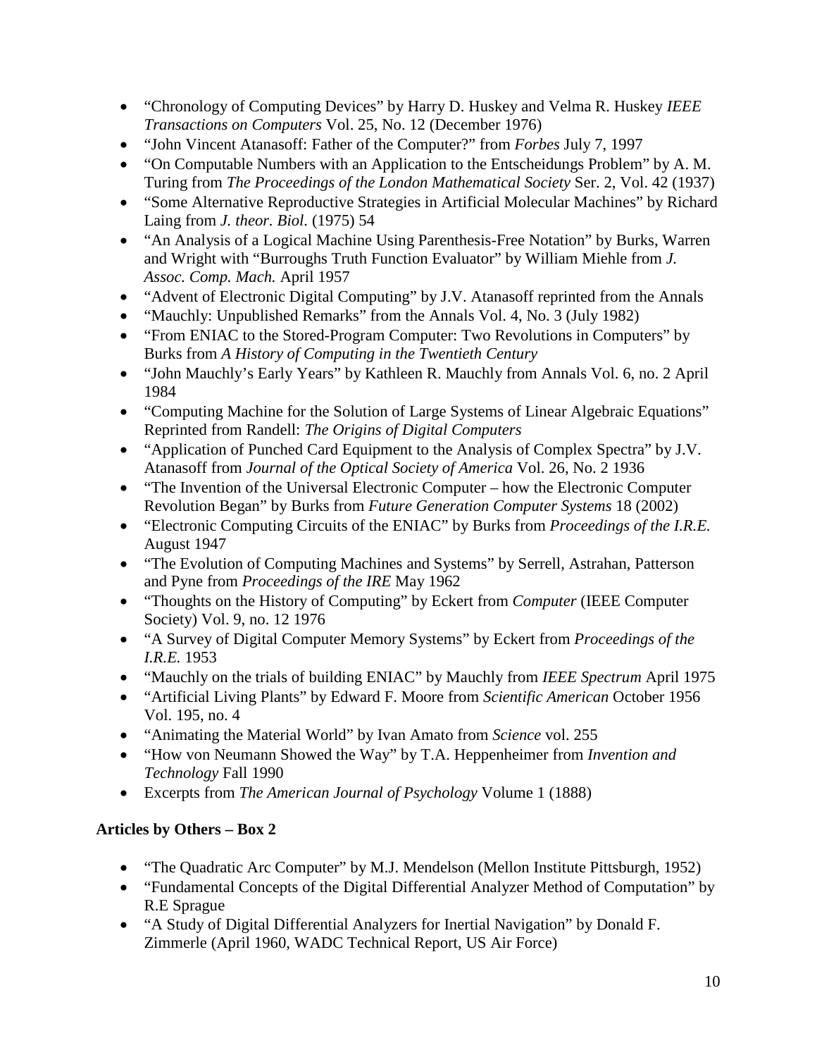- “Chronology of Computing Devices” by Harry D. Huskey and Velma R. Huskey *IEEE Transactions on Computers* Vol. 25, No. 12 (December 1976)
- “John Vincent Atanasoff: Father of the Computer?” from *Forbes* July 7, 1997
- “On Computable Numbers with an Application to the Entscheidungs Problem” by A. M. Turing from *The Proceedings of the London Mathematical Society* Ser. 2, Vol. 42 (1937)
- “Some Alternative Reproductive Strategies in Artificial Molecular Machines” by Richard Laing from *J. theor. Biol*. (1975) 54
- “An Analysis of a Logical Machine Using Parenthesis-Free Notation” by Burks, Warren and Wright with “Burroughs Truth Function Evaluator” by William Miehle from *J. Assoc. Comp. Mach.* April 1957
- “Advent of Electronic Digital Computing” by J.V. Atanasoff reprinted from the Annals
- “Mauchly: Unpublished Remarks” from the Annals Vol. 4, No. 3 (July 1982)
- “From ENIAC to the Stored-Program Computer: Two Revolutions in Computers” by Burks from *A History of Computing in the Twentieth Century*
- “John Mauchly’s Early Years” by Kathleen R. Mauchly from Annals Vol. 6, no. 2 April 1984
- “Computing Machine for the Solution of Large Systems of Linear Algebraic Equations” Reprinted from Randell: *The Origins of Digital Computers*
- “Application of Punched Card Equipment to the Analysis of Complex Spectra” by J.V. Atanasoff from *Journal of the Optical Society of America* Vol. 26, No. 2 1936
- “The Invention of the Universal Electronic Computer – how the Electronic Computer Revolution Began” by Burks from *Future Generation Computer Systems* 18 (2002)
- “Electronic Computing Circuits of the ENIAC” by Burks from *Proceedings of the I.R.E.* August 1947
- “The Evolution of Computing Machines and Systems” by Serrell, Astrahan, Patterson and Pyne from *Proceedings of the IRE* May 1962
- “Thoughts on the History of Computing” by Eckert from *Computer* (IEEE Computer Society) Vol. 9, no. 12 1976
- “A Survey of Digital Computer Memory Systems” by Eckert from *Proceedings of the I.R.E.* 1953
- “Mauchly on the trials of building ENIAC” by Mauchly from *IEEE Spectrum* April 1975
- “Artificial Living Plants” by Edward F. Moore from *Scientific American* October 1956 Vol. 195, no. 4
- “Animating the Material World” by Ivan Amato from *Science* vol. 255
- “How von Neumann Showed the Way” by T.A. Heppenheimer from *Invention and Technology* Fall 1990
- Excerpts from *The American Journal of Psychology* Volume 1 (1888)

**Articles by Others – Box 2**

- “The Quadratic Arc Computer” by M.J. Mendelson (Mellon Institute Pittsburgh, 1952)
- “Fundamental Concepts of the Digital Differential Analyzer Method of Computation” by R.E Sprague
- “A Study of Digital Differential Analyzers for Inertial Navigation” by Donald F. Zimmerle (April 1960, WADC Technical Report, US Air Force)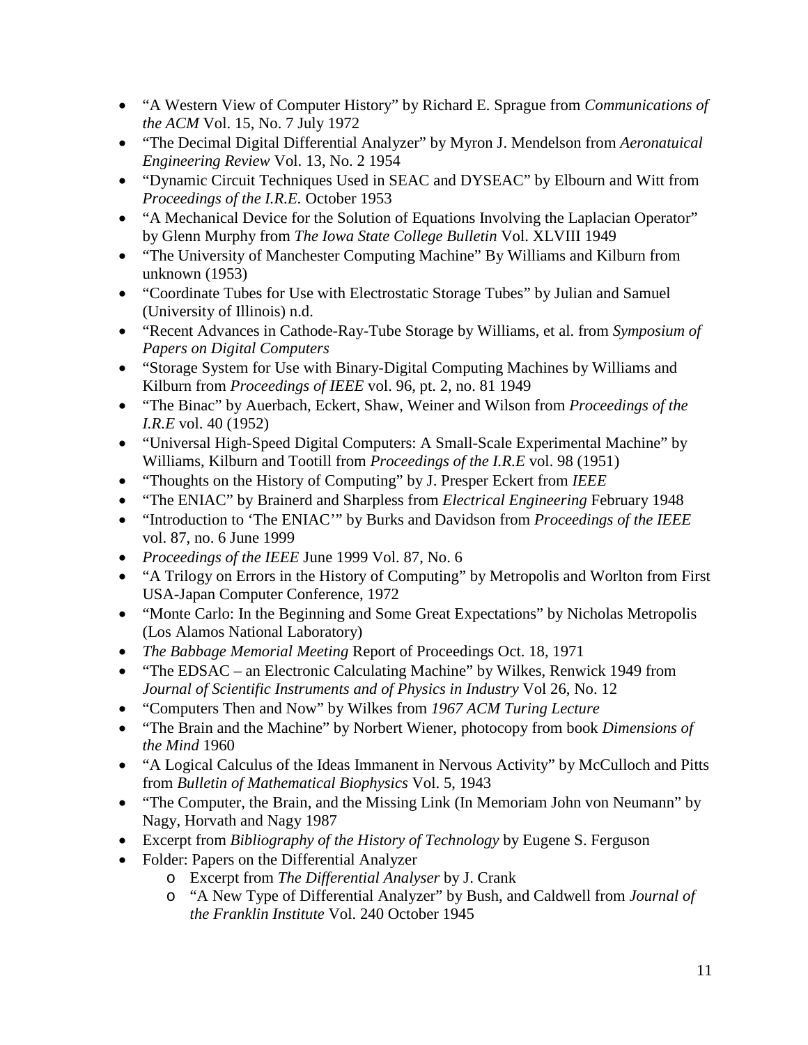- "A Western View of Computer History" by Richard E. Sprague from *Communications of the ACM* Vol. 15, No. 7 July 1972
- "The Decimal Digital Differential Analyzer" by Myron J. Mendelson from *Aeronatuical Engineering Review* Vol. 13, No. 2 1954
- "Dynamic Circuit Techniques Used in SEAC and DYSEAC" by Elbourn and Witt from *Proceedings of the I.R.E.* October 1953
- "A Mechanical Device for the Solution of Equations Involving the Laplacian Operator" by Glenn Murphy from *The Iowa State College Bulletin* Vol. XLVIII 1949
- "The University of Manchester Computing Machine" By Williams and Kilburn from unknown (1953)
- "Coordinate Tubes for Use with Electrostatic Storage Tubes" by Julian and Samuel (University of Illinois) n.d.
- "Recent Advances in Cathode-Ray-Tube Storage by Williams, et al. from *Symposium of Papers on Digital Computers*
- "Storage System for Use with Binary-Digital Computing Machines by Williams and Kilburn from *Proceedings of IEEE* vol. 96, pt. 2, no. 81 1949
- "The Binac" by Auerbach, Eckert, Shaw, Weiner and Wilson from *Proceedings of the I.R.E* vol. 40 (1952)
- "Universal High-Speed Digital Computers: A Small-Scale Experimental Machine" by Williams, Kilburn and Tootill from *Proceedings of the I.R.E* vol. 98 (1951)
- "Thoughts on the History of Computing" by J. Presper Eckert from *IEEE*
- "The ENIAC" by Brainerd and Sharpless from *Electrical Engineering* February 1948
- "Introduction to 'The ENIAC'" by Burks and Davidson from *Proceedings of the IEEE* vol. 87, no. 6 June 1999
- *Proceedings of the IEEE* June 1999 Vol. 87, No. 6
- "A Trilogy on Errors in the History of Computing" by Metropolis and Worlton from First USA-Japan Computer Conference, 1972
- "Monte Carlo: In the Beginning and Some Great Expectations" by Nicholas Metropolis (Los Alamos National Laboratory)
- *The Babbage Memorial Meeting* Report of Proceedings Oct. 18, 1971
- "The EDSAC – an Electronic Calculating Machine" by Wilkes, Renwick 1949 from *Journal of Scientific Instruments and of Physics in Industry* Vol 26, No. 12
- "Computers Then and Now" by Wilkes from *1967 ACM Turing Lecture*
- "The Brain and the Machine" by Norbert Wiener, photocopy from book *Dimensions of the Mind* 1960
- "A Logical Calculus of the Ideas Immanent in Nervous Activity" by McCulloch and Pitts from *Bulletin of Mathematical Biophysics* Vol. 5, 1943
- "The Computer, the Brain, and the Missing Link (In Memoriam John von Neumann" by Nagy, Horvath and Nagy 1987
- Excerpt from *Bibliography of the History of Technology* by Eugene S. Ferguson
- Folder: Papers on the Differential Analyzer
    - Excerpt from *The Differential Analyser* by J. Crank
    - "A New Type of Differential Analyzer" by Bush, and Caldwell from *Journal of the Franklin Institute* Vol. 240 October 1945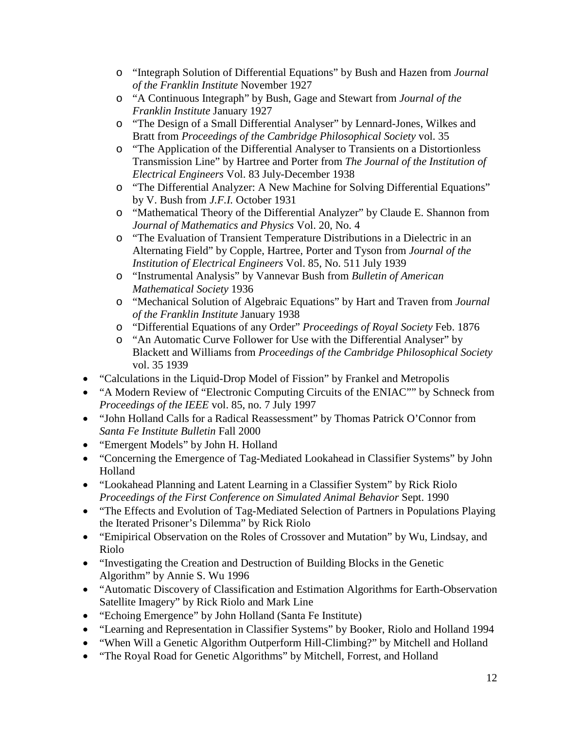- "Integraph Solution of Differential Equations" by Bush and Hazen from *Journal of the Franklin Institute* November 1927
    - "A Continuous Integraph" by Bush, Gage and Stewart from *Journal of the Franklin Institute* January 1927
    - "The Design of a Small Differential Analyser" by Lennard-Jones, Wilkes and Bratt from *Proceedings of the Cambridge Philosophical Society* vol. 35
    - "The Application of the Differential Analyser to Transients on a Distortionless Transmission Line" by Hartree and Porter from *The Journal of the Institution of Electrical Engineers* Vol. 83 July-December 1938
    - "The Differential Analyzer: A New Machine for Solving Differential Equations" by V. Bush from *J.F.I.* October 1931
    - "Mathematical Theory of the Differential Analyzer" by Claude E. Shannon from *Journal of Mathematics and Physics* Vol. 20, No. 4
    - "The Evaluation of Transient Temperature Distributions in a Dielectric in an Alternating Field" by Copple, Hartree, Porter and Tyson from *Journal of the Institution of Electrical Engineers* Vol. 85, No. 511 July 1939
    - "Instrumental Analysis" by Vannevar Bush from *Bulletin of American Mathematical Society* 1936
    - "Mechanical Solution of Algebraic Equations" by Hart and Traven from *Journal of the Franklin Institute* January 1938
    - "Differential Equations of any Order" *Proceedings of Royal Society* Feb. 1876
    - "An Automatic Curve Follower for Use with the Differential Analyser" by Blackett and Williams from *Proceedings of the Cambridge Philosophical Society* vol. 35 1939
- "Calculations in the Liquid-Drop Model of Fission" by Frankel and Metropolis
- "A Modern Review of "Electronic Computing Circuits of the ENIAC"" by Schneck from *Proceedings of the IEEE* vol. 85, no. 7 July 1997
- "John Holland Calls for a Radical Reassessment" by Thomas Patrick O'Connor from *Santa Fe Institute Bulletin* Fall 2000
- "Emergent Models" by John H. Holland
- "Concerning the Emergence of Tag-Mediated Lookahead in Classifier Systems" by John Holland
- "Lookahead Planning and Latent Learning in a Classifier System" by Rick Riolo *Proceedings of the First Conference on Simulated Animal Behavior* Sept. 1990
- "The Effects and Evolution of Tag-Mediated Selection of Partners in Populations Playing the Iterated Prisoner's Dilemma" by Rick Riolo
- "Emipirical Observation on the Roles of Crossover and Mutation" by Wu, Lindsay, and Riolo
- "Investigating the Creation and Destruction of Building Blocks in the Genetic Algorithm" by Annie S. Wu 1996
- "Automatic Discovery of Classification and Estimation Algorithms for Earth-Observation Satellite Imagery" by Rick Riolo and Mark Line
- "Echoing Emergence" by John Holland (Santa Fe Institute)
- "Learning and Representation in Classifier Systems" by Booker, Riolo and Holland 1994
- "When Will a Genetic Algorithm Outperform Hill-Climbing?" by Mitchell and Holland
- "The Royal Road for Genetic Algorithms" by Mitchell, Forrest, and Holland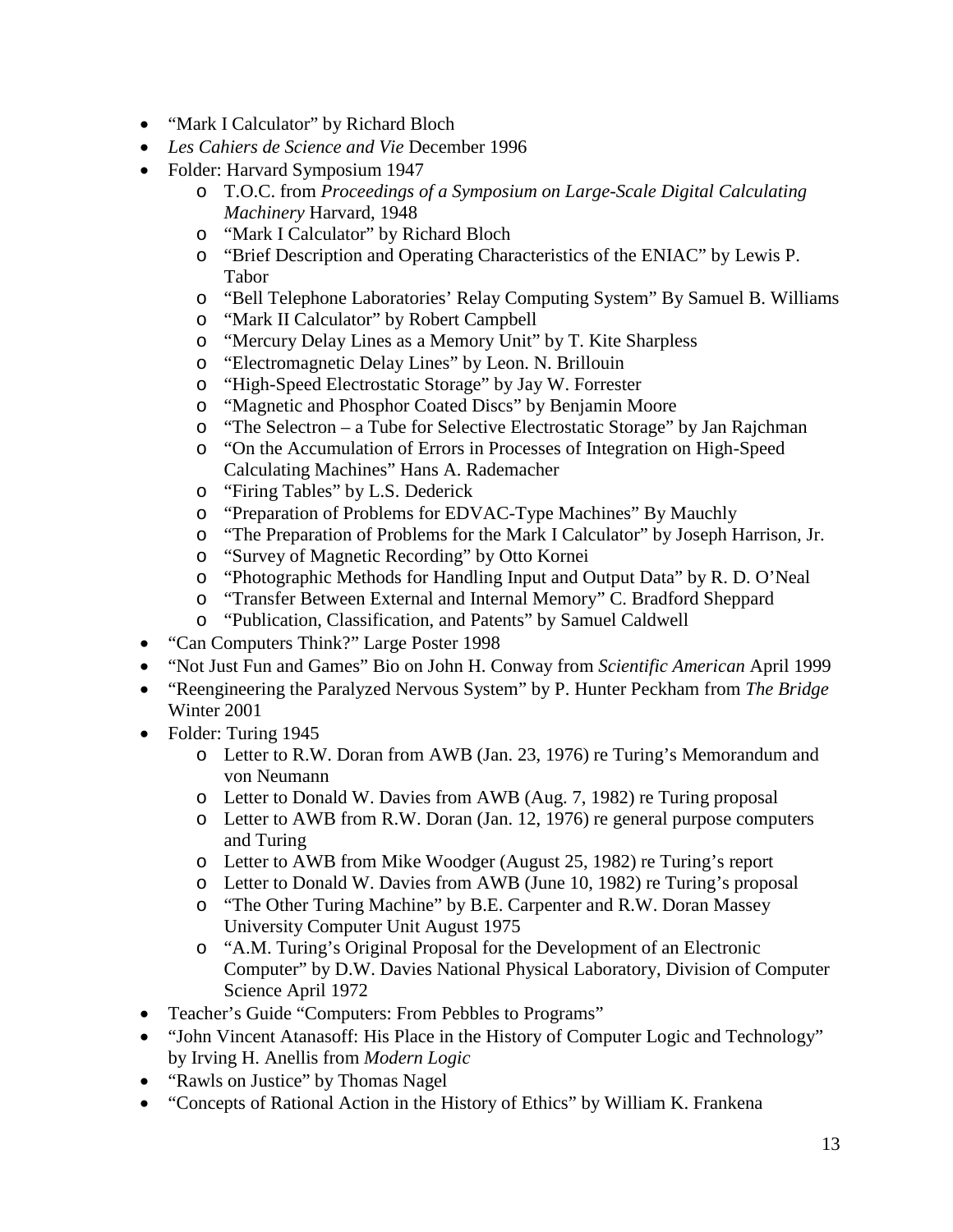- "Mark I Calculator" by Richard Bloch
- *Les Cahiers de Science and Vie* December 1996
- Folder: Harvard Symposium 1947
    - T.O.C. from *Proceedings of a Symposium on Large-Scale Digital Calculating Machinery* Harvard, 1948
    - "Mark I Calculator" by Richard Bloch
    - "Brief Description and Operating Characteristics of the ENIAC" by Lewis P. Tabor
    - "Bell Telephone Laboratories' Relay Computing System" By Samuel B. Williams
    - "Mark II Calculator" by Robert Campbell
    - "Mercury Delay Lines as a Memory Unit" by T. Kite Sharpless
    - "Electromagnetic Delay Lines" by Leon. N. Brillouin
    - "High-Speed Electrostatic Storage" by Jay W. Forrester
    - "Magnetic and Phosphor Coated Discs" by Benjamin Moore
    - "The Selectron – a Tube for Selective Electrostatic Storage" by Jan Rajchman
    - "On the Accumulation of Errors in Processes of Integration on High-Speed Calculating Machines" Hans A. Rademacher
    - "Firing Tables" by L.S. Dederick
    - "Preparation of Problems for EDVAC-Type Machines" By Mauchly
    - "The Preparation of Problems for the Mark I Calculator" by Joseph Harrison, Jr.
    - "Survey of Magnetic Recording" by Otto Kornei
    - "Photographic Methods for Handling Input and Output Data" by R. D. O'Neal
    - "Transfer Between External and Internal Memory" C. Bradford Sheppard
    - "Publication, Classification, and Patents" by Samuel Caldwell
- "Can Computers Think?" Large Poster 1998
- "Not Just Fun and Games" Bio on John H. Conway from *Scientific American* April 1999
- "Reengineering the Paralyzed Nervous System" by P. Hunter Peckham from *The Bridge* Winter 2001
- Folder: Turing 1945
    - Letter to R.W. Doran from AWB (Jan. 23, 1976) re Turing's Memorandum and von Neumann
    - Letter to Donald W. Davies from AWB (Aug. 7, 1982) re Turing proposal
    - Letter to AWB from R.W. Doran (Jan. 12, 1976) re general purpose computers and Turing
    - Letter to AWB from Mike Woodger (August 25, 1982) re Turing's report
    - Letter to Donald W. Davies from AWB (June 10, 1982) re Turing's proposal
    - "The Other Turing Machine" by B.E. Carpenter and R.W. Doran Massey University Computer Unit August 1975
    - "A.M. Turing's Original Proposal for the Development of an Electronic Computer" by D.W. Davies National Physical Laboratory, Division of Computer Science April 1972
- Teacher's Guide "Computers: From Pebbles to Programs"
- "John Vincent Atanasoff: His Place in the History of Computer Logic and Technology" by Irving H. Anellis from *Modern Logic*
- "Rawls on Justice" by Thomas Nagel
- "Concepts of Rational Action in the History of Ethics" by William K. Frankena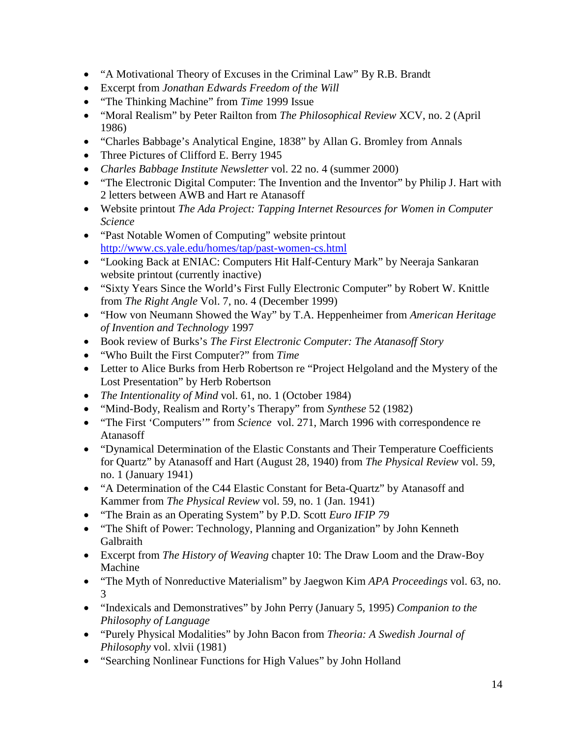- “A Motivational Theory of Excuses in the Criminal Law” By R.B. Brandt
- Excerpt from *Jonathan Edwards Freedom of the Will*
- “The Thinking Machine” from *Time* 1999 Issue
- “Moral Realism” by Peter Railton from *The Philosophical Review* XCV, no. 2 (April 1986)
- “Charles Babbage’s Analytical Engine, 1838” by Allan G. Bromley from Annals
- Three Pictures of Clifford E. Berry 1945
- *Charles Babbage Institute Newsletter* vol. 22 no. 4 (summer 2000)
- “The Electronic Digital Computer: The Invention and the Inventor” by Philip J. Hart with 2 letters between AWB and Hart re Atanasoff
- Website printout *The Ada Project: Tapping Internet Resources for Women in Computer Science*
- “Past Notable Women of Computing” website printout http://www.cs.yale.edu/homes/tap/past-women-cs.html
- “Looking Back at ENIAC: Computers Hit Half-Century Mark” by Neeraja Sankaran website printout (currently inactive)
- “Sixty Years Since the World’s First Fully Electronic Computer” by Robert W. Knittle from *The Right Angle* Vol. 7, no. 4 (December 1999)
- “How von Neumann Showed the Way” by T.A. Heppenheimer from *American Heritage of Invention and Technology* 1997
- Book review of Burks’s *The First Electronic Computer: The Atanasoff Story*
- “Who Built the First Computer?” from *Time*
- Letter to Alice Burks from Herb Robertson re “Project Helgoland and the Mystery of the Lost Presentation” by Herb Robertson
- *The Intentionality of Mind* vol. 61, no. 1 (October 1984)
- “Mind-Body, Realism and Rorty’s Therapy” from *Synthese* 52 (1982)
- “The First ‘Computers’” from *Science* vol. 271, March 1996 with correspondence re Atanasoff
- “Dynamical Determination of the Elastic Constants and Their Temperature Coefficients for Quartz” by Atanasoff and Hart (August 28, 1940) from *The Physical Review* vol. 59, no. 1 (January 1941)
- “A Determination of the C44 Elastic Constant for Beta-Quartz” by Atanasoff and Kammer from *The Physical Review* vol. 59, no. 1 (Jan. 1941)
- “The Brain as an Operating System” by P.D. Scott *Euro IFIP 79*
- “The Shift of Power: Technology, Planning and Organization” by John Kenneth Galbraith
- Excerpt from *The History of Weaving* chapter 10: The Draw Loom and the Draw-Boy Machine
- “The Myth of Nonreductive Materialism” by Jaegwon Kim *APA Proceedings* vol. 63, no. 3
- “Indexicals and Demonstratives” by John Perry (January 5, 1995) *Companion to the Philosophy of Language*
- “Purely Physical Modalities” by John Bacon from *Theoria: A Swedish Journal of Philosophy* vol. xlvii (1981)
- “Searching Nonlinear Functions for High Values” by John Holland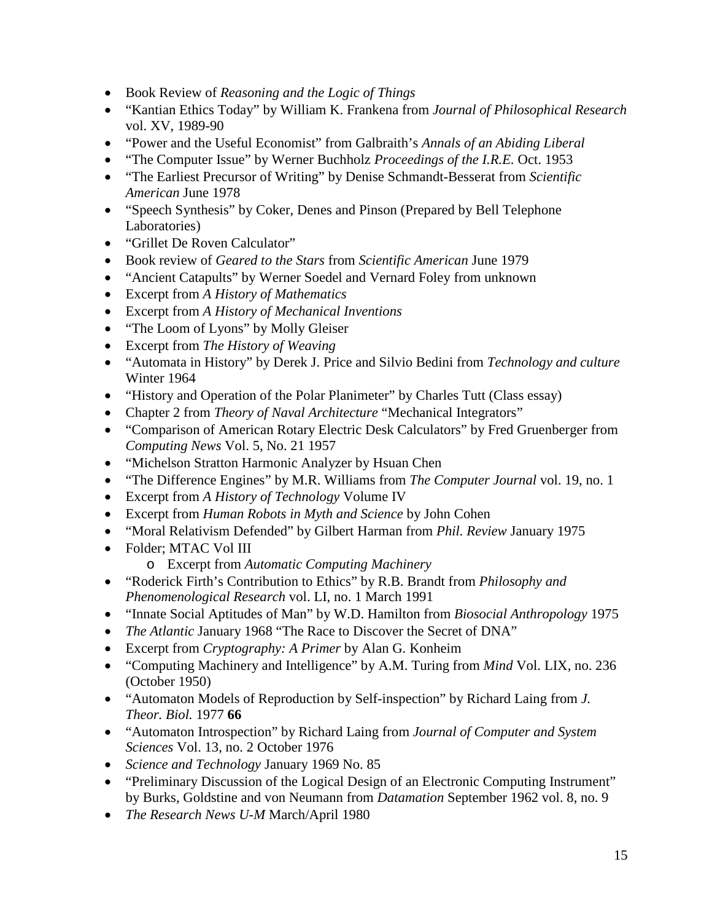- Book Review of *Reasoning and the Logic of Things*
- "Kantian Ethics Today" by William K. Frankena from *Journal of Philosophical Research* vol. XV, 1989-90
- "Power and the Useful Economist" from Galbraith's *Annals of an Abiding Liberal*
- "The Computer Issue" by Werner Buchholz *Proceedings of the I.R.E.* Oct. 1953
- "The Earliest Precursor of Writing" by Denise Schmandt-Besserat from *Scientific American* June 1978
- "Speech Synthesis" by Coker, Denes and Pinson (Prepared by Bell Telephone Laboratories)
- "Grillet De Roven Calculator"
- Book review of *Geared to the Stars* from *Scientific American* June 1979
- "Ancient Catapults" by Werner Soedel and Vernard Foley from unknown
- Excerpt from *A History of Mathematics*
- Excerpt from *A History of Mechanical Inventions*
- "The Loom of Lyons" by Molly Gleiser
- Excerpt from *The History of Weaving*
- "Automata in History" by Derek J. Price and Silvio Bedini from *Technology and culture* Winter 1964
- "History and Operation of the Polar Planimeter" by Charles Tutt (Class essay)
- Chapter 2 from *Theory of Naval Architecture* "Mechanical Integrators"
- "Comparison of American Rotary Electric Desk Calculators" by Fred Gruenberger from *Computing News* Vol. 5, No. 21 1957
- "Michelson Stratton Harmonic Analyzer by Hsuan Chen
- "The Difference Engines" by M.R. Williams from *The Computer Journal* vol. 19, no. 1
- Excerpt from *A History of Technology* Volume IV
- Excerpt from *Human Robots in Myth and Science* by John Cohen
- "Moral Relativism Defended" by Gilbert Harman from *Phil. Review* January 1975
- Folder; MTAC Vol III
    - Excerpt from *Automatic Computing Machinery*
- "Roderick Firth's Contribution to Ethics" by R.B. Brandt from *Philosophy and Phenomenological Research* vol. LI, no. 1 March 1991
- "Innate Social Aptitudes of Man" by W.D. Hamilton from *Biosocial Anthropology* 1975
- *The Atlantic* January 1968 "The Race to Discover the Secret of DNA"
- Excerpt from *Cryptography: A Primer* by Alan G. Konheim
- "Computing Machinery and Intelligence" by A.M. Turing from *Mind* Vol. LIX, no. 236 (October 1950)
- "Automaton Models of Reproduction by Self-inspection" by Richard Laing from *J. Theor. Biol.* 1977 **66**
- "Automaton Introspection" by Richard Laing from *Journal of Computer and System Sciences* Vol. 13, no. 2 October 1976
- *Science and Technology* January 1969 No. 85
- "Preliminary Discussion of the Logical Design of an Electronic Computing Instrument" by Burks, Goldstine and von Neumann from *Datamation* September 1962 vol. 8, no. 9
- *The Research News U-M* March/April 1980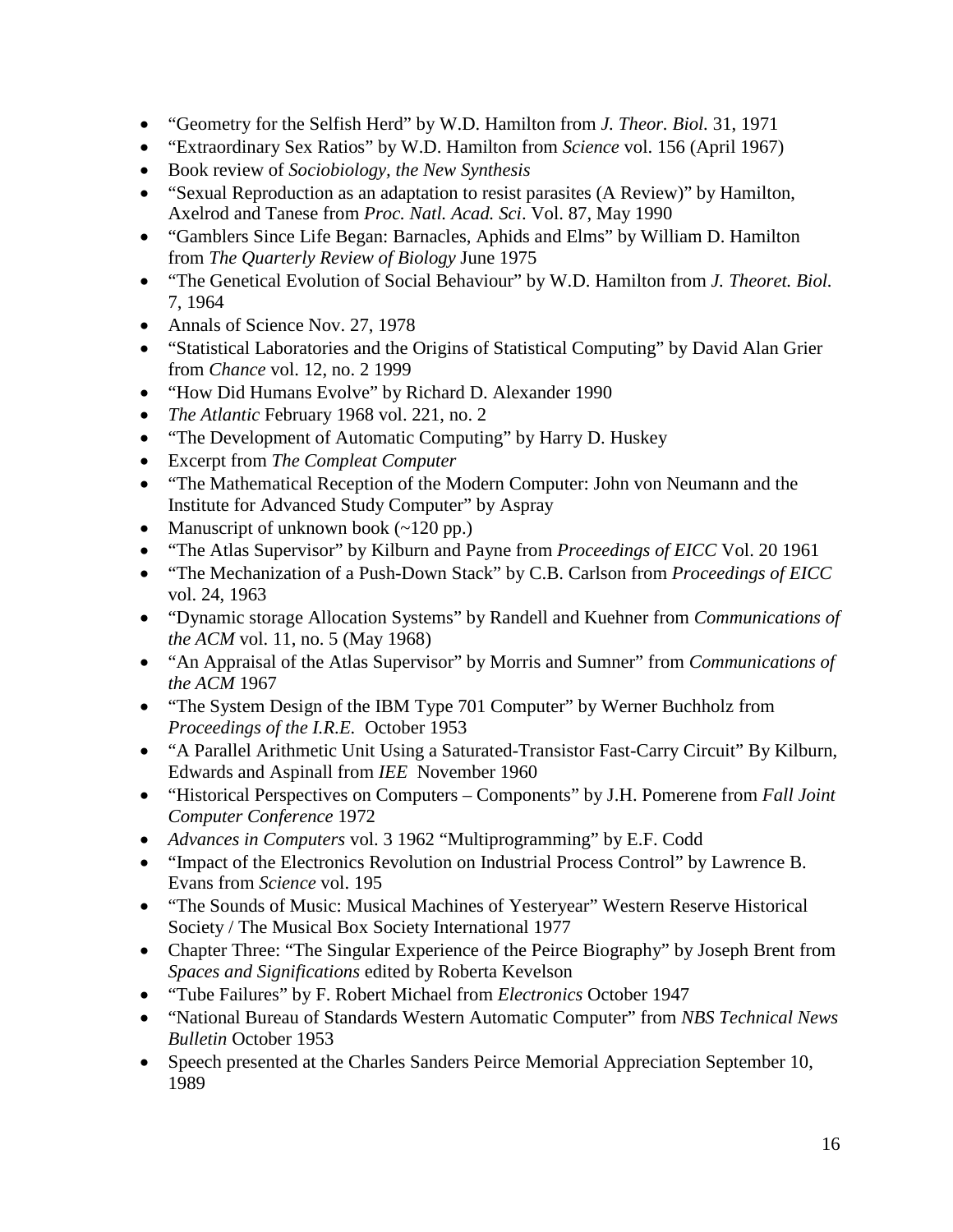- “Geometry for the Selfish Herd” by W.D. Hamilton from *J. Theor. Biol.* 31, 1971
- “Extraordinary Sex Ratios” by W.D. Hamilton from *Science* vol. 156 (April 1967)
- Book review of *Sociobiology, the New Synthesis*
- “Sexual Reproduction as an adaptation to resist parasites (A Review)” by Hamilton, Axelrod and Tanese from *Proc. Natl. Acad. Sci*. Vol. 87, May 1990
- “Gamblers Since Life Began: Barnacles, Aphids and Elms” by William D. Hamilton from *The Quarterly Review of Biology* June 1975
- “The Genetical Evolution of Social Behaviour” by W.D. Hamilton from *J. Theoret. Biol.* 7, 1964
- Annals of Science Nov. 27, 1978
- “Statistical Laboratories and the Origins of Statistical Computing” by David Alan Grier from *Chance* vol. 12, no. 2 1999
- “How Did Humans Evolve” by Richard D. Alexander 1990
- *The Atlantic* February 1968 vol. 221, no. 2
- “The Development of Automatic Computing” by Harry D. Huskey
- Excerpt from *The Compleat Computer*
- “The Mathematical Reception of the Modern Computer: John von Neumann and the Institute for Advanced Study Computer” by Aspray
- Manuscript of unknown book (~120 pp.)
- “The Atlas Supervisor” by Kilburn and Payne from *Proceedings of EICC* Vol. 20 1961
- “The Mechanization of a Push-Down Stack” by C.B. Carlson from *Proceedings of EICC* vol. 24, 1963
- “Dynamic storage Allocation Systems” by Randell and Kuehner from *Communications of the ACM* vol. 11, no. 5 (May 1968)
- “An Appraisal of the Atlas Supervisor” by Morris and Sumner” from *Communications of the ACM* 1967
- “The System Design of the IBM Type 701 Computer” by Werner Buchholz from *Proceedings of the I.R.E.* October 1953
- “A Parallel Arithmetic Unit Using a Saturated-Transistor Fast-Carry Circuit” By Kilburn, Edwards and Aspinall from *IEE* November 1960
- “Historical Perspectives on Computers – Components” by J.H. Pomerene from *Fall Joint Computer Conference* 1972
- *Advances in Computers* vol. 3 1962 “Multiprogramming” by E.F. Codd
- “Impact of the Electronics Revolution on Industrial Process Control” by Lawrence B. Evans from *Science* vol. 195
- “The Sounds of Music: Musical Machines of Yesteryear” Western Reserve Historical Society / The Musical Box Society International 1977
- Chapter Three: “The Singular Experience of the Peirce Biography” by Joseph Brent from *Spaces and Significations* edited by Roberta Kevelson
- “Tube Failures” by F. Robert Michael from *Electronics* October 1947
- “National Bureau of Standards Western Automatic Computer” from *NBS Technical News Bulletin* October 1953
- Speech presented at the Charles Sanders Peirce Memorial Appreciation September 10, 1989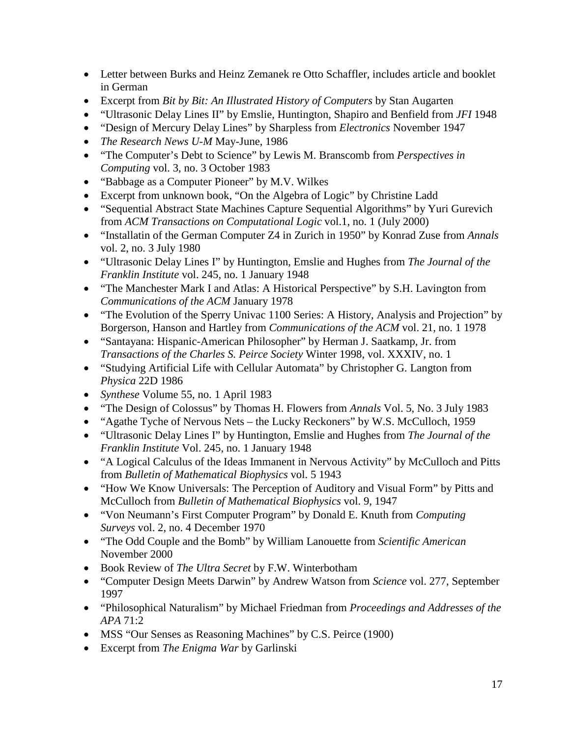- Letter between Burks and Heinz Zemanek re Otto Schaffler, includes article and booklet in German
- Excerpt from *Bit by Bit: An Illustrated History of Computers* by Stan Augarten
- "Ultrasonic Delay Lines II" by Emslie, Huntington, Shapiro and Benfield from *JFI* 1948
- "Design of Mercury Delay Lines" by Sharpless from *Electronics* November 1947
- *The Research News U-M* May-June, 1986
- "The Computer's Debt to Science" by Lewis M. Branscomb from *Perspectives in Computing* vol. 3, no. 3 October 1983
- "Babbage as a Computer Pioneer" by M.V. Wilkes
- Excerpt from unknown book, "On the Algebra of Logic" by Christine Ladd
- "Sequential Abstract State Machines Capture Sequential Algorithms" by Yuri Gurevich from *ACM Transactions on Computational Logic* vol.1, no. 1 (July 2000)
- "Installatin of the German Computer Z4 in Zurich in 1950" by Konrad Zuse from *Annals* vol. 2, no. 3 July 1980
- "Ultrasonic Delay Lines I" by Huntington, Emslie and Hughes from *The Journal of the Franklin Institute* vol. 245, no. 1 January 1948
- "The Manchester Mark I and Atlas: A Historical Perspective" by S.H. Lavington from *Communications of the ACM* January 1978
- "The Evolution of the Sperry Univac 1100 Series: A History, Analysis and Projection" by Borgerson, Hanson and Hartley from *Communications of the ACM* vol. 21, no. 1 1978
- "Santayana: Hispanic-American Philosopher" by Herman J. Saatkamp, Jr. from *Transactions of the Charles S. Peirce Society* Winter 1998, vol. XXXIV, no. 1
- "Studying Artificial Life with Cellular Automata" by Christopher G. Langton from *Physica* 22D 1986
- *Synthese* Volume 55, no. 1 April 1983
- "The Design of Colossus" by Thomas H. Flowers from *Annals* Vol. 5, No. 3 July 1983
- "Agathe Tyche of Nervous Nets – the Lucky Reckoners" by W.S. McCulloch, 1959
- "Ultrasonic Delay Lines I" by Huntington, Emslie and Hughes from *The Journal of the Franklin Institute* Vol. 245, no. 1 January 1948
- "A Logical Calculus of the Ideas Immanent in Nervous Activity" by McCulloch and Pitts from *Bulletin of Mathematical Biophysics* vol. 5 1943
- "How We Know Universals: The Perception of Auditory and Visual Form" by Pitts and McCulloch from *Bulletin of Mathematical Biophysics* vol. 9, 1947
- "Von Neumann's First Computer Program" by Donald E. Knuth from *Computing Surveys* vol. 2, no. 4 December 1970
- "The Odd Couple and the Bomb" by William Lanouette from *Scientific American* November 2000
- Book Review of *The Ultra Secret* by F.W. Winterbotham
- "Computer Design Meets Darwin" by Andrew Watson from *Science* vol. 277, September 1997
- "Philosophical Naturalism" by Michael Friedman from *Proceedings and Addresses of the APA* 71:2
- MSS "Our Senses as Reasoning Machines" by C.S. Peirce (1900)
- Excerpt from *The Enigma War* by Garlinski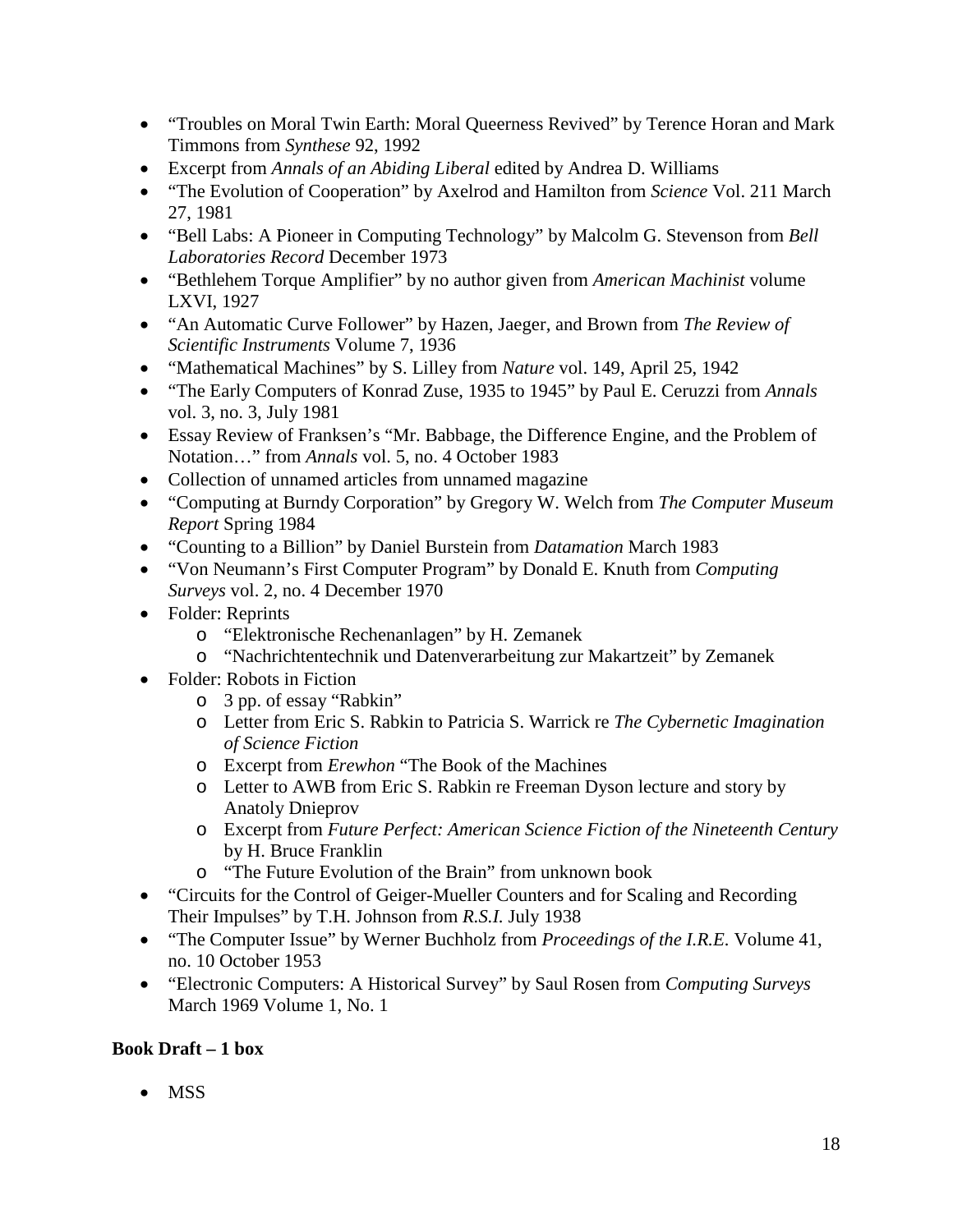- "Troubles on Moral Twin Earth: Moral Queerness Revived" by Terence Horan and Mark Timmons from *Synthese* 92, 1992
- Excerpt from *Annals of an Abiding Liberal* edited by Andrea D. Williams
- "The Evolution of Cooperation" by Axelrod and Hamilton from *Science* Vol. 211 March 27, 1981
- "Bell Labs: A Pioneer in Computing Technology" by Malcolm G. Stevenson from *Bell Laboratories Record* December 1973
- "Bethlehem Torque Amplifier" by no author given from *American Machinist* volume LXVI, 1927
- "An Automatic Curve Follower" by Hazen, Jaeger, and Brown from *The Review of Scientific Instruments* Volume 7, 1936
- "Mathematical Machines" by S. Lilley from *Nature* vol. 149, April 25, 1942
- "The Early Computers of Konrad Zuse, 1935 to 1945" by Paul E. Ceruzzi from *Annals* vol. 3, no. 3, July 1981
- Essay Review of Franksen's "Mr. Babbage, the Difference Engine, and the Problem of Notation…" from *Annals* vol. 5, no. 4 October 1983
- Collection of unnamed articles from unnamed magazine
- "Computing at Burndy Corporation" by Gregory W. Welch from *The Computer Museum Report* Spring 1984
- "Counting to a Billion" by Daniel Burstein from *Datamation* March 1983
- "Von Neumann's First Computer Program" by Donald E. Knuth from *Computing Surveys* vol. 2, no. 4 December 1970
- Folder: Reprints
  - "Elektronische Rechenanlagen" by H. Zemanek
  - "Nachrichtentechnik und Datenverarbeitung zur Makartzeit" by Zemanek
- Folder: Robots in Fiction
  - 3 pp. of essay "Rabkin"
  - Letter from Eric S. Rabkin to Patricia S. Warrick re *The Cybernetic Imagination of Science Fiction*
  - Excerpt from *Erewhon* "The Book of the Machines
  - Letter to AWB from Eric S. Rabkin re Freeman Dyson lecture and story by Anatoly Dnieprov
  - Excerpt from *Future Perfect: American Science Fiction of the Nineteenth Century* by H. Bruce Franklin
  - "The Future Evolution of the Brain" from unknown book
- "Circuits for the Control of Geiger-Mueller Counters and for Scaling and Recording Their Impulses" by T.H. Johnson from *R.S.I.* July 1938
- "The Computer Issue" by Werner Buchholz from *Proceedings of the I.R.E.* Volume 41, no. 10 October 1953
- "Electronic Computers: A Historical Survey" by Saul Rosen from *Computing Surveys* March 1969 Volume 1, No. 1

**Book Draft – 1 box**

- MSS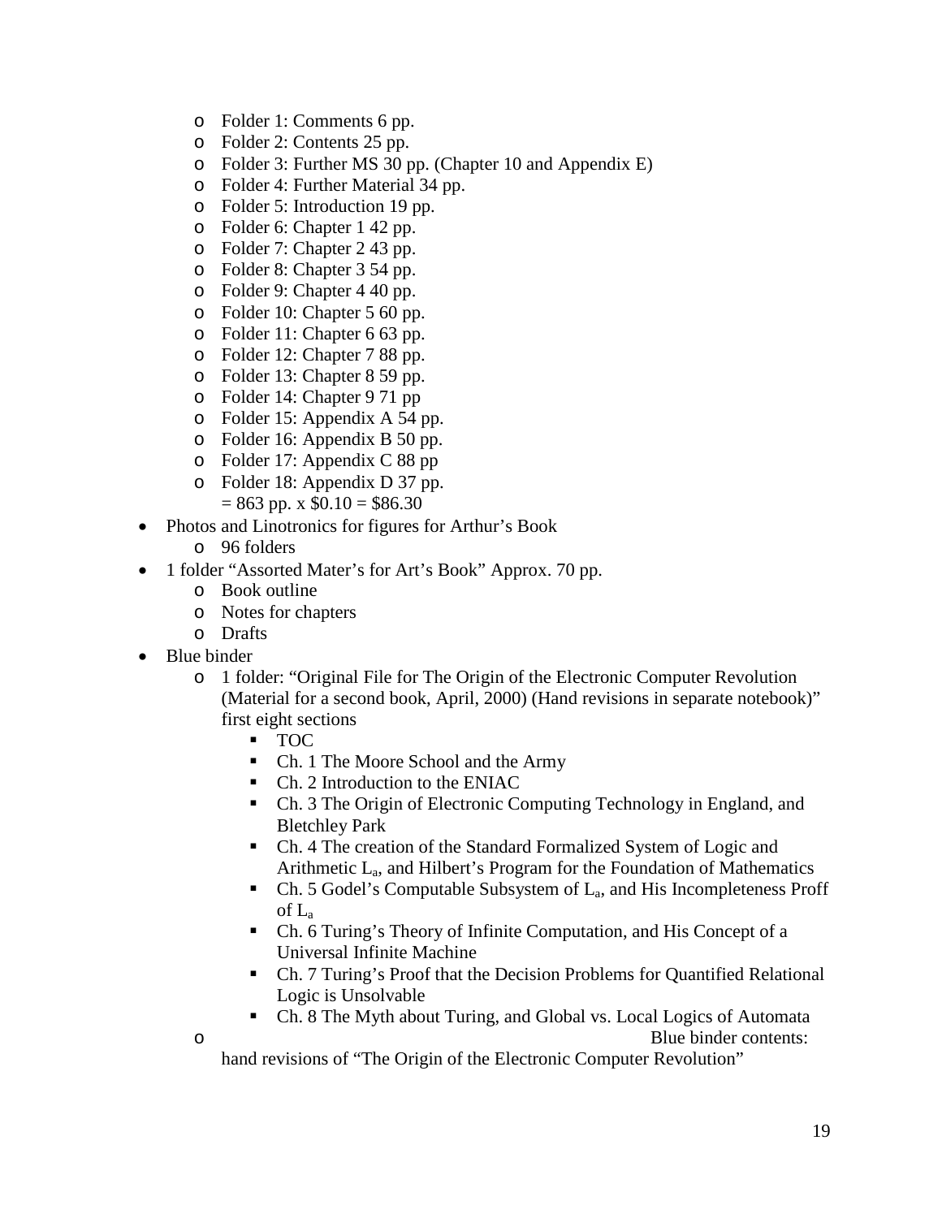- Folder 1: Comments 6 pp.
  - Folder 2: Contents 25 pp.
  - Folder 3: Further MS 30 pp. (Chapter 10 and Appendix E)
  - Folder 4: Further Material 34 pp.
  - Folder 5: Introduction 19 pp.
  - Folder 6: Chapter 1 42 pp.
  - Folder 7: Chapter 2 43 pp.
  - Folder 8: Chapter 3 54 pp.
  - Folder 9: Chapter 4 40 pp.
  - Folder 10: Chapter 5 60 pp.
  - Folder 11: Chapter 6 63 pp.
  - Folder 12: Chapter 7 88 pp.
  - Folder 13: Chapter 8 59 pp.
  - Folder 14: Chapter 9 71 pp
  - Folder 15: Appendix A 54 pp.
  - Folder 16: Appendix B 50 pp.
  - Folder 17: Appendix C 88 pp
  - Folder 18: Appendix D 37 pp.

    = 863 pp. x $0.10 = $86.30
- Photos and Linotronics for figures for Arthur's Book
  - 96 folders
- 1 folder "Assorted Mater's for Art's Book" Approx. 70 pp.
  - Book outline
  - Notes for chapters
  - Drafts
- Blue binder
  - 1 folder: "Original File for The Origin of the Electronic Computer Revolution (Material for a second book, April, 2000) (Hand revisions in separate notebook)" first eight sections
    - TOC
    - Ch. 1 The Moore School and the Army
    - Ch. 2 Introduction to the ENIAC
    - Ch. 3 The Origin of Electronic Computing Technology in England, and Bletchley Park
    - Ch. 4 The creation of the Standard Formalized System of Logic and Arithmetic $L_a$, and Hilbert's Program for the Foundation of Mathematics
    - Ch. 5 Godel's Computable Subsystem of $L_a$, and His Incompleteness Proff of $L_a$
    - Ch. 6 Turing's Theory of Infinite Computation, and His Concept of a Universal Infinite Machine
    - Ch. 7 Turing's Proof that the Decision Problems for Quantified Relational Logic is Unsolvable
    - Ch. 8 The Myth about Turing, and Global vs. Local Logics of Automata
  - Blue binder contents: hand revisions of "The Origin of the Electronic Computer Revolution"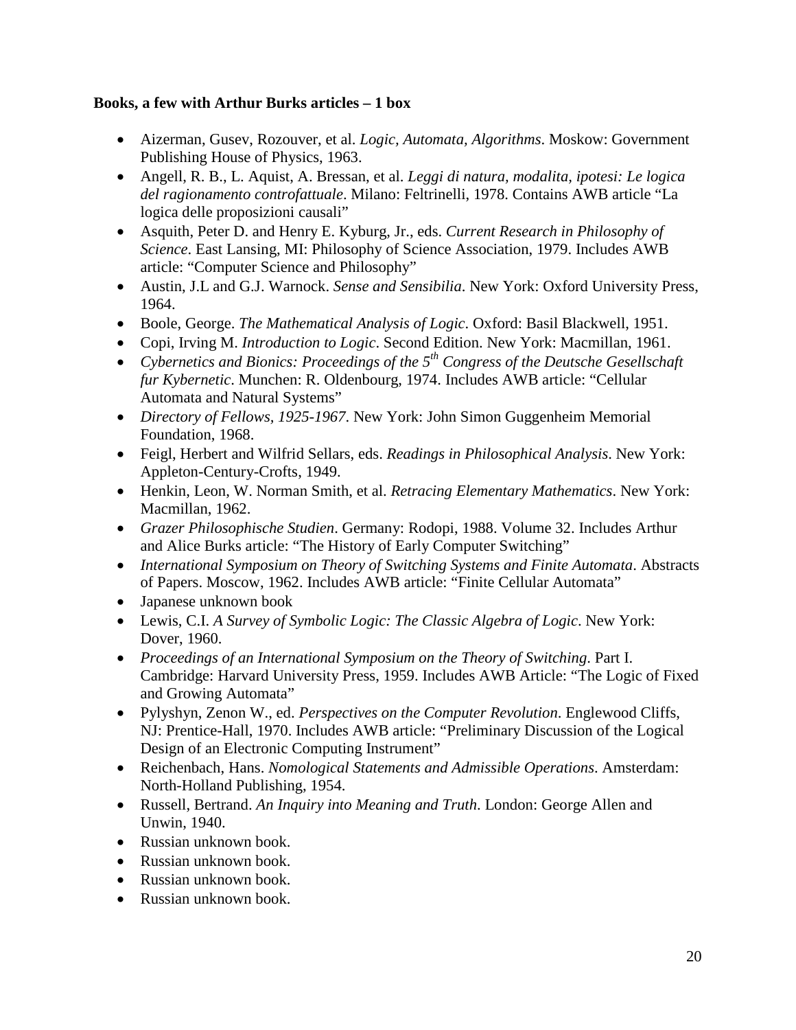**Books, a few with Arthur Burks articles – 1 box**

- Aizerman, Gusev, Rozouver, et al. *Logic, Automata, Algorithms*. Moskow: Government Publishing House of Physics, 1963.
- Angell, R. B., L. Aquist, A. Bressan, et al. *Leggi di natura, modalita, ipotesi: Le logica del ragionamento controfattuale*. Milano: Feltrinelli, 1978. Contains AWB article "La logica delle proposizioni causali"
- Asquith, Peter D. and Henry E. Kyburg, Jr., eds. *Current Research in Philosophy of Science*. East Lansing, MI: Philosophy of Science Association, 1979. Includes AWB article: "Computer Science and Philosophy"
- Austin, J.L and G.J. Warnock. *Sense and Sensibilia*. New York: Oxford University Press, 1964.
- Boole, George. *The Mathematical Analysis of Logic*. Oxford: Basil Blackwell, 1951.
- Copi, Irving M. *Introduction to Logic*. Second Edition. New York: Macmillan, 1961.
- *Cybernetics and Bionics: Proceedings of the 5th Congress of the Deutsche Gesellschaft fur Kybernetic*. Munchen: R. Oldenbourg, 1974. Includes AWB article: "Cellular Automata and Natural Systems"
- *Directory of Fellows, 1925-1967*. New York: John Simon Guggenheim Memorial Foundation, 1968.
- Feigl, Herbert and Wilfrid Sellars, eds. *Readings in Philosophical Analysis*. New York: Appleton-Century-Crofts, 1949.
- Henkin, Leon, W. Norman Smith, et al. *Retracing Elementary Mathematics*. New York: Macmillan, 1962.
- *Grazer Philosophische Studien*. Germany: Rodopi, 1988. Volume 32. Includes Arthur and Alice Burks article: "The History of Early Computer Switching"
- *International Symposium on Theory of Switching Systems and Finite Automata*. Abstracts of Papers. Moscow, 1962. Includes AWB article: "Finite Cellular Automata"
- Japanese unknown book
- Lewis, C.I. *A Survey of Symbolic Logic: The Classic Algebra of Logic*. New York: Dover, 1960.
- *Proceedings of an International Symposium on the Theory of Switching*. Part I. Cambridge: Harvard University Press, 1959. Includes AWB Article: "The Logic of Fixed and Growing Automata"
- Pylyshyn, Zenon W., ed. *Perspectives on the Computer Revolution*. Englewood Cliffs, NJ: Prentice-Hall, 1970. Includes AWB article: "Preliminary Discussion of the Logical Design of an Electronic Computing Instrument"
- Reichenbach, Hans. *Nomological Statements and Admissible Operations*. Amsterdam: North-Holland Publishing, 1954.
- Russell, Bertrand. *An Inquiry into Meaning and Truth*. London: George Allen and Unwin, 1940.
- Russian unknown book.
- Russian unknown book.
- Russian unknown book.
- Russian unknown book.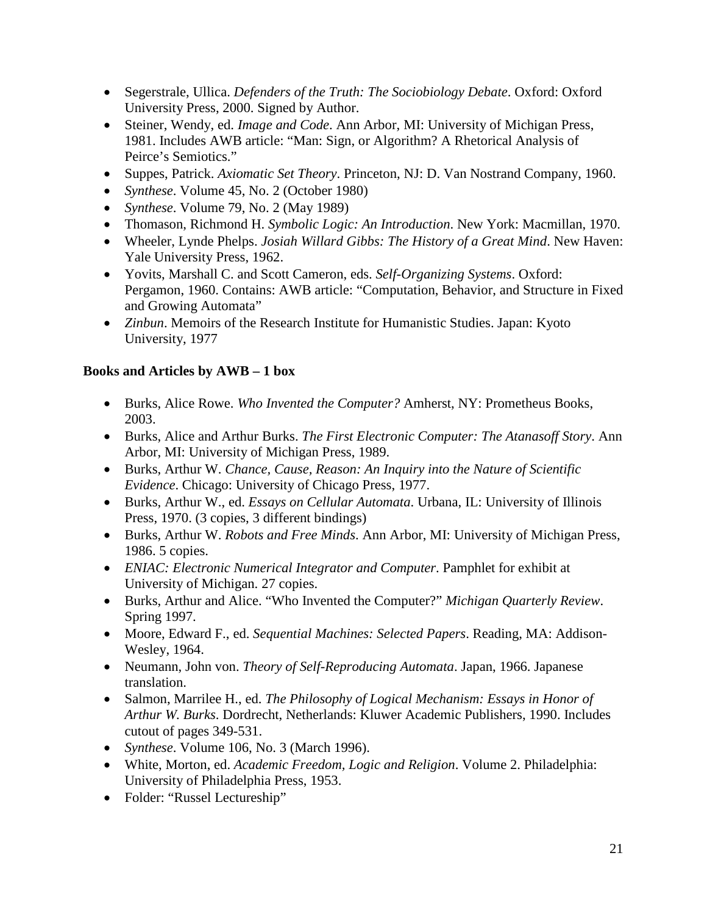- Segerstrale, Ullica. *Defenders of the Truth: The Sociobiology Debate*. Oxford: Oxford University Press, 2000. Signed by Author.
- Steiner, Wendy, ed. *Image and Code*. Ann Arbor, MI: University of Michigan Press, 1981. Includes AWB article: "Man: Sign, or Algorithm? A Rhetorical Analysis of Peirce's Semiotics."
- Suppes, Patrick. *Axiomatic Set Theory*. Princeton, NJ: D. Van Nostrand Company, 1960.
- *Synthese*. Volume 45, No. 2 (October 1980)
- *Synthese*. Volume 79, No. 2 (May 1989)
- Thomason, Richmond H. *Symbolic Logic: An Introduction*. New York: Macmillan, 1970.
- Wheeler, Lynde Phelps. *Josiah Willard Gibbs: The History of a Great Mind*. New Haven: Yale University Press, 1962.
- Yovits, Marshall C. and Scott Cameron, eds. *Self-Organizing Systems*. Oxford: Pergamon, 1960. Contains: AWB article: "Computation, Behavior, and Structure in Fixed and Growing Automata"
- *Zinbun*. Memoirs of the Research Institute for Humanistic Studies. Japan: Kyoto University, 1977

**Books and Articles by AWB – 1 box**

- Burks, Alice Rowe. *Who Invented the Computer?* Amherst, NY: Prometheus Books, 2003.
- Burks, Alice and Arthur Burks. *The First Electronic Computer: The Atanasoff Story*. Ann Arbor, MI: University of Michigan Press, 1989.
- Burks, Arthur W. *Chance, Cause, Reason: An Inquiry into the Nature of Scientific Evidence*. Chicago: University of Chicago Press, 1977.
- Burks, Arthur W., ed. *Essays on Cellular Automata*. Urbana, IL: University of Illinois Press, 1970. (3 copies, 3 different bindings)
- Burks, Arthur W. *Robots and Free Minds*. Ann Arbor, MI: University of Michigan Press, 1986. 5 copies.
- *ENIAC: Electronic Numerical Integrator and Computer*. Pamphlet for exhibit at University of Michigan. 27 copies.
- Burks, Arthur and Alice. "Who Invented the Computer?" *Michigan Quarterly Review*. Spring 1997.
- Moore, Edward F., ed. *Sequential Machines: Selected Papers*. Reading, MA: Addison-Wesley, 1964.
- Neumann, John von. *Theory of Self-Reproducing Automata*. Japan, 1966. Japanese translation.
- Salmon, Marrilee H., ed. *The Philosophy of Logical Mechanism: Essays in Honor of Arthur W. Burks*. Dordrecht, Netherlands: Kluwer Academic Publishers, 1990. Includes cutout of pages 349-531.
- *Synthese*. Volume 106, No. 3 (March 1996).
- White, Morton, ed. *Academic Freedom, Logic and Religion*. Volume 2. Philadelphia: University of Philadelphia Press, 1953.
- Folder: "Russel Lectureship"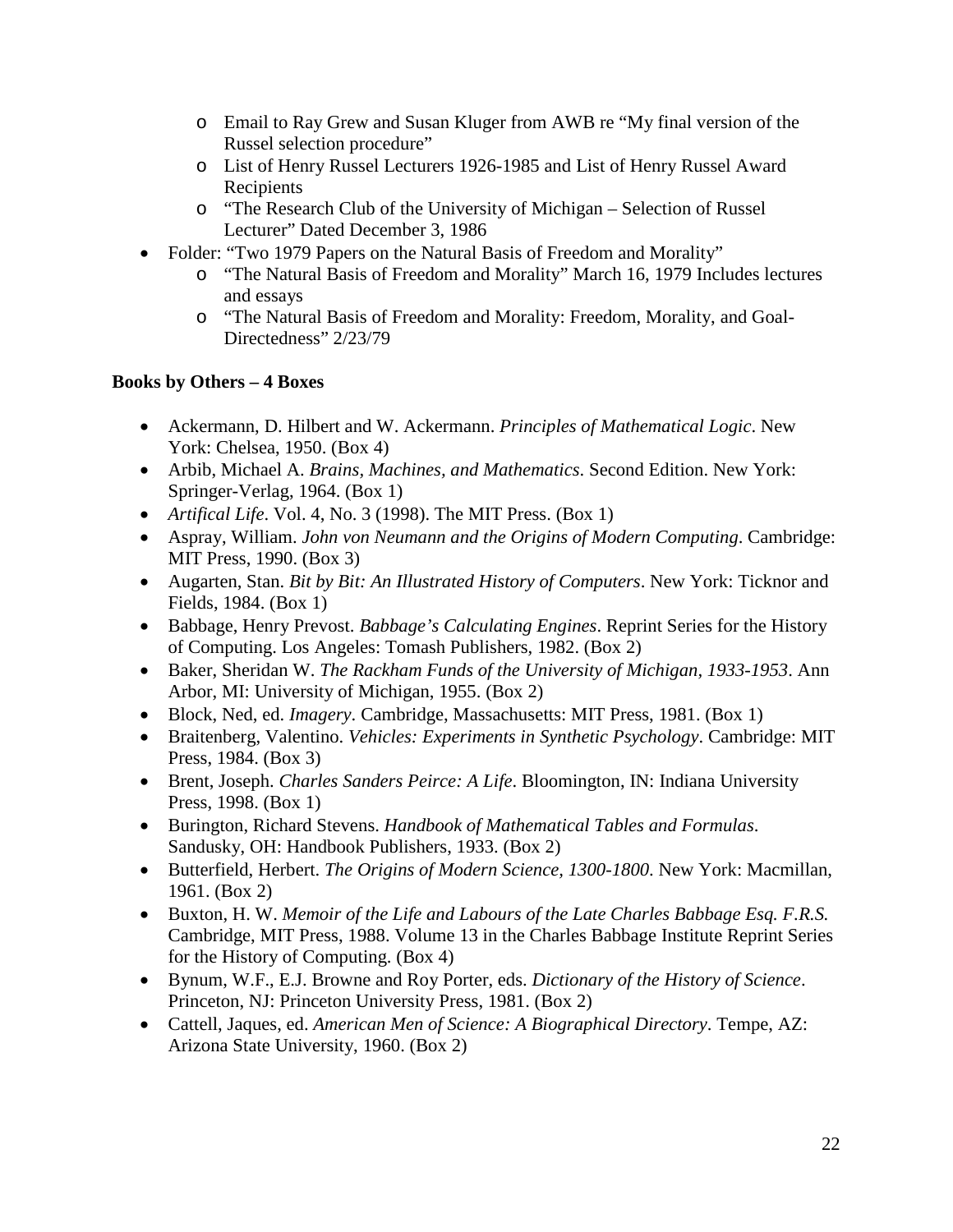- Email to Ray Grew and Susan Kluger from AWB re "My final version of the Russel selection procedure"
    - List of Henry Russel Lecturers 1926-1985 and List of Henry Russel Award Recipients
    - "The Research Club of the University of Michigan – Selection of Russel Lecturer" Dated December 3, 1986
- Folder: "Two 1979 Papers on the Natural Basis of Freedom and Morality"
    - "The Natural Basis of Freedom and Morality" March 16, 1979 Includes lectures and essays
    - "The Natural Basis of Freedom and Morality: Freedom, Morality, and Goal-Directedness" 2/23/79

**Books by Others – 4 Boxes**

- Ackermann, D. Hilbert and W. Ackermann. *Principles of Mathematical Logic*. New York: Chelsea, 1950. (Box 4)
- Arbib, Michael A. *Brains, Machines, and Mathematics*. Second Edition. New York: Springer-Verlag, 1964. (Box 1)
- *Artifical Life*. Vol. 4, No. 3 (1998). The MIT Press. (Box 1)
- Aspray, William. *John von Neumann and the Origins of Modern Computing*. Cambridge: MIT Press, 1990. (Box 3)
- Augarten, Stan. *Bit by Bit: An Illustrated History of Computers*. New York: Ticknor and Fields, 1984. (Box 1)
- Babbage, Henry Prevost. *Babbage's Calculating Engines*. Reprint Series for the History of Computing. Los Angeles: Tomash Publishers, 1982. (Box 2)
- Baker, Sheridan W. *The Rackham Funds of the University of Michigan, 1933-1953*. Ann Arbor, MI: University of Michigan, 1955. (Box 2)
- Block, Ned, ed. *Imagery*. Cambridge, Massachusetts: MIT Press, 1981. (Box 1)
- Braitenberg, Valentino. *Vehicles: Experiments in Synthetic Psychology*. Cambridge: MIT Press, 1984. (Box 3)
- Brent, Joseph. *Charles Sanders Peirce: A Life*. Bloomington, IN: Indiana University Press, 1998. (Box 1)
- Burington, Richard Stevens. *Handbook of Mathematical Tables and Formulas*. Sandusky, OH: Handbook Publishers, 1933. (Box 2)
- Butterfield, Herbert. *The Origins of Modern Science, 1300-1800*. New York: Macmillan, 1961. (Box 2)
- Buxton, H. W. *Memoir of the Life and Labours of the Late Charles Babbage Esq. F.R.S.* Cambridge, MIT Press, 1988. Volume 13 in the Charles Babbage Institute Reprint Series for the History of Computing. (Box 4)
- Bynum, W.F., E.J. Browne and Roy Porter, eds. *Dictionary of the History of Science*. Princeton, NJ: Princeton University Press, 1981. (Box 2)
- Cattell, Jaques, ed. *American Men of Science: A Biographical Directory*. Tempe, AZ: Arizona State University, 1960. (Box 2)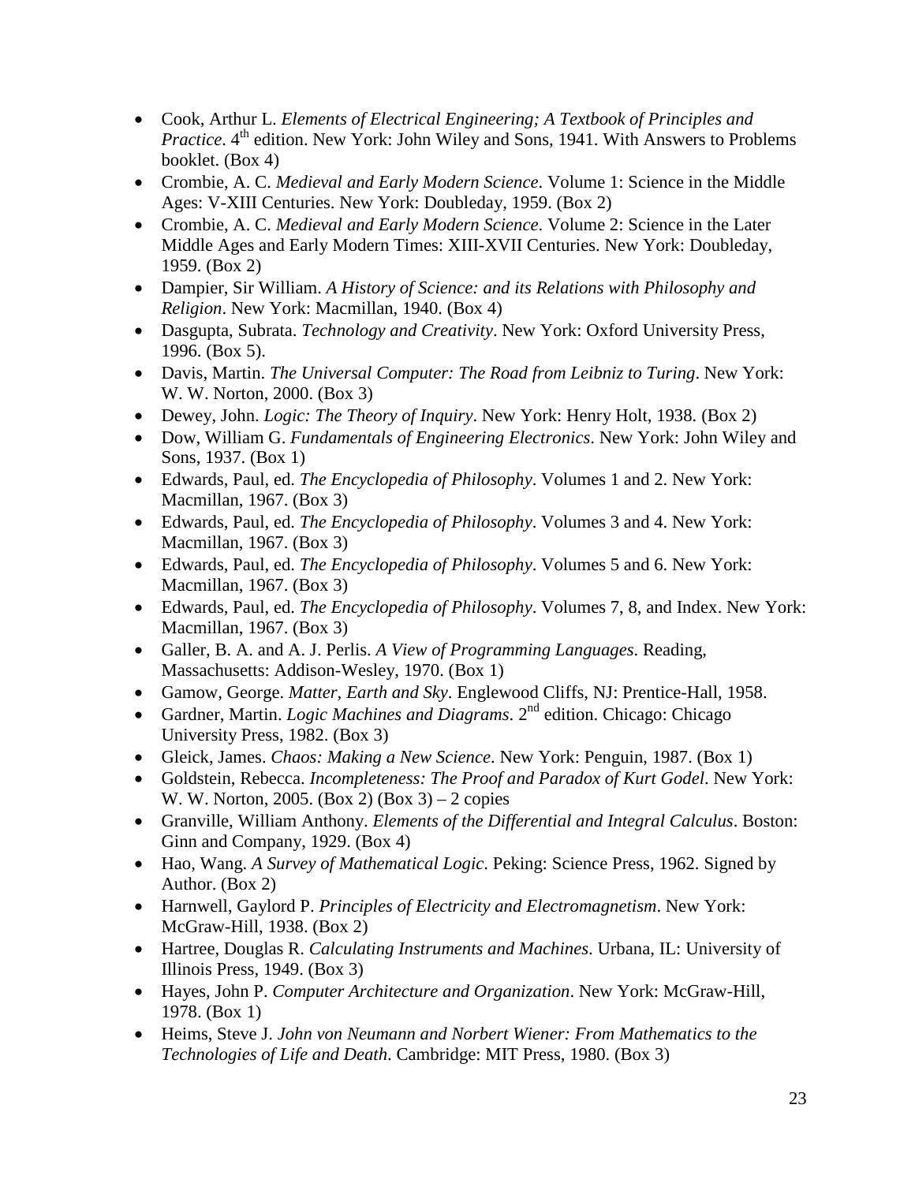- Cook, Arthur L. *Elements of Electrical Engineering; A Textbook of Principles and Practice*. 4th edition. New York: John Wiley and Sons, 1941. With Answers to Problems booklet. (Box 4)
- Crombie, A. C. *Medieval and Early Modern Science*. Volume 1: Science in the Middle Ages: V-XIII Centuries. New York: Doubleday, 1959. (Box 2)
- Crombie, A. C. *Medieval and Early Modern Science*. Volume 2: Science in the Later Middle Ages and Early Modern Times: XIII-XVII Centuries. New York: Doubleday, 1959. (Box 2)
- Dampier, Sir William. *A History of Science: and its Relations with Philosophy and Religion*. New York: Macmillan, 1940. (Box 4)
- Dasgupta, Subrata. *Technology and Creativity*. New York: Oxford University Press, 1996. (Box 5).
- Davis, Martin. *The Universal Computer: The Road from Leibniz to Turing*. New York: W. W. Norton, 2000. (Box 3)
- Dewey, John. *Logic: The Theory of Inquiry*. New York: Henry Holt, 1938. (Box 2)
- Dow, William G. *Fundamentals of Engineering Electronics*. New York: John Wiley and Sons, 1937. (Box 1)
- Edwards, Paul, ed. *The Encyclopedia of Philosophy*. Volumes 1 and 2. New York: Macmillan, 1967. (Box 3)
- Edwards, Paul, ed. *The Encyclopedia of Philosophy*. Volumes 3 and 4. New York: Macmillan, 1967. (Box 3)
- Edwards, Paul, ed. *The Encyclopedia of Philosophy*. Volumes 5 and 6. New York: Macmillan, 1967. (Box 3)
- Edwards, Paul, ed. *The Encyclopedia of Philosophy*. Volumes 7, 8, and Index. New York: Macmillan, 1967. (Box 3)
- Galler, B. A. and A. J. Perlis. *A View of Programming Languages*. Reading, Massachusetts: Addison-Wesley, 1970. (Box 1)
- Gamow, George. *Matter, Earth and Sky*. Englewood Cliffs, NJ: Prentice-Hall, 1958.
- Gardner, Martin. *Logic Machines and Diagrams*. 2nd edition. Chicago: Chicago University Press, 1982. (Box 3)
- Gleick, James. *Chaos: Making a New Science*. New York: Penguin, 1987. (Box 1)
- Goldstein, Rebecca. *Incompleteness: The Proof and Paradox of Kurt Godel*. New York: W. W. Norton, 2005. (Box 2) (Box 3) – 2 copies
- Granville, William Anthony. *Elements of the Differential and Integral Calculus*. Boston: Ginn and Company, 1929. (Box 4)
- Hao, Wang. *A Survey of Mathematical Logic*. Peking: Science Press, 1962. Signed by Author. (Box 2)
- Harnwell, Gaylord P. *Principles of Electricity and Electromagnetism*. New York: McGraw-Hill, 1938. (Box 2)
- Hartree, Douglas R. *Calculating Instruments and Machines*. Urbana, IL: University of Illinois Press, 1949. (Box 3)
- Hayes, John P. *Computer Architecture and Organization*. New York: McGraw-Hill, 1978. (Box 1)
- Heims, Steve J. *John von Neumann and Norbert Wiener: From Mathematics to the Technologies of Life and Death*. Cambridge: MIT Press, 1980. (Box 3)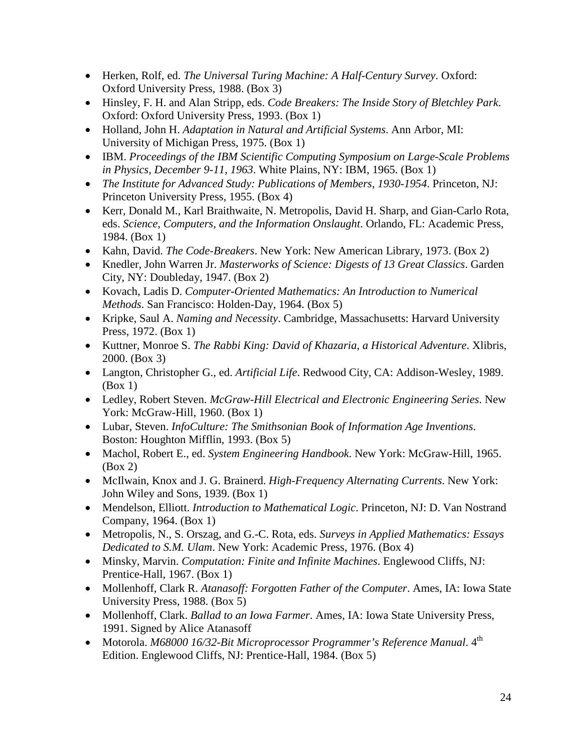- Herken, Rolf, ed. *The Universal Turing Machine: A Half-Century Survey*. Oxford: Oxford University Press, 1988. (Box 3)
- Hinsley, F. H. and Alan Stripp, eds. *Code Breakers: The Inside Story of Bletchley Park*. Oxford: Oxford University Press, 1993. (Box 1)
- Holland, John H. *Adaptation in Natural and Artificial Systems*. Ann Arbor, MI: University of Michigan Press, 1975. (Box 1)
- IBM. *Proceedings of the IBM Scientific Computing Symposium on Large-Scale Problems in Physics, December 9-11, 1963*. White Plains, NY: IBM, 1965. (Box 1)
- *The Institute for Advanced Study: Publications of Members, 1930-1954*. Princeton, NJ: Princeton University Press, 1955. (Box 4)
- Kerr, Donald M., Karl Braithwaite, N. Metropolis, David H. Sharp, and Gian-Carlo Rota, eds. *Science, Computers, and the Information Onslaught*. Orlando, FL: Academic Press, 1984. (Box 1)
- Kahn, David. *The Code-Breakers*. New York: New American Library, 1973. (Box 2)
- Knedler, John Warren Jr. *Masterworks of Science: Digests of 13 Great Classics*. Garden City, NY: Doubleday, 1947. (Box 2)
- Kovach, Ladis D. *Computer-Oriented Mathematics: An Introduction to Numerical Methods*. San Francisco: Holden-Day, 1964. (Box 5)
- Kripke, Saul A. *Naming and Necessity*. Cambridge, Massachusetts: Harvard University Press, 1972. (Box 1)
- Kuttner, Monroe S. *The Rabbi King: David of Khazaria, a Historical Adventure*. Xlibris, 2000. (Box 3)
- Langton, Christopher G., ed. *Artificial Life*. Redwood City, CA: Addison-Wesley, 1989. (Box 1)
- Ledley, Robert Steven. *McGraw-Hill Electrical and Electronic Engineering Series*. New York: McGraw-Hill, 1960. (Box 1)
- Lubar, Steven. *InfoCulture: The Smithsonian Book of Information Age Inventions*. Boston: Houghton Mifflin, 1993. (Box 5)
- Machol, Robert E., ed. *System Engineering Handbook*. New York: McGraw-Hill, 1965. (Box 2)
- McIlwain, Knox and J. G. Brainerd. *High-Frequency Alternating Currents*. New York: John Wiley and Sons, 1939. (Box 1)
- Mendelson, Elliott. *Introduction to Mathematical Logic*. Princeton, NJ: D. Van Nostrand Company, 1964. (Box 1)
- Metropolis, N., S. Orszag, and G.-C. Rota, eds. *Surveys in Applied Mathematics: Essays Dedicated to S.M. Ulam*. New York: Academic Press, 1976. (Box 4)
- Minsky, Marvin. *Computation: Finite and Infinite Machines*. Englewood Cliffs, NJ: Prentice-Hall, 1967. (Box 1)
- Mollenhoff, Clark R. *Atanasoff: Forgotten Father of the Computer*. Ames, IA: Iowa State University Press, 1988. (Box 5)
- Mollenhoff, Clark. *Ballad to an Iowa Farmer*. Ames, IA: Iowa State University Press, 1991. Signed by Alice Atanasoff
- Motorola. *M68000 16/32-Bit Microprocessor Programmer's Reference Manual*. 4th Edition. Englewood Cliffs, NJ: Prentice-Hall, 1984. (Box 5)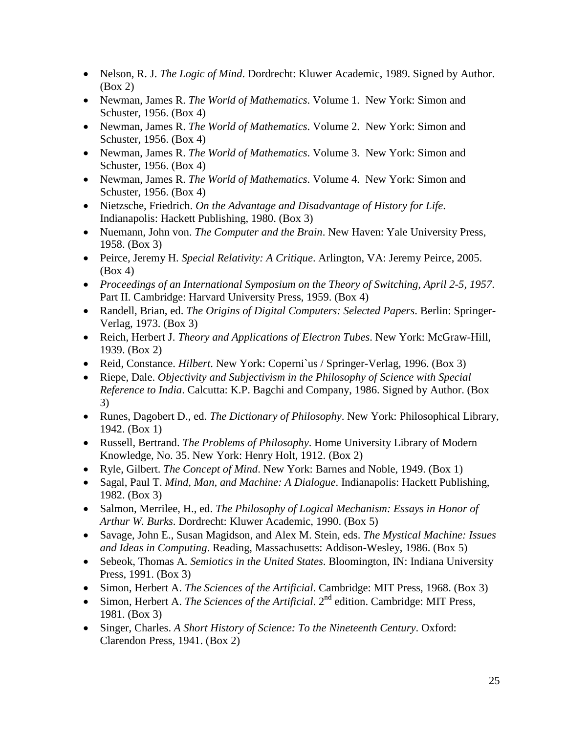- Nelson, R. J. *The Logic of Mind*. Dordrecht: Kluwer Academic, 1989. Signed by Author. (Box 2)
- Newman, James R. *The World of Mathematics*. Volume 1. New York: Simon and Schuster, 1956. (Box 4)
- Newman, James R. *The World of Mathematics*. Volume 2. New York: Simon and Schuster, 1956. (Box 4)
- Newman, James R. *The World of Mathematics*. Volume 3. New York: Simon and Schuster, 1956. (Box 4)
- Newman, James R. *The World of Mathematics*. Volume 4. New York: Simon and Schuster, 1956. (Box 4)
- Nietzsche, Friedrich. *On the Advantage and Disadvantage of History for Life*. Indianapolis: Hackett Publishing, 1980. (Box 3)
- Nuemann, John von. *The Computer and the Brain*. New Haven: Yale University Press, 1958. (Box 3)
- Peirce, Jeremy H. *Special Relativity: A Critique*. Arlington, VA: Jeremy Peirce, 2005. (Box 4)
- *Proceedings of an International Symposium on the Theory of Switching, April 2-5, 1957*. Part II. Cambridge: Harvard University Press, 1959. (Box 4)
- Randell, Brian, ed. *The Origins of Digital Computers: Selected Papers*. Berlin: Springer-Verlag, 1973. (Box 3)
- Reich, Herbert J. *Theory and Applications of Electron Tubes*. New York: McGraw-Hill, 1939. (Box 2)
- Reid, Constance. *Hilbert*. New York: Coperni`us / Springer-Verlag, 1996. (Box 3)
- Riepe, Dale. *Objectivity and Subjectivism in the Philosophy of Science with Special Reference to India*. Calcutta: K.P. Bagchi and Company, 1986. Signed by Author. (Box 3)
- Runes, Dagobert D., ed. *The Dictionary of Philosophy*. New York: Philosophical Library, 1942. (Box 1)
- Russell, Bertrand. *The Problems of Philosophy*. Home University Library of Modern Knowledge, No. 35. New York: Henry Holt, 1912. (Box 2)
- Ryle, Gilbert. *The Concept of Mind*. New York: Barnes and Noble, 1949. (Box 1)
- Sagal, Paul T. *Mind, Man, and Machine: A Dialogue*. Indianapolis: Hackett Publishing, 1982. (Box 3)
- Salmon, Merrilee, H., ed. *The Philosophy of Logical Mechanism: Essays in Honor of Arthur W. Burks*. Dordrecht: Kluwer Academic, 1990. (Box 5)
- Savage, John E., Susan Magidson, and Alex M. Stein, eds. *The Mystical Machine: Issues and Ideas in Computing*. Reading, Massachusetts: Addison-Wesley, 1986. (Box 5)
- Sebeok, Thomas A. *Semiotics in the United States*. Bloomington, IN: Indiana University Press, 1991. (Box 3)
- Simon, Herbert A. *The Sciences of the Artificial*. Cambridge: MIT Press, 1968. (Box 3)
- Simon, Herbert A. *The Sciences of the Artificial*. 2nd edition. Cambridge: MIT Press, 1981. (Box 3)
- Singer, Charles. *A Short History of Science: To the Nineteenth Century*. Oxford: Clarendon Press, 1941. (Box 2)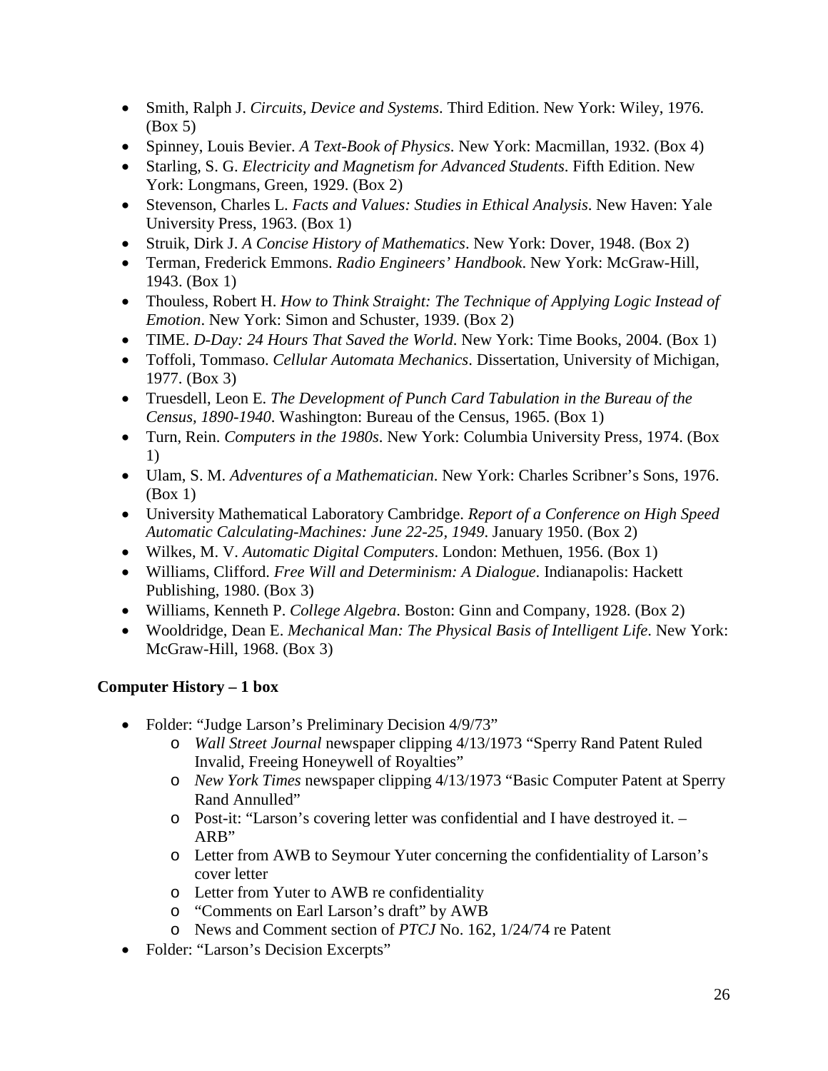- Smith, Ralph J. *Circuits, Device and Systems*. Third Edition. New York: Wiley, 1976. (Box 5)
- Spinney, Louis Bevier. *A Text-Book of Physics*. New York: Macmillan, 1932. (Box 4)
- Starling, S. G. *Electricity and Magnetism for Advanced Students*. Fifth Edition. New York: Longmans, Green, 1929. (Box 2)
- Stevenson, Charles L. *Facts and Values: Studies in Ethical Analysis*. New Haven: Yale University Press, 1963. (Box 1)
- Struik, Dirk J. *A Concise History of Mathematics*. New York: Dover, 1948. (Box 2)
- Terman, Frederick Emmons. *Radio Engineers' Handbook*. New York: McGraw-Hill, 1943. (Box 1)
- Thouless, Robert H. *How to Think Straight: The Technique of Applying Logic Instead of Emotion*. New York: Simon and Schuster, 1939. (Box 2)
- TIME. *D-Day: 24 Hours That Saved the World*. New York: Time Books, 2004. (Box 1)
- Toffoli, Tommaso. *Cellular Automata Mechanics*. Dissertation, University of Michigan, 1977. (Box 3)
- Truesdell, Leon E. *The Development of Punch Card Tabulation in the Bureau of the Census, 1890-1940*. Washington: Bureau of the Census, 1965. (Box 1)
- Turn, Rein. *Computers in the 1980s*. New York: Columbia University Press, 1974. (Box 1)
- Ulam, S. M. *Adventures of a Mathematician*. New York: Charles Scribner's Sons, 1976. (Box 1)
- University Mathematical Laboratory Cambridge. *Report of a Conference on High Speed Automatic Calculating-Machines: June 22-25, 1949*. January 1950. (Box 2)
- Wilkes, M. V. *Automatic Digital Computers*. London: Methuen, 1956. (Box 1)
- Williams, Clifford. *Free Will and Determinism: A Dialogue*. Indianapolis: Hackett Publishing, 1980. (Box 3)
- Williams, Kenneth P. *College Algebra*. Boston: Ginn and Company, 1928. (Box 2)
- Wooldridge, Dean E. *Mechanical Man: The Physical Basis of Intelligent Life*. New York: McGraw-Hill, 1968. (Box 3)

**Computer History – 1 box**

- Folder: "Judge Larson's Preliminary Decision 4/9/73"
  - *Wall Street Journal* newspaper clipping 4/13/1973 "Sperry Rand Patent Ruled Invalid, Freeing Honeywell of Royalties"
  - *New York Times* newspaper clipping 4/13/1973 "Basic Computer Patent at Sperry Rand Annulled"
  - Post-it: "Larson's covering letter was confidential and I have destroyed it. – ARB"
  - Letter from AWB to Seymour Yuter concerning the confidentiality of Larson's cover letter
  - Letter from Yuter to AWB re confidentiality
  - "Comments on Earl Larson's draft" by AWB
  - News and Comment section of *PTCJ* No. 162, 1/24/74 re Patent
- Folder: "Larson's Decision Excerpts"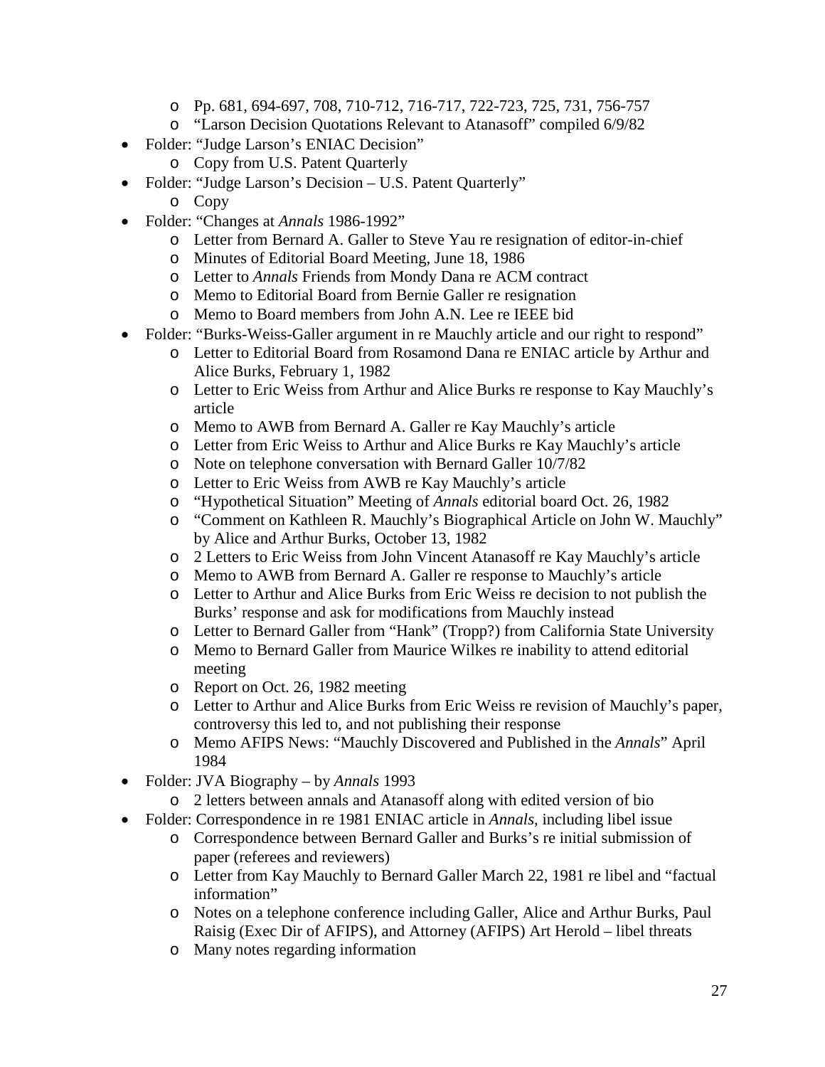- Pp. 681, 694-697, 708, 710-712, 716-717, 722-723, 725, 731, 756-757
  - "Larson Decision Quotations Relevant to Atanasoff" compiled 6/9/82
- Folder: "Judge Larson's ENIAC Decision"
  - Copy from U.S. Patent Quarterly
- Folder: "Judge Larson's Decision – U.S. Patent Quarterly"
  - Copy
- Folder: "Changes at *Annals* 1986-1992"
  - Letter from Bernard A. Galler to Steve Yau re resignation of editor-in-chief
  - Minutes of Editorial Board Meeting, June 18, 1986
  - Letter to *Annals* Friends from Mondy Dana re ACM contract
  - Memo to Editorial Board from Bernie Galler re resignation
  - Memo to Board members from John A.N. Lee re IEEE bid
- Folder: "Burks-Weiss-Galler argument in re Mauchly article and our right to respond"
  - Letter to Editorial Board from Rosamond Dana re ENIAC article by Arthur and Alice Burks, February 1, 1982
  - Letter to Eric Weiss from Arthur and Alice Burks re response to Kay Mauchly's article
  - Memo to AWB from Bernard A. Galler re Kay Mauchly's article
  - Letter from Eric Weiss to Arthur and Alice Burks re Kay Mauchly's article
  - Note on telephone conversation with Bernard Galler 10/7/82
  - Letter to Eric Weiss from AWB re Kay Mauchly's article
  - "Hypothetical Situation" Meeting of *Annals* editorial board Oct. 26, 1982
  - "Comment on Kathleen R. Mauchly's Biographical Article on John W. Mauchly" by Alice and Arthur Burks, October 13, 1982
  - 2 Letters to Eric Weiss from John Vincent Atanasoff re Kay Mauchly's article
  - Memo to AWB from Bernard A. Galler re response to Mauchly's article
  - Letter to Arthur and Alice Burks from Eric Weiss re decision to not publish the Burks' response and ask for modifications from Mauchly instead
  - Letter to Bernard Galler from "Hank" (Tropp?) from California State University
  - Memo to Bernard Galler from Maurice Wilkes re inability to attend editorial meeting
  - Report on Oct. 26, 1982 meeting
  - Letter to Arthur and Alice Burks from Eric Weiss re revision of Mauchly's paper, controversy this led to, and not publishing their response
  - Memo AFIPS News: "Mauchly Discovered and Published in the *Annals*" April 1984
- Folder: JVA Biography – by *Annals* 1993
  - 2 letters between annals and Atanasoff along with edited version of bio
- Folder: Correspondence in re 1981 ENIAC article in *Annals*, including libel issue
  - Correspondence between Bernard Galler and Burks's re initial submission of paper (referees and reviewers)
  - Letter from Kay Mauchly to Bernard Galler March 22, 1981 re libel and "factual information"
  - Notes on a telephone conference including Galler, Alice and Arthur Burks, Paul Raisig (Exec Dir of AFIPS), and Attorney (AFIPS) Art Herold – libel threats
  - Many notes regarding information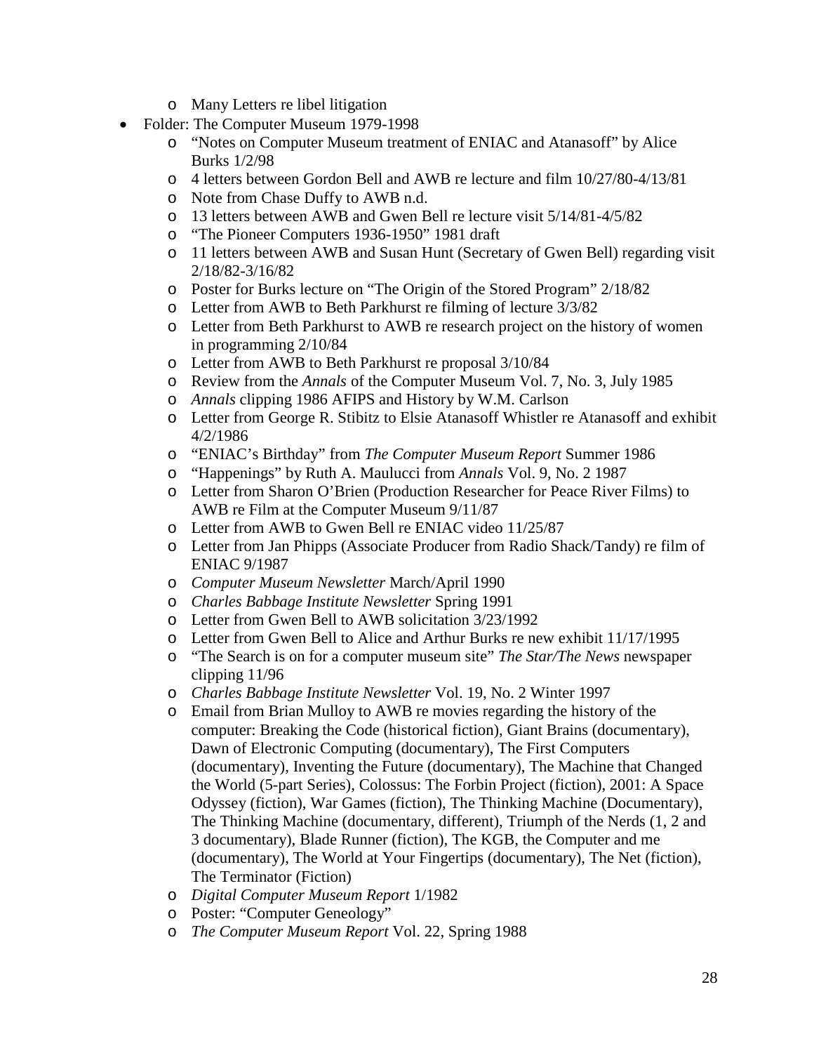- Many Letters re libel litigation
- Folder: The Computer Museum 1979-1998
    - "Notes on Computer Museum treatment of ENIAC and Atanasoff" by Alice Burks 1/2/98
    - 4 letters between Gordon Bell and AWB re lecture and film 10/27/80-4/13/81
    - Note from Chase Duffy to AWB n.d.
    - 13 letters between AWB and Gwen Bell re lecture visit 5/14/81-4/5/82
    - "The Pioneer Computers 1936-1950" 1981 draft
    - 11 letters between AWB and Susan Hunt (Secretary of Gwen Bell) regarding visit 2/18/82-3/16/82
    - Poster for Burks lecture on "The Origin of the Stored Program" 2/18/82
    - Letter from AWB to Beth Parkhurst re filming of lecture 3/3/82
    - Letter from Beth Parkhurst to AWB re research project on the history of women in programming 2/10/84
    - Letter from AWB to Beth Parkhurst re proposal 3/10/84
    - Review from the *Annals* of the Computer Museum Vol. 7, No. 3, July 1985
    - *Annals* clipping 1986 AFIPS and History by W.M. Carlson
    - Letter from George R. Stibitz to Elsie Atanasoff Whistler re Atanasoff and exhibit 4/2/1986
    - "ENIAC's Birthday" from *The Computer Museum Report* Summer 1986
    - "Happenings" by Ruth A. Maulucci from *Annals* Vol. 9, No. 2 1987
    - Letter from Sharon O'Brien (Production Researcher for Peace River Films) to AWB re Film at the Computer Museum 9/11/87
    - Letter from AWB to Gwen Bell re ENIAC video 11/25/87
    - Letter from Jan Phipps (Associate Producer from Radio Shack/Tandy) re film of ENIAC 9/1987
    - *Computer Museum Newsletter* March/April 1990
    - *Charles Babbage Institute Newsletter* Spring 1991
    - Letter from Gwen Bell to AWB solicitation 3/23/1992
    - Letter from Gwen Bell to Alice and Arthur Burks re new exhibit 11/17/1995
    - "The Search is on for a computer museum site" *The Star/The News* newspaper clipping 11/96
    - *Charles Babbage Institute Newsletter* Vol. 19, No. 2 Winter 1997
    - Email from Brian Mulloy to AWB re movies regarding the history of the computer: Breaking the Code (historical fiction), Giant Brains (documentary), Dawn of Electronic Computing (documentary), The First Computers (documentary), Inventing the Future (documentary), The Machine that Changed the World (5-part Series), Colossus: The Forbin Project (fiction), 2001: A Space Odyssey (fiction), War Games (fiction), The Thinking Machine (Documentary), The Thinking Machine (documentary, different), Triumph of the Nerds (1, 2 and 3 documentary), Blade Runner (fiction), The KGB, the Computer and me (documentary), The World at Your Fingertips (documentary), The Net (fiction), The Terminator (Fiction)
    - *Digital Computer Museum Report* 1/1982
    - Poster: "Computer Geneology"
    - *The Computer Museum Report* Vol. 22, Spring 1988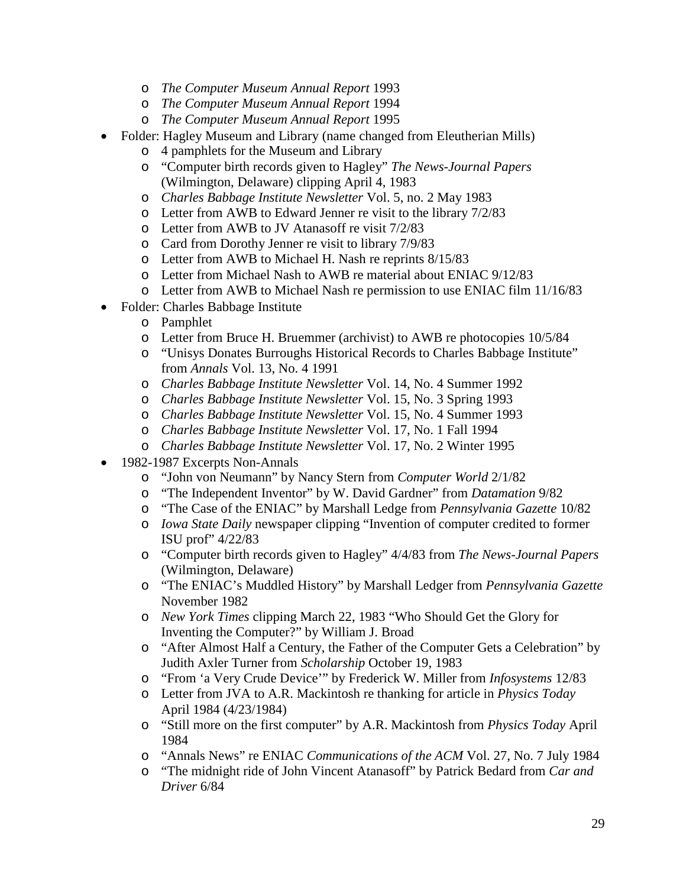- *The Computer Museum Annual Report* 1993
  - *The Computer Museum Annual Report* 1994
  - *The Computer Museum Annual Report* 1995
- Folder: Hagley Museum and Library (name changed from Eleutherian Mills)
  - 4 pamphlets for the Museum and Library
  - "Computer birth records given to Hagley" *The News-Journal Papers* (Wilmington, Delaware) clipping April 4, 1983
  - *Charles Babbage Institute Newsletter* Vol. 5, no. 2 May 1983
  - Letter from AWB to Edward Jenner re visit to the library 7/2/83
  - Letter from AWB to JV Atanasoff re visit 7/2/83
  - Card from Dorothy Jenner re visit to library 7/9/83
  - Letter from AWB to Michael H. Nash re reprints 8/15/83
  - Letter from Michael Nash to AWB re material about ENIAC 9/12/83
  - Letter from AWB to Michael Nash re permission to use ENIAC film 11/16/83
- Folder: Charles Babbage Institute
  - Pamphlet
  - Letter from Bruce H. Bruemmer (archivist) to AWB re photocopies 10/5/84
  - "Unisys Donates Burroughs Historical Records to Charles Babbage Institute" from *Annals* Vol. 13, No. 4 1991
  - *Charles Babbage Institute Newsletter* Vol. 14, No. 4 Summer 1992
  - *Charles Babbage Institute Newsletter* Vol. 15, No. 3 Spring 1993
  - *Charles Babbage Institute Newsletter* Vol. 15, No. 4 Summer 1993
  - *Charles Babbage Institute Newsletter* Vol. 17, No. 1 Fall 1994
  - *Charles Babbage Institute Newsletter* Vol. 17, No. 2 Winter 1995
- 1982-1987 Excerpts Non-Annals
  - "John von Neumann" by Nancy Stern from *Computer World* 2/1/82
  - "The Independent Inventor" by W. David Gardner" from *Datamation* 9/82
  - "The Case of the ENIAC" by Marshall Ledge from *Pennsylvania Gazette* 10/82
  - *Iowa State Daily* newspaper clipping "Invention of computer credited to former ISU prof" 4/22/83
  - "Computer birth records given to Hagley" 4/4/83 from *The News-Journal Papers* (Wilmington, Delaware)
  - "The ENIAC's Muddled History" by Marshall Ledger from *Pennsylvania Gazette* November 1982
  - *New York Times* clipping March 22, 1983 "Who Should Get the Glory for Inventing the Computer?" by William J. Broad
  - "After Almost Half a Century, the Father of the Computer Gets a Celebration" by Judith Axler Turner from *Scholarship* October 19, 1983
  - "From 'a Very Crude Device'" by Frederick W. Miller from *Infosystems* 12/83
  - Letter from JVA to A.R. Mackintosh re thanking for article in *Physics Today* April 1984 (4/23/1984)
  - "Still more on the first computer" by A.R. Mackintosh from *Physics Today* April 1984
  - "Annals News" re ENIAC *Communications of the ACM* Vol. 27, No. 7 July 1984
  - "The midnight ride of John Vincent Atanasoff" by Patrick Bedard from *Car and Driver* 6/84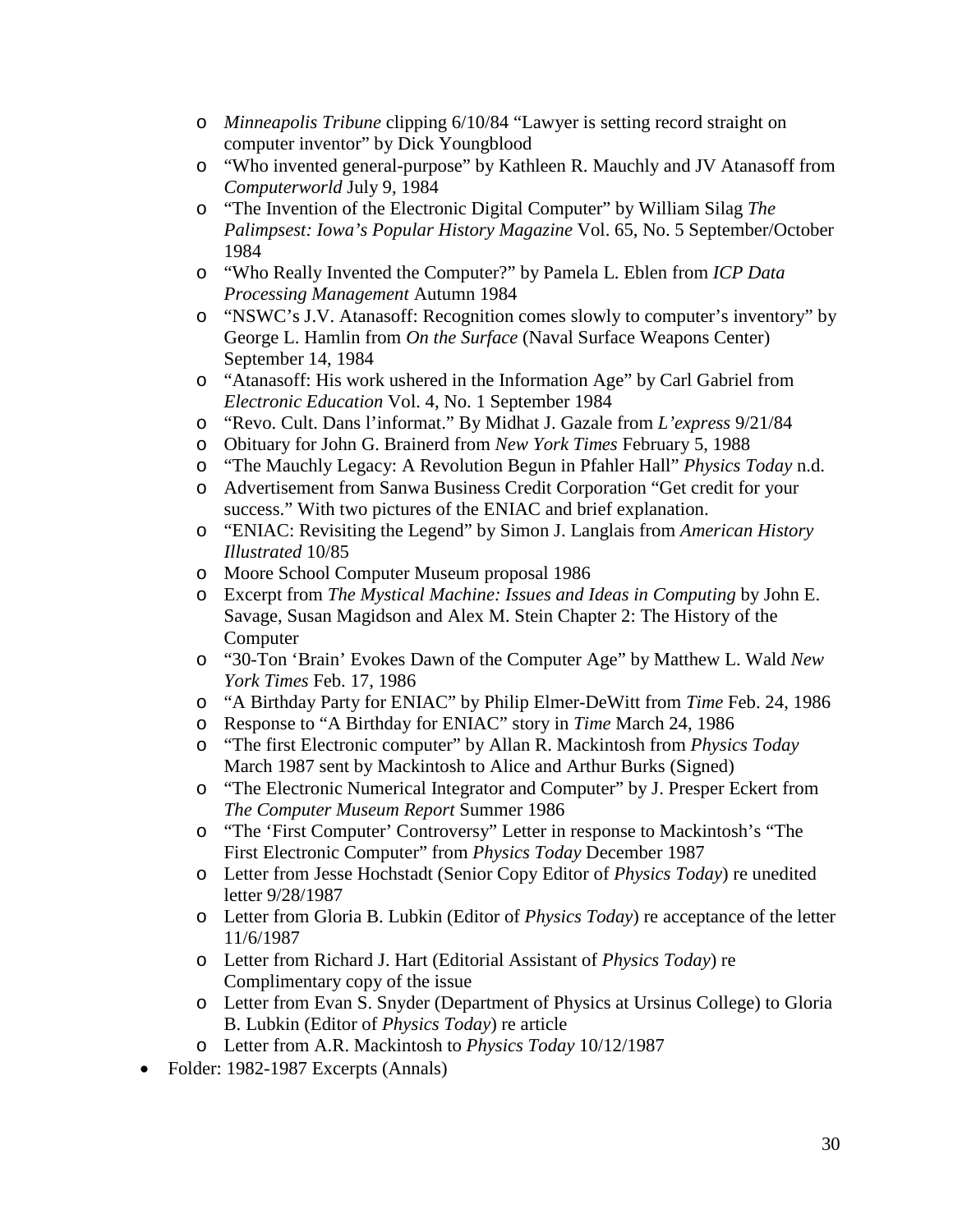- *Minneapolis Tribune* clipping 6/10/84 "Lawyer is setting record straight on computer inventor" by Dick Youngblood
  - "Who invented general-purpose" by Kathleen R. Mauchly and JV Atanasoff from *Computerworld* July 9, 1984
  - "The Invention of the Electronic Digital Computer" by William Silag *The Palimpsest: Iowa's Popular History Magazine* Vol. 65, No. 5 September/October 1984
  - "Who Really Invented the Computer?" by Pamela L. Eblen from *ICP Data Processing Management* Autumn 1984
  - "NSWC's J.V. Atanasoff: Recognition comes slowly to computer's inventory" by George L. Hamlin from *On the Surface* (Naval Surface Weapons Center) September 14, 1984
  - "Atanasoff: His work ushered in the Information Age" by Carl Gabriel from *Electronic Education* Vol. 4, No. 1 September 1984
  - "Revo. Cult. Dans l'informat." By Midhat J. Gazale from *L'express* 9/21/84
  - Obituary for John G. Brainerd from *New York Times* February 5, 1988
  - "The Mauchly Legacy: A Revolution Begun in Pfahler Hall" *Physics Today* n.d.
  - Advertisement from Sanwa Business Credit Corporation "Get credit for your success." With two pictures of the ENIAC and brief explanation.
  - "ENIAC: Revisiting the Legend" by Simon J. Langlais from *American History Illustrated* 10/85
  - Moore School Computer Museum proposal 1986
  - Excerpt from *The Mystical Machine: Issues and Ideas in Computing* by John E. Savage, Susan Magidson and Alex M. Stein Chapter 2: The History of the Computer
  - "30-Ton 'Brain' Evokes Dawn of the Computer Age" by Matthew L. Wald *New York Times* Feb. 17, 1986
  - "A Birthday Party for ENIAC" by Philip Elmer-DeWitt from *Time* Feb. 24, 1986
  - Response to "A Birthday for ENIAC" story in *Time* March 24, 1986
  - "The first Electronic computer" by Allan R. Mackintosh from *Physics Today* March 1987 sent by Mackintosh to Alice and Arthur Burks (Signed)
  - "The Electronic Numerical Integrator and Computer" by J. Presper Eckert from *The Computer Museum Report* Summer 1986
  - "The 'First Computer' Controversy" Letter in response to Mackintosh's "The First Electronic Computer" from *Physics Today* December 1987
  - Letter from Jesse Hochstadt (Senior Copy Editor of *Physics Today*) re unedited letter 9/28/1987
  - Letter from Gloria B. Lubkin (Editor of *Physics Today*) re acceptance of the letter 11/6/1987
  - Letter from Richard J. Hart (Editorial Assistant of *Physics Today*) re Complimentary copy of the issue
  - Letter from Evan S. Snyder (Department of Physics at Ursinus College) to Gloria B. Lubkin (Editor of *Physics Today*) re article
  - Letter from A.R. Mackintosh to *Physics Today* 10/12/1987
- Folder: 1982-1987 Excerpts (Annals)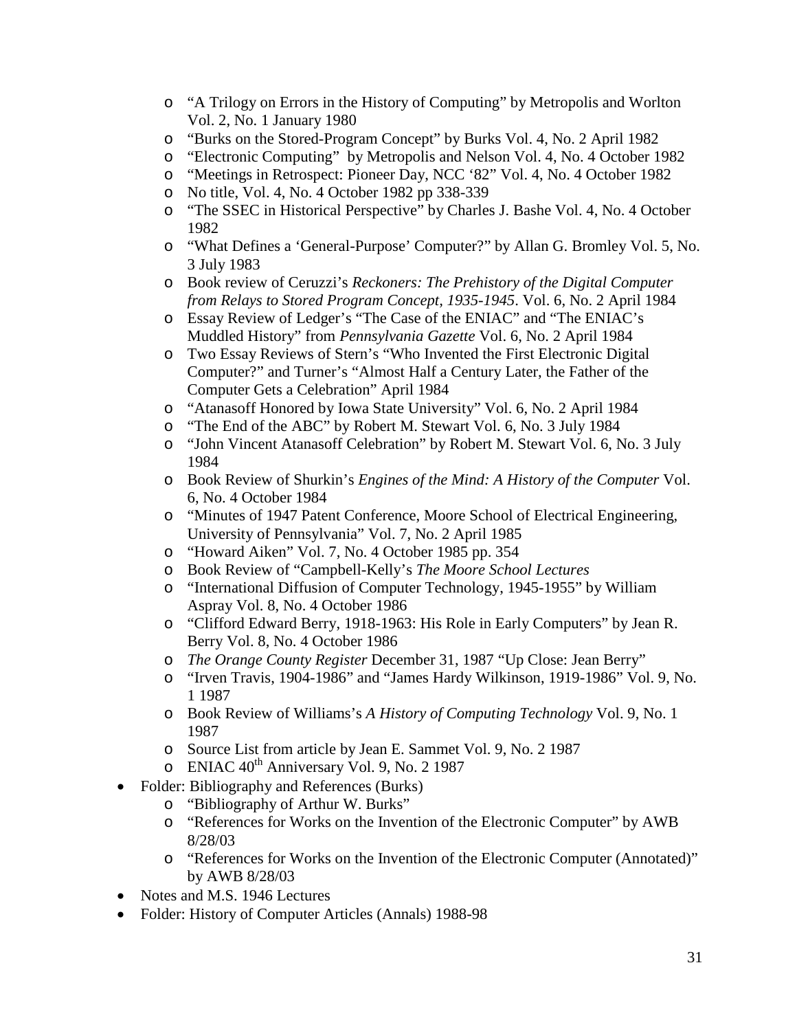- "A Trilogy on Errors in the History of Computing" by Metropolis and Worlton Vol. 2, No. 1 January 1980
  - "Burks on the Stored-Program Concept" by Burks Vol. 4, No. 2 April 1982
  - "Electronic Computing" by Metropolis and Nelson Vol. 4, No. 4 October 1982
  - "Meetings in Retrospect: Pioneer Day, NCC '82" Vol. 4, No. 4 October 1982
  - No title, Vol. 4, No. 4 October 1982 pp 338-339
  - "The SSEC in Historical Perspective" by Charles J. Bashe Vol. 4, No. 4 October 1982
  - "What Defines a 'General-Purpose' Computer?" by Allan G. Bromley Vol. 5, No. 3 July 1983
  - Book review of Ceruzzi's *Reckoners: The Prehistory of the Digital Computer from Relays to Stored Program Concept, 1935-1945*. Vol. 6, No. 2 April 1984
  - Essay Review of Ledger's "The Case of the ENIAC" and "The ENIAC's Muddled History" from *Pennsylvania Gazette* Vol. 6, No. 2 April 1984
  - Two Essay Reviews of Stern's "Who Invented the First Electronic Digital Computer?" and Turner's "Almost Half a Century Later, the Father of the Computer Gets a Celebration" April 1984
  - "Atanasoff Honored by Iowa State University" Vol. 6, No. 2 April 1984
  - "The End of the ABC" by Robert M. Stewart Vol. 6, No. 3 July 1984
  - "John Vincent Atanasoff Celebration" by Robert M. Stewart Vol. 6, No. 3 July 1984
  - Book Review of Shurkin's *Engines of the Mind: A History of the Computer* Vol. 6, No. 4 October 1984
  - "Minutes of 1947 Patent Conference, Moore School of Electrical Engineering, University of Pennsylvania" Vol. 7, No. 2 April 1985
  - "Howard Aiken" Vol. 7, No. 4 October 1985 pp. 354
  - Book Review of "Campbell-Kelly's *The Moore School Lectures*
  - "International Diffusion of Computer Technology, 1945-1955" by William Aspray Vol. 8, No. 4 October 1986
  - "Clifford Edward Berry, 1918-1963: His Role in Early Computers" by Jean R. Berry Vol. 8, No. 4 October 1986
  - *The Orange County Register* December 31, 1987 "Up Close: Jean Berry"
  - "Irven Travis, 1904-1986" and "James Hardy Wilkinson, 1919-1986" Vol. 9, No. 1 1987
  - Book Review of Williams's *A History of Computing Technology* Vol. 9, No. 1 1987
  - Source List from article by Jean E. Sammet Vol. 9, No. 2 1987
  - ENIAC 40th Anniversary Vol. 9, No. 2 1987
- Folder: Bibliography and References (Burks)
  - "Bibliography of Arthur W. Burks"
  - "References for Works on the Invention of the Electronic Computer" by AWB 8/28/03
  - "References for Works on the Invention of the Electronic Computer (Annotated)" by AWB 8/28/03
- Notes and M.S. 1946 Lectures
- Folder: History of Computer Articles (Annals) 1988-98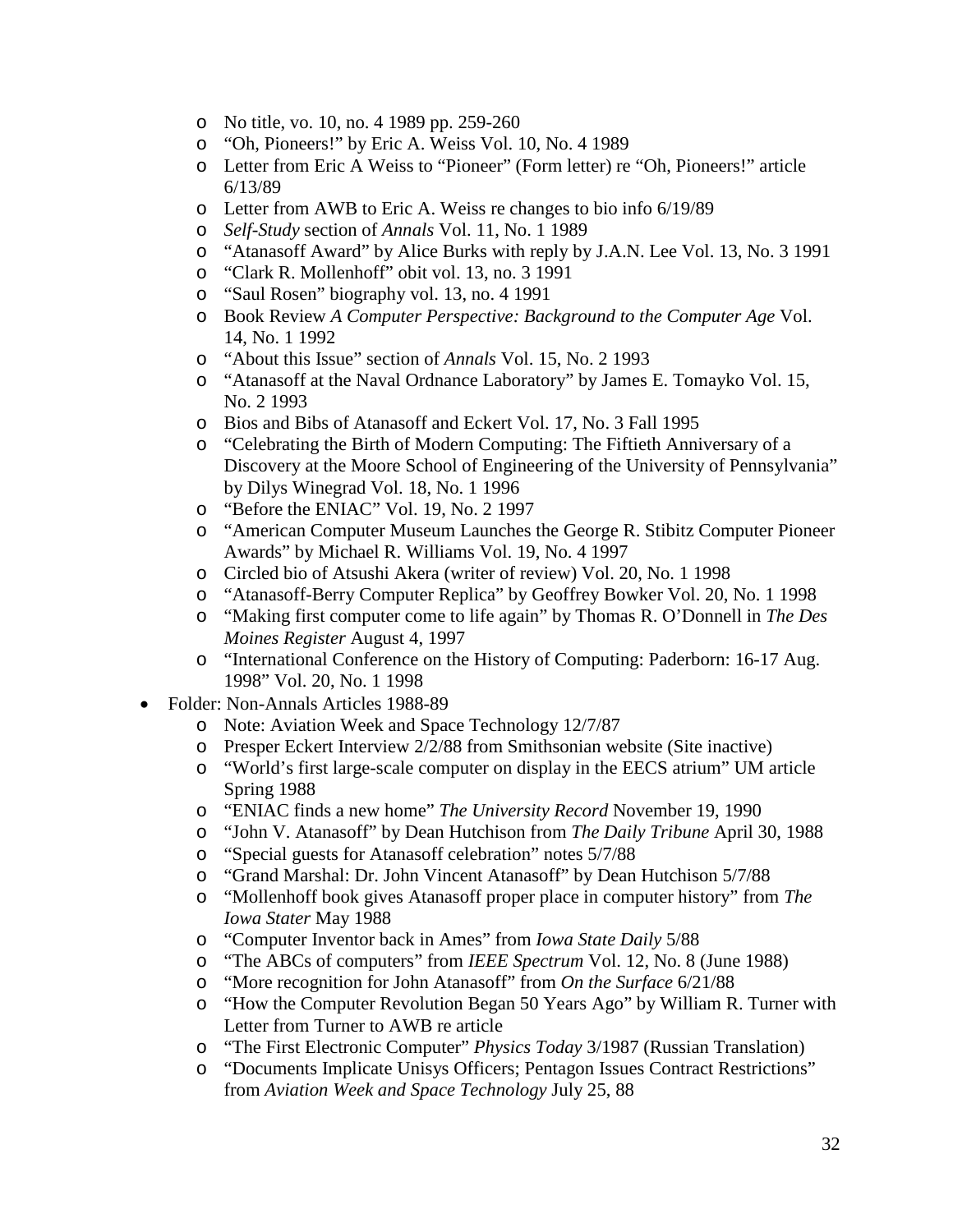- No title, vo. 10, no. 4 1989 pp. 259-260
  - "Oh, Pioneers!" by Eric A. Weiss Vol. 10, No. 4 1989
  - Letter from Eric A Weiss to "Pioneer" (Form letter) re "Oh, Pioneers!" article 6/13/89
  - Letter from AWB to Eric A. Weiss re changes to bio info 6/19/89
  - *Self-Study* section of *Annals* Vol. 11, No. 1 1989
  - "Atanasoff Award" by Alice Burks with reply by J.A.N. Lee Vol. 13, No. 3 1991
  - "Clark R. Mollenhoff" obit vol. 13, no. 3 1991
  - "Saul Rosen" biography vol. 13, no. 4 1991
  - Book Review *A Computer Perspective: Background to the Computer Age* Vol. 14, No. 1 1992
  - "About this Issue" section of *Annals* Vol. 15, No. 2 1993
  - "Atanasoff at the Naval Ordnance Laboratory" by James E. Tomayko Vol. 15, No. 2 1993
  - Bios and Bibs of Atanasoff and Eckert Vol. 17, No. 3 Fall 1995
  - "Celebrating the Birth of Modern Computing: The Fiftieth Anniversary of a Discovery at the Moore School of Engineering of the University of Pennsylvania" by Dilys Winegrad Vol. 18, No. 1 1996
  - "Before the ENIAC" Vol. 19, No. 2 1997
  - "American Computer Museum Launches the George R. Stibitz Computer Pioneer Awards" by Michael R. Williams Vol. 19, No. 4 1997
  - Circled bio of Atsushi Akera (writer of review) Vol. 20, No. 1 1998
  - "Atanasoff-Berry Computer Replica" by Geoffrey Bowker Vol. 20, No. 1 1998
  - "Making first computer come to life again" by Thomas R. O'Donnell in *The Des Moines Register* August 4, 1997
  - "International Conference on the History of Computing: Paderborn: 16-17 Aug. 1998" Vol. 20, No. 1 1998
- Folder: Non-Annals Articles 1988-89
  - Note: Aviation Week and Space Technology 12/7/87
  - Presper Eckert Interview 2/2/88 from Smithsonian website (Site inactive)
  - "World's first large-scale computer on display in the EECS atrium" UM article Spring 1988
  - "ENIAC finds a new home" *The University Record* November 19, 1990
  - "John V. Atanasoff" by Dean Hutchison from *The Daily Tribune* April 30, 1988
  - "Special guests for Atanasoff celebration" notes 5/7/88
  - "Grand Marshal: Dr. John Vincent Atanasoff" by Dean Hutchison 5/7/88
  - "Mollenhoff book gives Atanasoff proper place in computer history" from *The Iowa Stater* May 1988
  - "Computer Inventor back in Ames" from *Iowa State Daily* 5/88
  - "The ABCs of computers" from *IEEE Spectrum* Vol. 12, No. 8 (June 1988)
  - "More recognition for John Atanasoff" from *On the Surface* 6/21/88
  - "How the Computer Revolution Began 50 Years Ago" by William R. Turner with Letter from Turner to AWB re article
  - "The First Electronic Computer" *Physics Today* 3/1987 (Russian Translation)
  - "Documents Implicate Unisys Officers; Pentagon Issues Contract Restrictions" from *Aviation Week and Space Technology* July 25, 88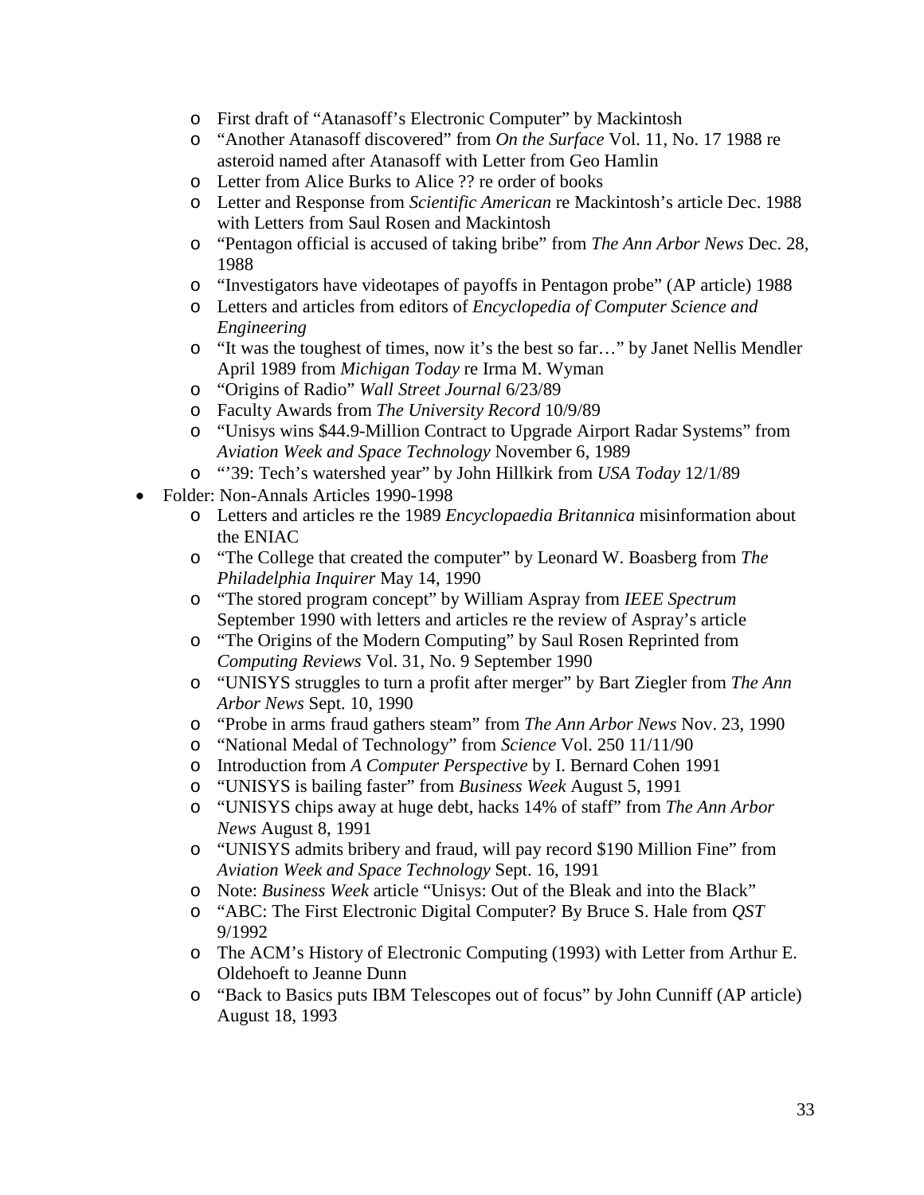- First draft of "Atanasoff's Electronic Computer" by Mackintosh
  - "Another Atanasoff discovered" from *On the Surface* Vol. 11, No. 17 1988 re asteroid named after Atanasoff with Letter from Geo Hamlin
  - Letter from Alice Burks to Alice ?? re order of books
  - Letter and Response from *Scientific American* re Mackintosh's article Dec. 1988 with Letters from Saul Rosen and Mackintosh
  - "Pentagon official is accused of taking bribe" from *The Ann Arbor News* Dec. 28, 1988
  - "Investigators have videotapes of payoffs in Pentagon probe" (AP article) 1988
  - Letters and articles from editors of *Encyclopedia of Computer Science and Engineering*
  - "It was the toughest of times, now it's the best so far…" by Janet Nellis Mendler April 1989 from *Michigan Today* re Irma M. Wyman
  - "Origins of Radio" *Wall Street Journal* 6/23/89
  - Faculty Awards from *The University Record* 10/9/89
  - "Unisys wins $44.9-Million Contract to Upgrade Airport Radar Systems" from *Aviation Week and Space Technology* November 6, 1989
  - "'39: Tech's watershed year" by John Hillkirk from *USA Today* 12/1/89
- Folder: Non-Annals Articles 1990-1998
  - Letters and articles re the 1989 *Encyclopaedia Britannica* misinformation about the ENIAC
  - "The College that created the computer" by Leonard W. Boasberg from *The Philadelphia Inquirer* May 14, 1990
  - "The stored program concept" by William Aspray from *IEEE Spectrum* September 1990 with letters and articles re the review of Aspray's article
  - "The Origins of the Modern Computing" by Saul Rosen Reprinted from *Computing Reviews* Vol. 31, No. 9 September 1990
  - "UNISYS struggles to turn a profit after merger" by Bart Ziegler from *The Ann Arbor News* Sept. 10, 1990
  - "Probe in arms fraud gathers steam" from *The Ann Arbor News* Nov. 23, 1990
  - "National Medal of Technology" from *Science* Vol. 250 11/11/90
  - Introduction from *A Computer Perspective* by I. Bernard Cohen 1991
  - "UNISYS is bailing faster" from *Business Week* August 5, 1991
  - "UNISYS chips away at huge debt, hacks 14% of staff" from *The Ann Arbor News* August 8, 1991
  - "UNISYS admits bribery and fraud, will pay record $190 Million Fine" from *Aviation Week and Space Technology* Sept. 16, 1991
  - Note: *Business Week* article "Unisys: Out of the Bleak and into the Black"
  - "ABC: The First Electronic Digital Computer? By Bruce S. Hale from *QST* 9/1992
  - The ACM's History of Electronic Computing (1993) with Letter from Arthur E. Oldehoeft to Jeanne Dunn
  - "Back to Basics puts IBM Telescopes out of focus" by John Cunniff (AP article) August 18, 1993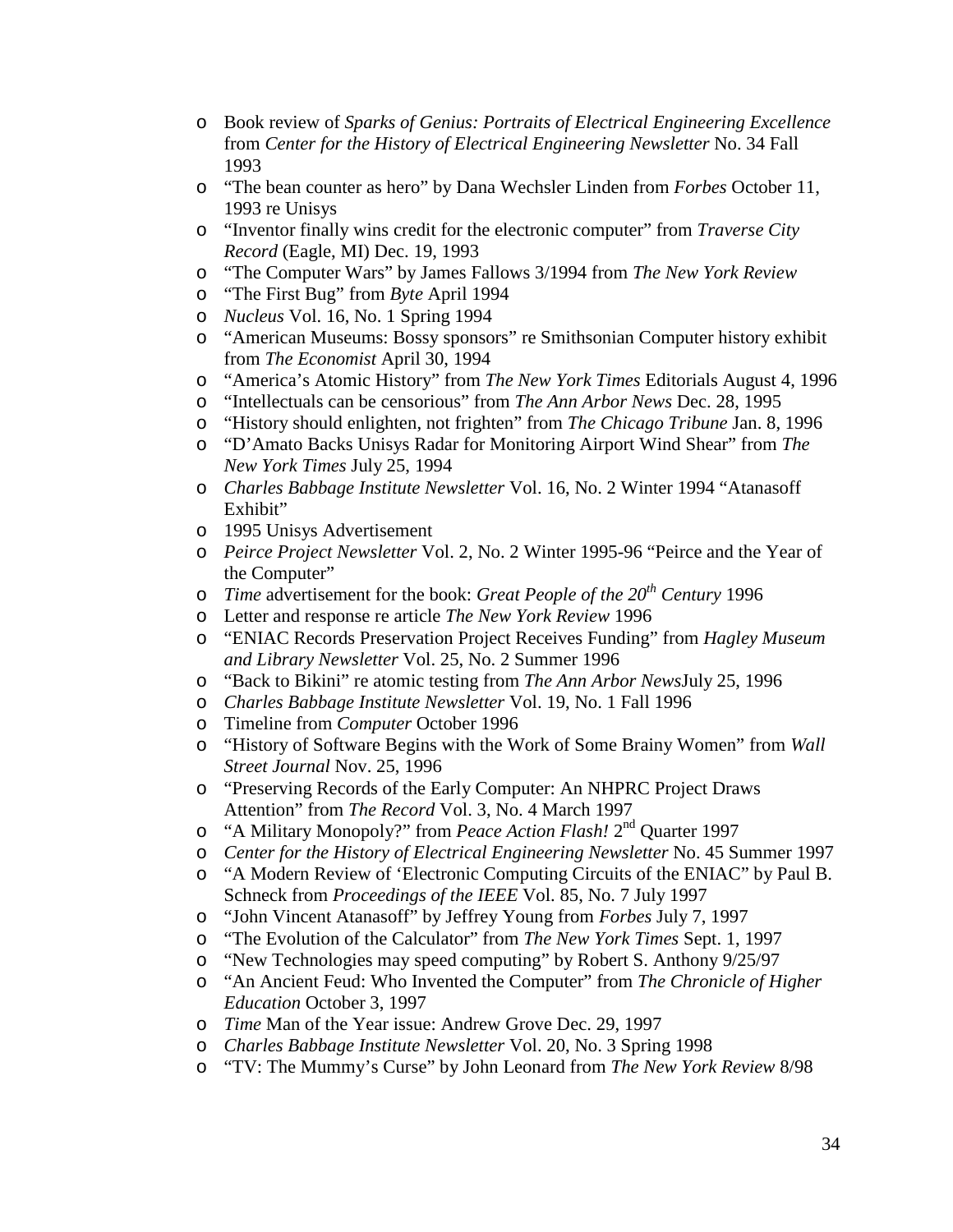- Book review of *Sparks of Genius: Portraits of Electrical Engineering Excellence* from *Center for the History of Electrical Engineering Newsletter* No. 34 Fall 1993
- "The bean counter as hero" by Dana Wechsler Linden from *Forbes* October 11, 1993 re Unisys
- "Inventor finally wins credit for the electronic computer" from *Traverse City Record* (Eagle, MI) Dec. 19, 1993
- "The Computer Wars" by James Fallows 3/1994 from *The New York Review*
- "The First Bug" from *Byte* April 1994
- *Nucleus* Vol. 16, No. 1 Spring 1994
- "American Museums: Bossy sponsors" re Smithsonian Computer history exhibit from *The Economist* April 30, 1994
- "America's Atomic History" from *The New York Times* Editorials August 4, 1996
- "Intellectuals can be censorious" from *The Ann Arbor News* Dec. 28, 1995
- "History should enlighten, not frighten" from *The Chicago Tribune* Jan. 8, 1996
- "D'Amato Backs Unisys Radar for Monitoring Airport Wind Shear" from *The New York Times* July 25, 1994
- *Charles Babbage Institute Newsletter* Vol. 16, No. 2 Winter 1994 "Atanasoff Exhibit"
- 1995 Unisys Advertisement
- *Peirce Project Newsletter* Vol. 2, No. 2 Winter 1995-96 "Peirce and the Year of the Computer"
- *Time* advertisement for the book: *Great People of the 20th Century* 1996
- Letter and response re article *The New York Review* 1996
- "ENIAC Records Preservation Project Receives Funding" from *Hagley Museum and Library Newsletter* Vol. 25, No. 2 Summer 1996
- "Back to Bikini" re atomic testing from *The Ann Arbor News*July 25, 1996
- *Charles Babbage Institute Newsletter* Vol. 19, No. 1 Fall 1996
- Timeline from *Computer* October 1996
- "History of Software Begins with the Work of Some Brainy Women" from *Wall Street Journal* Nov. 25, 1996
- "Preserving Records of the Early Computer: An NHPRC Project Draws Attention" from *The Record* Vol. 3, No. 4 March 1997
- "A Military Monopoly?" from *Peace Action Flash!* 2nd Quarter 1997
- *Center for the History of Electrical Engineering Newsletter* No. 45 Summer 1997
- "A Modern Review of 'Electronic Computing Circuits of the ENIAC" by Paul B. Schneck from *Proceedings of the IEEE* Vol. 85, No. 7 July 1997
- "John Vincent Atanasoff" by Jeffrey Young from *Forbes* July 7, 1997
- "The Evolution of the Calculator" from *The New York Times* Sept. 1, 1997
- "New Technologies may speed computing" by Robert S. Anthony 9/25/97
- "An Ancient Feud: Who Invented the Computer" from *The Chronicle of Higher Education* October 3, 1997
- *Time* Man of the Year issue: Andrew Grove Dec. 29, 1997
- *Charles Babbage Institute Newsletter* Vol. 20, No. 3 Spring 1998
- "TV: The Mummy's Curse" by John Leonard from *The New York Review* 8/98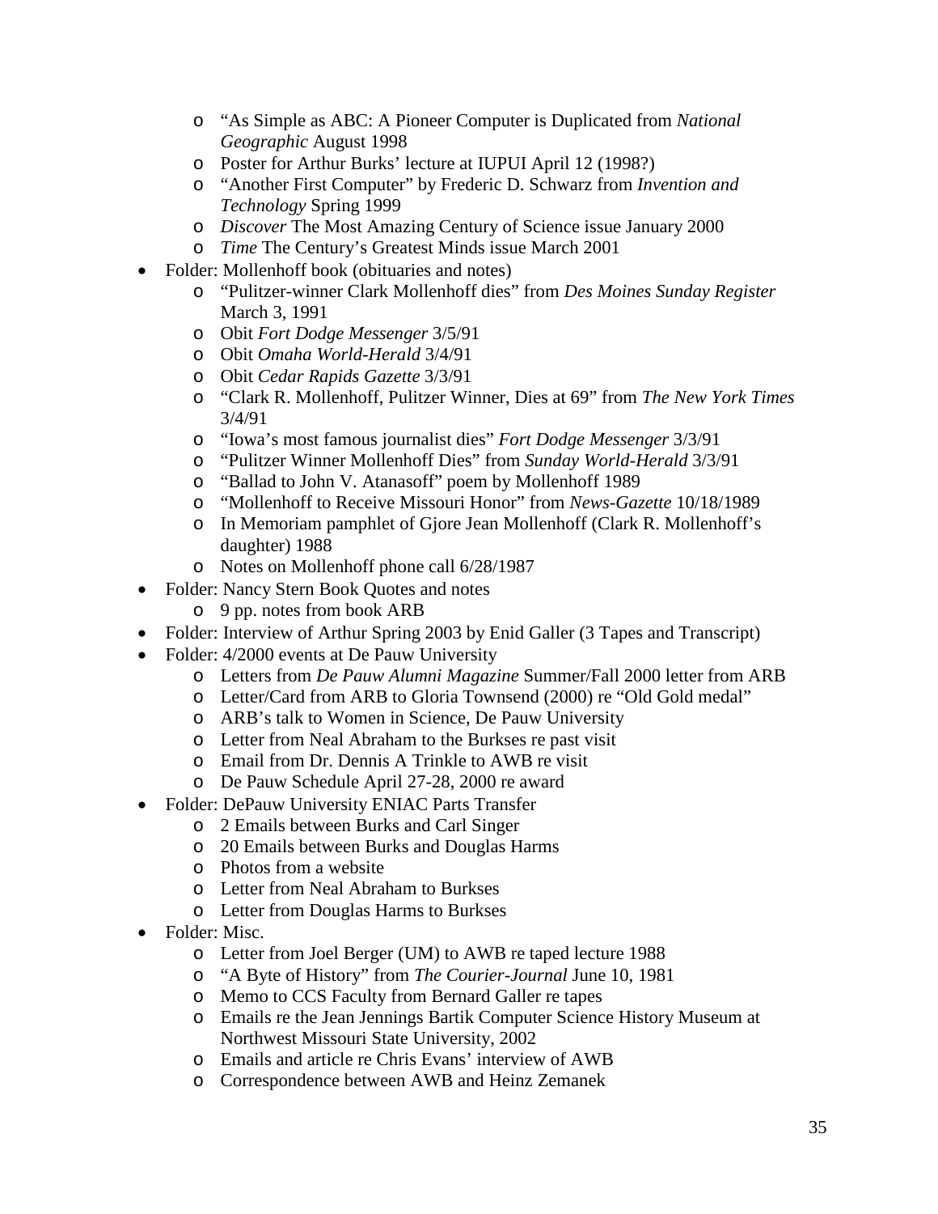- "As Simple as ABC: A Pioneer Computer is Duplicated from *National Geographic* August 1998
  - Poster for Arthur Burks' lecture at IUPUI April 12 (1998?)
  - "Another First Computer" by Frederic D. Schwarz from *Invention and Technology* Spring 1999
  - *Discover* The Most Amazing Century of Science issue January 2000
  - *Time* The Century's Greatest Minds issue March 2001
- Folder: Mollenhoff book (obituaries and notes)
  - "Pulitzer-winner Clark Mollenhoff dies" from *Des Moines Sunday Register* March 3, 1991
  - Obit *Fort Dodge Messenger* 3/5/91
  - Obit *Omaha World-Herald* 3/4/91
  - Obit *Cedar Rapids Gazette* 3/3/91
  - "Clark R. Mollenhoff, Pulitzer Winner, Dies at 69" from *The New York Times* 3/4/91
  - "Iowa's most famous journalist dies" *Fort Dodge Messenger* 3/3/91
  - "Pulitzer Winner Mollenhoff Dies" from *Sunday World-Herald* 3/3/91
  - "Ballad to John V. Atanasoff" poem by Mollenhoff 1989
  - "Mollenhoff to Receive Missouri Honor" from *News-Gazette* 10/18/1989
  - In Memoriam pamphlet of Gjore Jean Mollenhoff (Clark R. Mollenhoff's daughter) 1988
  - Notes on Mollenhoff phone call 6/28/1987
- Folder: Nancy Stern Book Quotes and notes
  - 9 pp. notes from book ARB
- Folder: Interview of Arthur Spring 2003 by Enid Galler (3 Tapes and Transcript)
- Folder: 4/2000 events at De Pauw University
  - Letters from *De Pauw Alumni Magazine* Summer/Fall 2000 letter from ARB
  - Letter/Card from ARB to Gloria Townsend (2000) re "Old Gold medal"
  - ARB's talk to Women in Science, De Pauw University
  - Letter from Neal Abraham to the Burkses re past visit
  - Email from Dr. Dennis A Trinkle to AWB re visit
  - De Pauw Schedule April 27-28, 2000 re award
- Folder: DePauw University ENIAC Parts Transfer
  - 2 Emails between Burks and Carl Singer
  - 20 Emails between Burks and Douglas Harms
  - Photos from a website
  - Letter from Neal Abraham to Burkses
  - Letter from Douglas Harms to Burkses
- Folder: Misc.
  - Letter from Joel Berger (UM) to AWB re taped lecture 1988
  - "A Byte of History" from *The Courier-Journal* June 10, 1981
  - Memo to CCS Faculty from Bernard Galler re tapes
  - Emails re the Jean Jennings Bartik Computer Science History Museum at Northwest Missouri State University, 2002
  - Emails and article re Chris Evans' interview of AWB
  - Correspondence between AWB and Heinz Zemanek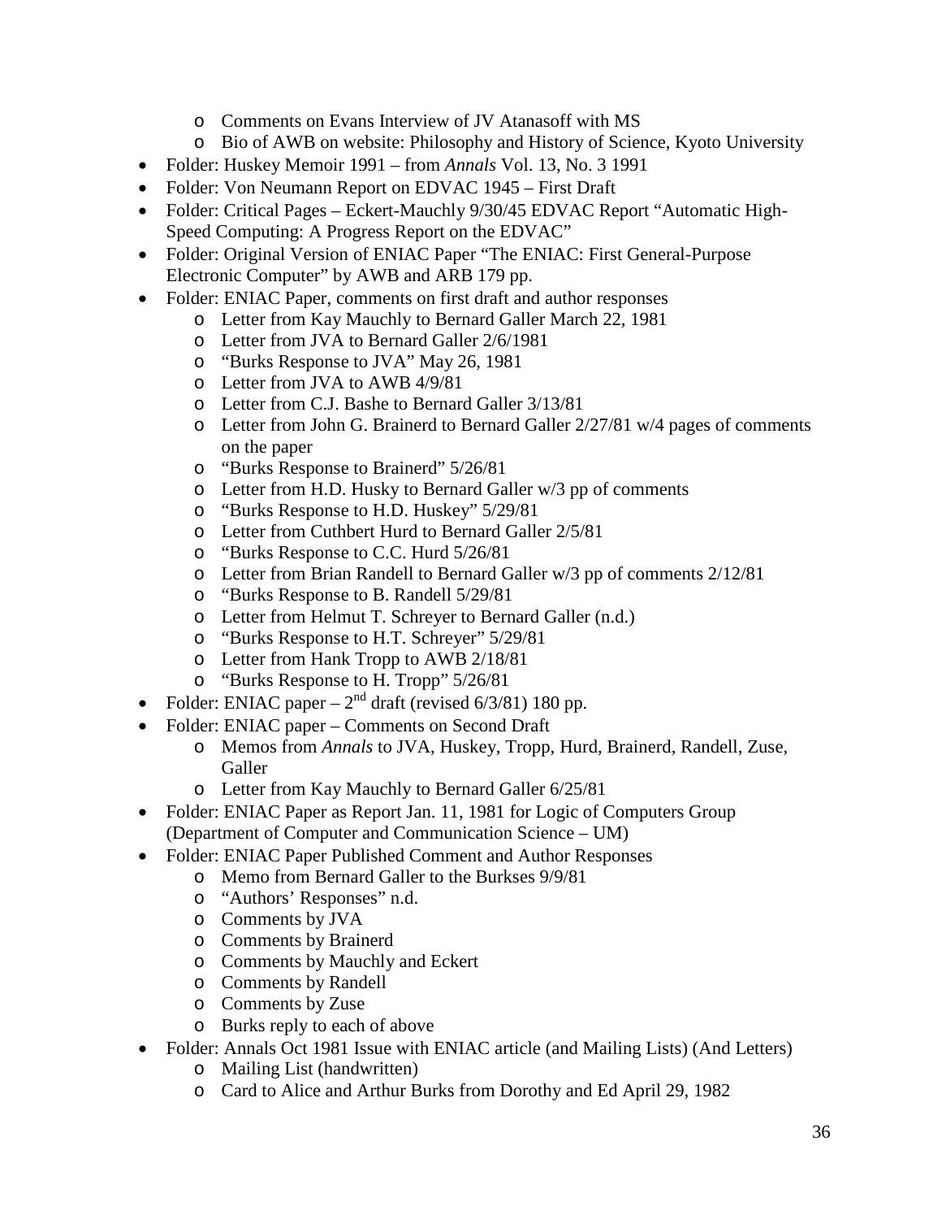- Comments on Evans Interview of JV Atanasoff with MS
  - Bio of AWB on website: Philosophy and History of Science, Kyoto University
- Folder: Huskey Memoir 1991 – from *Annals* Vol. 13, No. 3 1991
- Folder: Von Neumann Report on EDVAC 1945 – First Draft
- Folder: Critical Pages – Eckert-Mauchly 9/30/45 EDVAC Report "Automatic High-Speed Computing: A Progress Report on the EDVAC"
- Folder: Original Version of ENIAC Paper "The ENIAC: First General-Purpose Electronic Computer" by AWB and ARB 179 pp.
- Folder: ENIAC Paper, comments on first draft and author responses
  - Letter from Kay Mauchly to Bernard Galler March 22, 1981
  - Letter from JVA to Bernard Galler 2/6/1981
  - "Burks Response to JVA" May 26, 1981
  - Letter from JVA to AWB 4/9/81
  - Letter from C.J. Bashe to Bernard Galler 3/13/81
  - Letter from John G. Brainerd to Bernard Galler 2/27/81 w/4 pages of comments on the paper
  - "Burks Response to Brainerd" 5/26/81
  - Letter from H.D. Husky to Bernard Galler w/3 pp of comments
  - "Burks Response to H.D. Huskey" 5/29/81
  - Letter from Cuthbert Hurd to Bernard Galler 2/5/81
  - "Burks Response to C.C. Hurd 5/26/81
  - Letter from Brian Randell to Bernard Galler w/3 pp of comments 2/12/81
  - "Burks Response to B. Randell 5/29/81
  - Letter from Helmut T. Schreyer to Bernard Galler (n.d.)
  - "Burks Response to H.T. Schreyer" 5/29/81
  - Letter from Hank Tropp to AWB 2/18/81
  - "Burks Response to H. Tropp" 5/26/81
- Folder: ENIAC paper – 2nd draft (revised 6/3/81) 180 pp.
- Folder: ENIAC paper – Comments on Second Draft
  - Memos from *Annals* to JVA, Huskey, Tropp, Hurd, Brainerd, Randell, Zuse, Galler
  - Letter from Kay Mauchly to Bernard Galler 6/25/81
- Folder: ENIAC Paper as Report Jan. 11, 1981 for Logic of Computers Group (Department of Computer and Communication Science – UM)
- Folder: ENIAC Paper Published Comment and Author Responses
  - Memo from Bernard Galler to the Burkses 9/9/81
  - "Authors' Responses" n.d.
  - Comments by JVA
  - Comments by Brainerd
  - Comments by Mauchly and Eckert
  - Comments by Randell
  - Comments by Zuse
  - Burks reply to each of above
- Folder: Annals Oct 1981 Issue with ENIAC article (and Mailing Lists) (And Letters)
  - Mailing List (handwritten)
  - Card to Alice and Arthur Burks from Dorothy and Ed April 29, 1982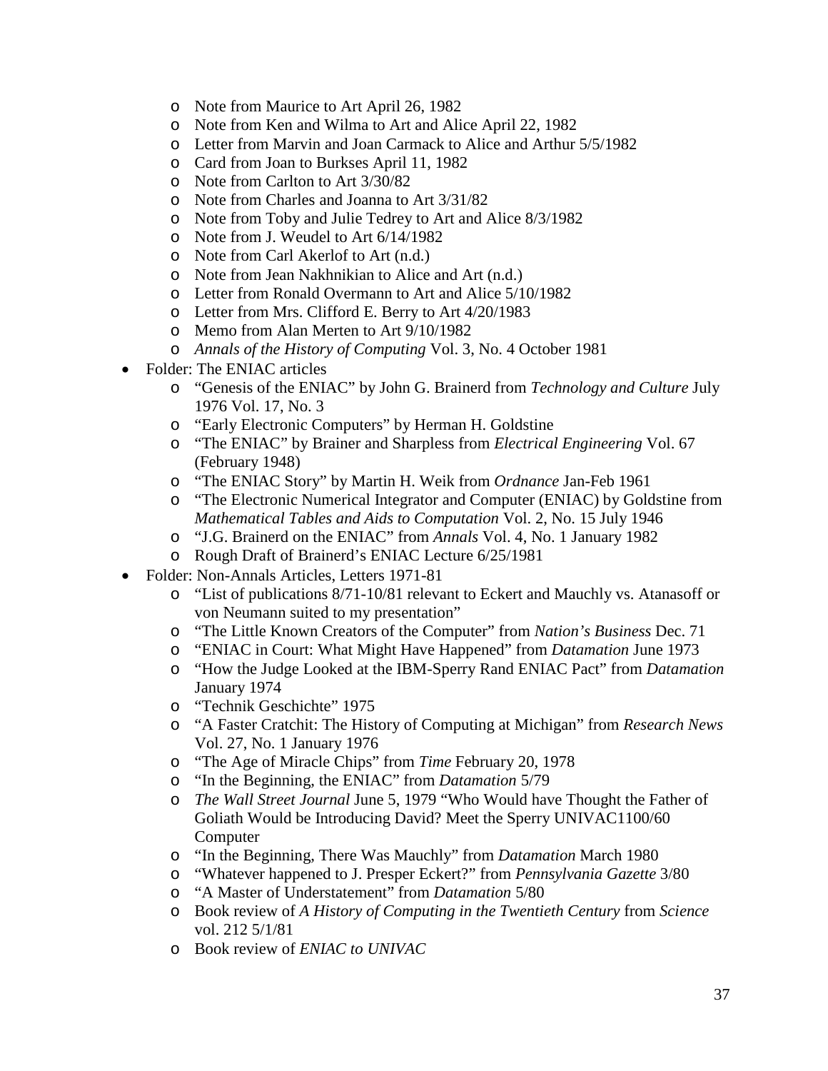- Note from Maurice to Art April 26, 1982
  - Note from Ken and Wilma to Art and Alice April 22, 1982
  - Letter from Marvin and Joan Carmack to Alice and Arthur 5/5/1982
  - Card from Joan to Burkses April 11, 1982
  - Note from Carlton to Art 3/30/82
  - Note from Charles and Joanna to Art 3/31/82
  - Note from Toby and Julie Tedrey to Art and Alice 8/3/1982
  - Note from J. Weudel to Art 6/14/1982
  - Note from Carl Akerlof to Art (n.d.)
  - Note from Jean Nakhnikian to Alice and Art (n.d.)
  - Letter from Ronald Overmann to Art and Alice 5/10/1982
  - Letter from Mrs. Clifford E. Berry to Art 4/20/1983
  - Memo from Alan Merten to Art 9/10/1982
  - *Annals of the History of Computing* Vol. 3, No. 4 October 1981
- Folder: The ENIAC articles
  - "Genesis of the ENIAC" by John G. Brainerd from *Technology and Culture* July 1976 Vol. 17, No. 3
  - "Early Electronic Computers" by Herman H. Goldstine
  - "The ENIAC" by Brainer and Sharpless from *Electrical Engineering* Vol. 67 (February 1948)
  - "The ENIAC Story" by Martin H. Weik from *Ordnance* Jan-Feb 1961
  - "The Electronic Numerical Integrator and Computer (ENIAC) by Goldstine from *Mathematical Tables and Aids to Computation* Vol. 2, No. 15 July 1946
  - "J.G. Brainerd on the ENIAC" from *Annals* Vol. 4, No. 1 January 1982
  - Rough Draft of Brainerd's ENIAC Lecture 6/25/1981
- Folder: Non-Annals Articles, Letters 1971-81
  - "List of publications 8/71-10/81 relevant to Eckert and Mauchly vs. Atanasoff or von Neumann suited to my presentation"
  - "The Little Known Creators of the Computer" from *Nation's Business* Dec. 71
  - "ENIAC in Court: What Might Have Happened" from *Datamation* June 1973
  - "How the Judge Looked at the IBM-Sperry Rand ENIAC Pact" from *Datamation* January 1974
  - "Technik Geschichte" 1975
  - "A Faster Cratchit: The History of Computing at Michigan" from *Research News* Vol. 27, No. 1 January 1976
  - "The Age of Miracle Chips" from *Time* February 20, 1978
  - "In the Beginning, the ENIAC" from *Datamation* 5/79
  - *The Wall Street Journal* June 5, 1979 "Who Would have Thought the Father of Goliath Would be Introducing David? Meet the Sperry UNIVAC1100/60 Computer
  - "In the Beginning, There Was Mauchly" from *Datamation* March 1980
  - "Whatever happened to J. Presper Eckert?" from *Pennsylvania Gazette* 3/80
  - "A Master of Understatement" from *Datamation* 5/80
  - Book review of *A History of Computing in the Twentieth Century* from *Science* vol. 212 5/1/81
  - Book review of *ENIAC to UNIVAC*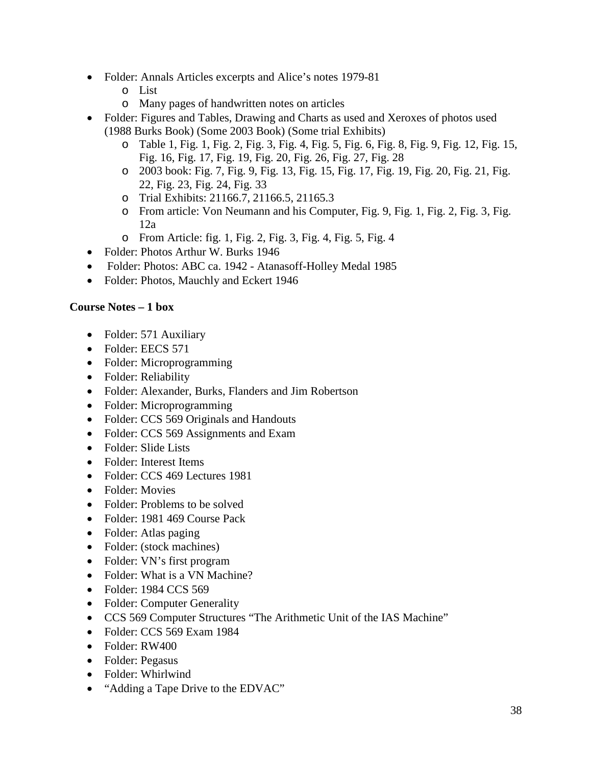- Folder: Annals Articles excerpts and Alice's notes 1979-81
  - List
  - Many pages of handwritten notes on articles
- Folder: Figures and Tables, Drawing and Charts as used and Xeroxes of photos used (1988 Burks Book) (Some 2003 Book) (Some trial Exhibits)
  - Table 1, Fig. 1, Fig. 2, Fig. 3, Fig. 4, Fig. 5, Fig. 6, Fig. 8, Fig. 9, Fig. 12, Fig. 15, Fig. 16, Fig. 17, Fig. 19, Fig. 20, Fig. 26, Fig. 27, Fig. 28
  - 2003 book: Fig. 7, Fig. 9, Fig. 13, Fig. 15, Fig. 17, Fig. 19, Fig. 20, Fig. 21, Fig. 22, Fig. 23, Fig. 24, Fig. 33
  - Trial Exhibits: 21166.7, 21166.5, 21165.3
  - From article: Von Neumann and his Computer, Fig. 9, Fig. 1, Fig. 2, Fig. 3, Fig. 12a
  - From Article: fig. 1, Fig. 2, Fig. 3, Fig. 4, Fig. 5, Fig. 4
- Folder: Photos Arthur W. Burks 1946
- Folder: Photos: ABC ca. 1942 - Atanasoff-Holley Medal 1985
- Folder: Photos, Mauchly and Eckert 1946

**Course Notes – 1 box**

- Folder: 571 Auxiliary
- Folder: EECS 571
- Folder: Microprogramming
- Folder: Reliability
- Folder: Alexander, Burks, Flanders and Jim Robertson
- Folder: Microprogramming
- Folder: CCS 569 Originals and Handouts
- Folder: CCS 569 Assignments and Exam
- Folder: Slide Lists
- Folder: Interest Items
- Folder: CCS 469 Lectures 1981
- Folder: Movies
- Folder: Problems to be solved
- Folder: 1981 469 Course Pack
- Folder: Atlas paging
- Folder: (stock machines)
- Folder: VN's first program
- Folder: What is a VN Machine?
- Folder: 1984 CCS 569
- Folder: Computer Generality
- CCS 569 Computer Structures "The Arithmetic Unit of the IAS Machine"
- Folder: CCS 569 Exam 1984
- Folder: RW400
- Folder: Pegasus
- Folder: Whirlwind
- "Adding a Tape Drive to the EDVAC"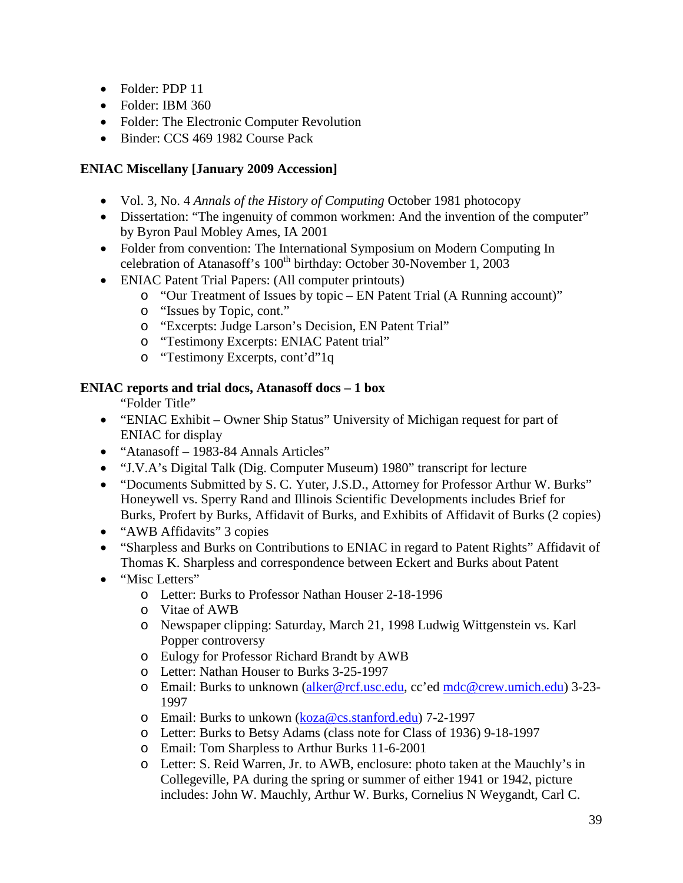- Folder: PDP 11
- Folder: IBM 360
- Folder: The Electronic Computer Revolution
- Binder: CCS 469 1982 Course Pack

**ENIAC Miscellany [January 2009 Accession]**

- Vol. 3, No. 4 *Annals of the History of Computing* October 1981 photocopy
- Dissertation: "The ingenuity of common workmen: And the invention of the computer" by Byron Paul Mobley Ames, IA 2001
- Folder from convention: The International Symposium on Modern Computing In celebration of Atanasoff's 100th birthday: October 30-November 1, 2003
- ENIAC Patent Trial Papers: (All computer printouts)
  - "Our Treatment of Issues by topic – EN Patent Trial (A Running account)"
  - "Issues by Topic, cont."
  - "Excerpts: Judge Larson's Decision, EN Patent Trial"
  - "Testimony Excerpts: ENIAC Patent trial"
  - "Testimony Excerpts, cont'd"1q

**ENIAC reports and trial docs, Atanasoff docs – 1 box**

"Folder Title"

- "ENIAC Exhibit – Owner Ship Status" University of Michigan request for part of ENIAC for display
- "Atanasoff – 1983-84 Annals Articles"
- "J.V.A's Digital Talk (Dig. Computer Museum) 1980" transcript for lecture
- "Documents Submitted by S. C. Yuter, J.S.D., Attorney for Professor Arthur W. Burks" Honeywell vs. Sperry Rand and Illinois Scientific Developments includes Brief for Burks, Profert by Burks, Affidavit of Burks, and Exhibits of Affidavit of Burks (2 copies)
- "AWB Affidavits" 3 copies
- "Sharpless and Burks on Contributions to ENIAC in regard to Patent Rights" Affidavit of Thomas K. Sharpless and correspondence between Eckert and Burks about Patent
- "Misc Letters"
  - Letter: Burks to Professor Nathan Houser 2-18-1996
  - Vitae of AWB
  - Newspaper clipping: Saturday, March 21, 1998 Ludwig Wittgenstein vs. Karl Popper controversy
  - Eulogy for Professor Richard Brandt by AWB
  - Letter: Nathan Houser to Burks 3-25-1997
  - Email: Burks to unknown (alker@rcf.usc.edu, cc'ed mdc@crew.umich.edu) 3-23-1997
  - Email: Burks to unkown (koza@cs.stanford.edu) 7-2-1997
  - Letter: Burks to Betsy Adams (class note for Class of 1936) 9-18-1997
  - Email: Tom Sharpless to Arthur Burks 11-6-2001
  - Letter: S. Reid Warren, Jr. to AWB, enclosure: photo taken at the Mauchly's in Collegeville, PA during the spring or summer of either 1941 or 1942, picture includes: John W. Mauchly, Arthur W. Burks, Cornelius N Weygandt, Carl C.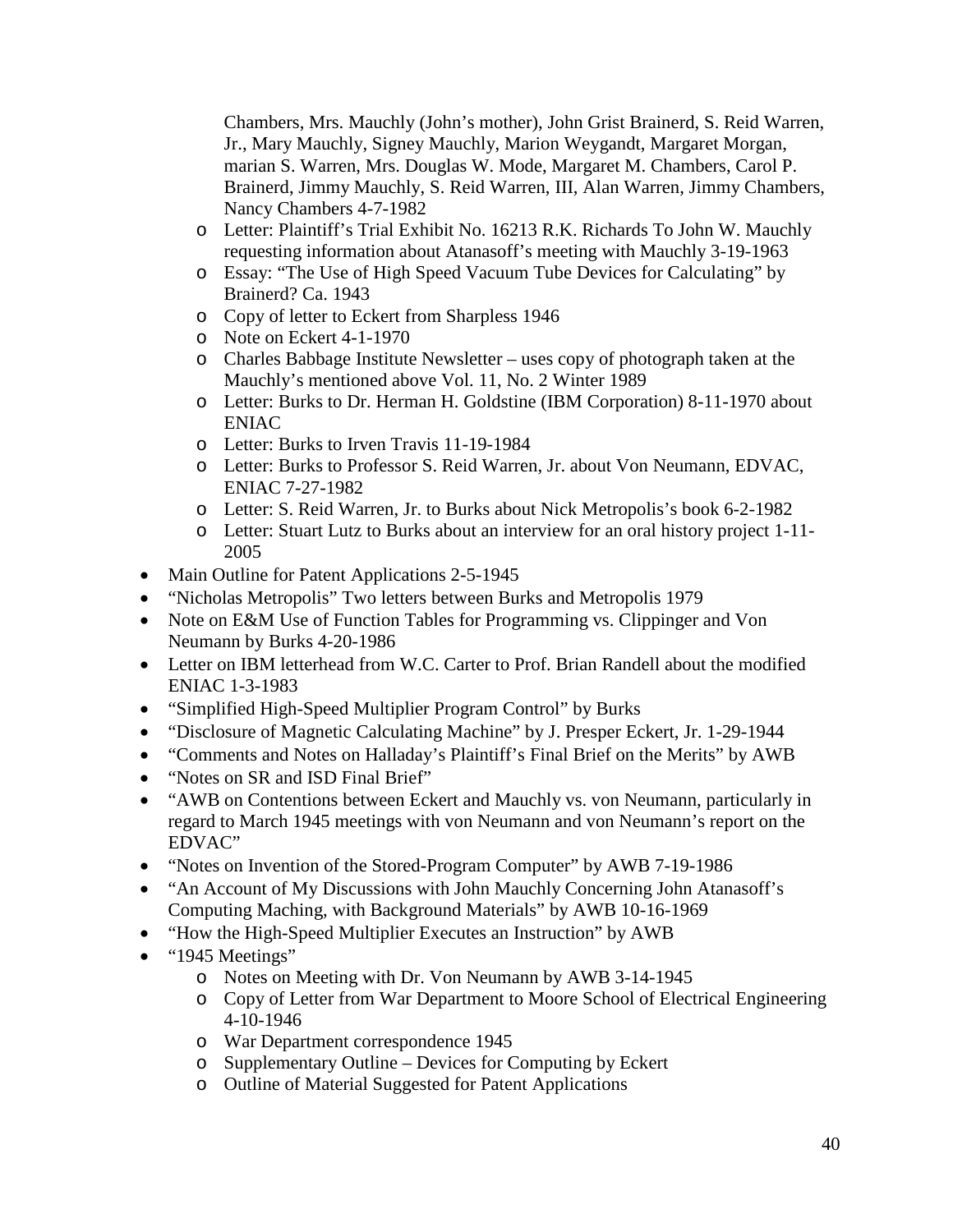Chambers, Mrs. Mauchly (John's mother), John Grist Brainerd, S. Reid Warren, Jr., Mary Mauchly, Signey Mauchly, Marion Weygandt, Margaret Morgan, marian S. Warren, Mrs. Douglas W. Mode, Margaret M. Chambers, Carol P. Brainerd, Jimmy Mauchly, S. Reid Warren, III, Alan Warren, Jimmy Chambers, Nancy Chambers 4-7-1982

    - Letter: Plaintiff's Trial Exhibit No. 16213 R.K. Richards To John W. Mauchly requesting information about Atanasoff's meeting with Mauchly 3-19-1963
    - Essay: "The Use of High Speed Vacuum Tube Devices for Calculating" by Brainerd? Ca. 1943
    - Copy of letter to Eckert from Sharpless 1946
    - Note on Eckert 4-1-1970
    - Charles Babbage Institute Newsletter – uses copy of photograph taken at the Mauchly's mentioned above Vol. 11, No. 2 Winter 1989
    - Letter: Burks to Dr. Herman H. Goldstine (IBM Corporation) 8-11-1970 about ENIAC
    - Letter: Burks to Irven Travis 11-19-1984
    - Letter: Burks to Professor S. Reid Warren, Jr. about Von Neumann, EDVAC, ENIAC 7-27-1982
    - Letter: S. Reid Warren, Jr. to Burks about Nick Metropolis's book 6-2-1982
    - Letter: Stuart Lutz to Burks about an interview for an oral history project 1-11-2005

- Main Outline for Patent Applications 2-5-1945
- "Nicholas Metropolis" Two letters between Burks and Metropolis 1979
- Note on E&M Use of Function Tables for Programming vs. Clippinger and Von Neumann by Burks 4-20-1986
- Letter on IBM letterhead from W.C. Carter to Prof. Brian Randell about the modified ENIAC 1-3-1983
- "Simplified High-Speed Multiplier Program Control" by Burks
- "Disclosure of Magnetic Calculating Machine" by J. Presper Eckert, Jr. 1-29-1944
- "Comments and Notes on Halladay's Plaintiff's Final Brief on the Merits" by AWB
- "Notes on SR and ISD Final Brief"
- "AWB on Contentions between Eckert and Mauchly vs. von Neumann, particularly in regard to March 1945 meetings with von Neumann and von Neumann's report on the EDVAC"
- "Notes on Invention of the Stored-Program Computer" by AWB 7-19-1986
- "An Account of My Discussions with John Mauchly Concerning John Atanasoff's Computing Maching, with Background Materials" by AWB 10-16-1969
- "How the High-Speed Multiplier Executes an Instruction" by AWB
- "1945 Meetings"
    - Notes on Meeting with Dr. Von Neumann by AWB 3-14-1945
    - Copy of Letter from War Department to Moore School of Electrical Engineering 4-10-1946
    - War Department correspondence 1945
    - Supplementary Outline – Devices for Computing by Eckert
    - Outline of Material Suggested for Patent Applications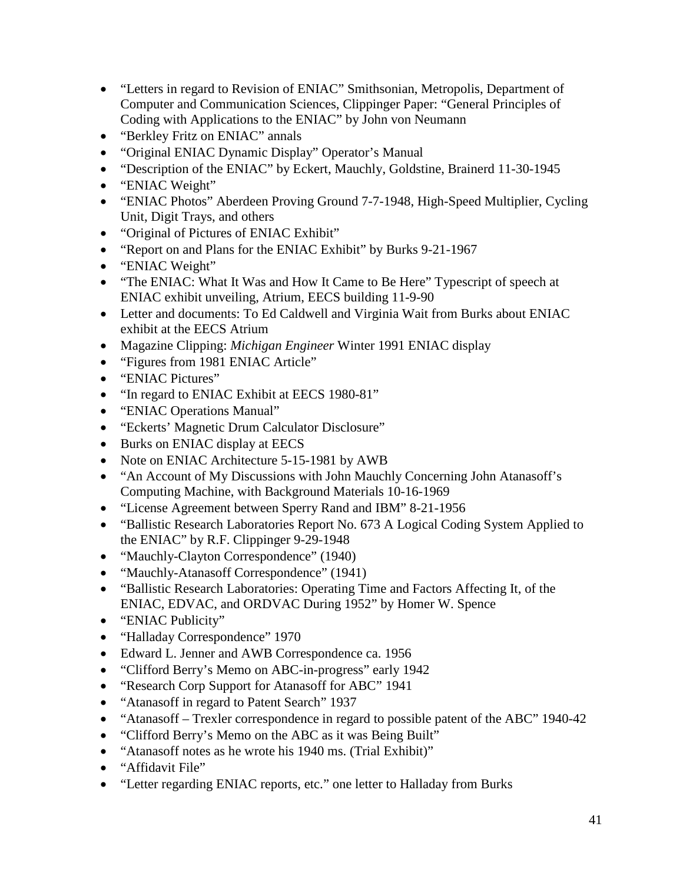- "Letters in regard to Revision of ENIAC" Smithsonian, Metropolis, Department of Computer and Communication Sciences, Clippinger Paper: "General Principles of Coding with Applications to the ENIAC" by John von Neumann
- "Berkley Fritz on ENIAC" annals
- "Original ENIAC Dynamic Display" Operator's Manual
- "Description of the ENIAC" by Eckert, Mauchly, Goldstine, Brainerd 11-30-1945
- "ENIAC Weight"
- "ENIAC Photos" Aberdeen Proving Ground 7-7-1948, High-Speed Multiplier, Cycling Unit, Digit Trays, and others
- "Original of Pictures of ENIAC Exhibit"
- "Report on and Plans for the ENIAC Exhibit" by Burks 9-21-1967
- "ENIAC Weight"
- "The ENIAC: What It Was and How It Came to Be Here" Typescript of speech at ENIAC exhibit unveiling, Atrium, EECS building 11-9-90
- Letter and documents: To Ed Caldwell and Virginia Wait from Burks about ENIAC exhibit at the EECS Atrium
- Magazine Clipping: *Michigan Engineer* Winter 1991 ENIAC display
- "Figures from 1981 ENIAC Article"
- "ENIAC Pictures"
- "In regard to ENIAC Exhibit at EECS 1980-81"
- "ENIAC Operations Manual"
- "Eckerts' Magnetic Drum Calculator Disclosure"
- Burks on ENIAC display at EECS
- Note on ENIAC Architecture 5-15-1981 by AWB
- "An Account of My Discussions with John Mauchly Concerning John Atanasoff's Computing Machine, with Background Materials 10-16-1969
- "License Agreement between Sperry Rand and IBM" 8-21-1956
- "Ballistic Research Laboratories Report No. 673 A Logical Coding System Applied to the ENIAC" by R.F. Clippinger 9-29-1948
- "Mauchly-Clayton Correspondence" (1940)
- "Mauchly-Atanasoff Correspondence" (1941)
- "Ballistic Research Laboratories: Operating Time and Factors Affecting It, of the ENIAC, EDVAC, and ORDVAC During 1952" by Homer W. Spence
- "ENIAC Publicity"
- "Halladay Correspondence" 1970
- Edward L. Jenner and AWB Correspondence ca. 1956
- "Clifford Berry's Memo on ABC-in-progress" early 1942
- "Research Corp Support for Atanasoff for ABC" 1941
- "Atanasoff in regard to Patent Search" 1937
- "Atanasoff – Trexler correspondence in regard to possible patent of the ABC" 1940-42
- "Clifford Berry's Memo on the ABC as it was Being Built"
- "Atanasoff notes as he wrote his 1940 ms. (Trial Exhibit)"
- "Affidavit File"
- "Letter regarding ENIAC reports, etc." one letter to Halladay from Burks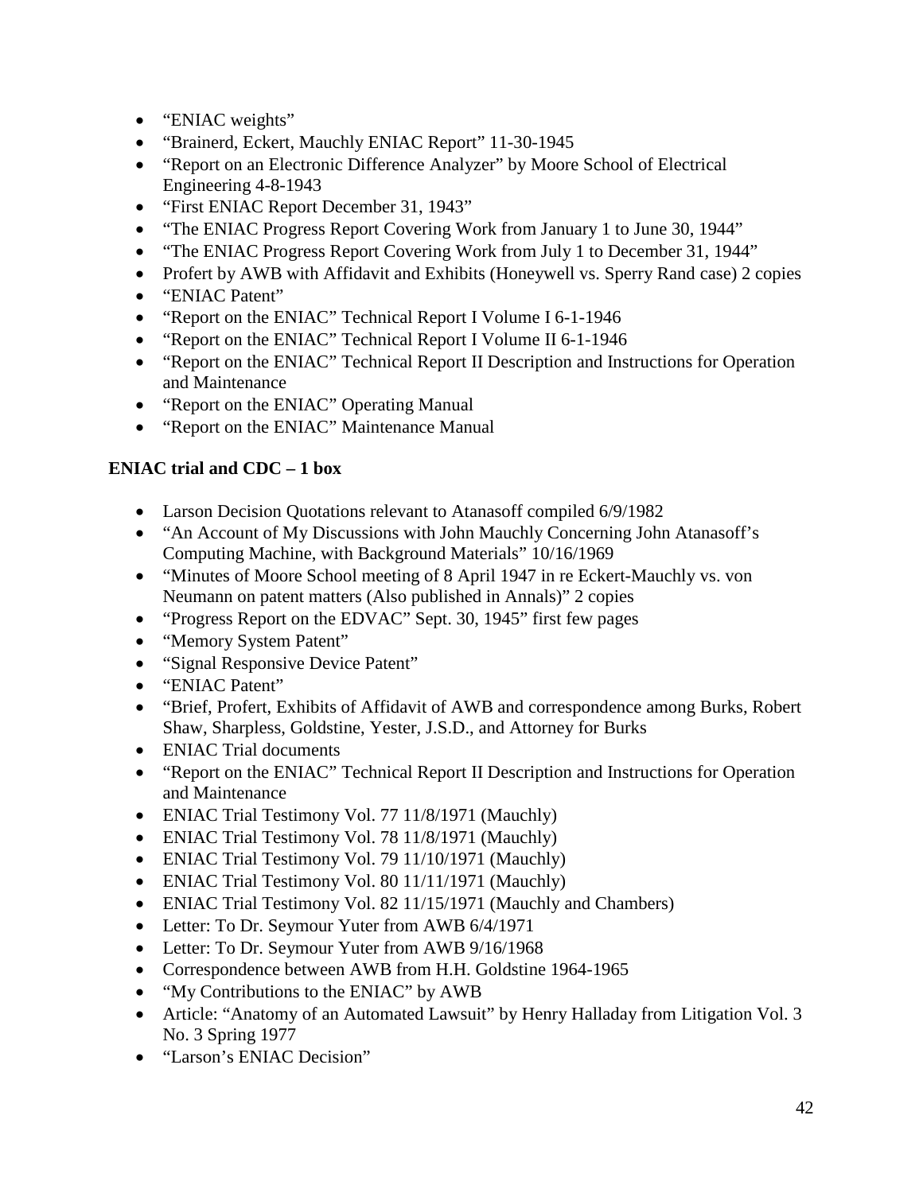- “ENIAC weights”
- “Brainerd, Eckert, Mauchly ENIAC Report” 11-30-1945
- “Report on an Electronic Difference Analyzer” by Moore School of Electrical Engineering 4-8-1943
- “First ENIAC Report December 31, 1943”
- “The ENIAC Progress Report Covering Work from January 1 to June 30, 1944”
- “The ENIAC Progress Report Covering Work from July 1 to December 31, 1944”
- Profert by AWB with Affidavit and Exhibits (Honeywell vs. Sperry Rand case) 2 copies
- “ENIAC Patent”
- “Report on the ENIAC” Technical Report I Volume I 6-1-1946
- “Report on the ENIAC” Technical Report I Volume II 6-1-1946
- “Report on the ENIAC” Technical Report II Description and Instructions for Operation and Maintenance
- “Report on the ENIAC” Operating Manual
- “Report on the ENIAC” Maintenance Manual

**ENIAC trial and CDC – 1 box**

- Larson Decision Quotations relevant to Atanasoff compiled 6/9/1982
- “An Account of My Discussions with John Mauchly Concerning John Atanasoff’s Computing Machine, with Background Materials” 10/16/1969
- “Minutes of Moore School meeting of 8 April 1947 in re Eckert-Mauchly vs. von Neumann on patent matters (Also published in Annals)” 2 copies
- “Progress Report on the EDVAC” Sept. 30, 1945” first few pages
- “Memory System Patent”
- “Signal Responsive Device Patent”
- “ENIAC Patent”
- “Brief, Profert, Exhibits of Affidavit of AWB and correspondence among Burks, Robert Shaw, Sharpless, Goldstine, Yester, J.S.D., and Attorney for Burks
- ENIAC Trial documents
- “Report on the ENIAC” Technical Report II Description and Instructions for Operation and Maintenance
- ENIAC Trial Testimony Vol. 77 11/8/1971 (Mauchly)
- ENIAC Trial Testimony Vol. 78 11/8/1971 (Mauchly)
- ENIAC Trial Testimony Vol. 79 11/10/1971 (Mauchly)
- ENIAC Trial Testimony Vol. 80 11/11/1971 (Mauchly)
- ENIAC Trial Testimony Vol. 82 11/15/1971 (Mauchly and Chambers)
- Letter: To Dr. Seymour Yuter from AWB 6/4/1971
- Letter: To Dr. Seymour Yuter from AWB 9/16/1968
- Correspondence between AWB from H.H. Goldstine 1964-1965
- “My Contributions to the ENIAC” by AWB
- Article: “Anatomy of an Automated Lawsuit” by Henry Halladay from Litigation Vol. 3 No. 3 Spring 1977
- “Larson’s ENIAC Decision”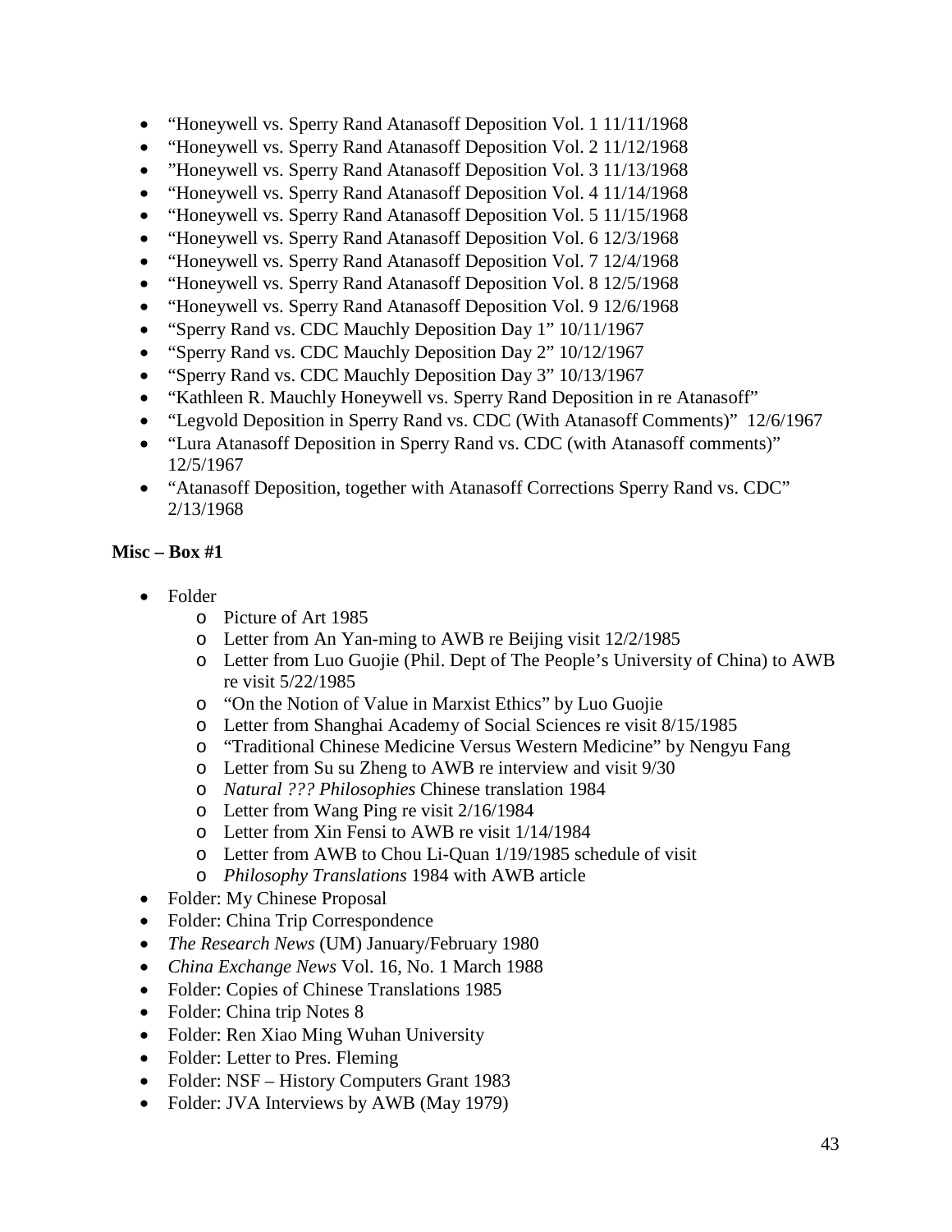- “Honeywell vs. Sperry Rand Atanasoff Deposition Vol. 1 11/11/1968
- “Honeywell vs. Sperry Rand Atanasoff Deposition Vol. 2 11/12/1968
- ”Honeywell vs. Sperry Rand Atanasoff Deposition Vol. 3 11/13/1968
- “Honeywell vs. Sperry Rand Atanasoff Deposition Vol. 4 11/14/1968
- “Honeywell vs. Sperry Rand Atanasoff Deposition Vol. 5 11/15/1968
- “Honeywell vs. Sperry Rand Atanasoff Deposition Vol. 6 12/3/1968
- “Honeywell vs. Sperry Rand Atanasoff Deposition Vol. 7 12/4/1968
- “Honeywell vs. Sperry Rand Atanasoff Deposition Vol. 8 12/5/1968
- “Honeywell vs. Sperry Rand Atanasoff Deposition Vol. 9 12/6/1968
- “Sperry Rand vs. CDC Mauchly Deposition Day 1” 10/11/1967
- “Sperry Rand vs. CDC Mauchly Deposition Day 2” 10/12/1967
- “Sperry Rand vs. CDC Mauchly Deposition Day 3” 10/13/1967
- “Kathleen R. Mauchly Honeywell vs. Sperry Rand Deposition in re Atanasoff”
- “Legvold Deposition in Sperry Rand vs. CDC (With Atanasoff Comments)” 12/6/1967
- “Lura Atanasoff Deposition in Sperry Rand vs. CDC (with Atanasoff comments)” 12/5/1967
- “Atanasoff Deposition, together with Atanasoff Corrections Sperry Rand vs. CDC” 2/13/1968

**Misc – Box #1**

- Folder
    - Picture of Art 1985
    - Letter from An Yan-ming to AWB re Beijing visit 12/2/1985
    - Letter from Luo Guojie (Phil. Dept of The People’s University of China) to AWB re visit 5/22/1985
    - “On the Notion of Value in Marxist Ethics” by Luo Guojie
    - Letter from Shanghai Academy of Social Sciences re visit 8/15/1985
    - “Traditional Chinese Medicine Versus Western Medicine” by Nengyu Fang
    - Letter from Su su Zheng to AWB re interview and visit 9/30
    - *Natural ??? Philosophies* Chinese translation 1984
    - Letter from Wang Ping re visit 2/16/1984
    - Letter from Xin Fensi to AWB re visit 1/14/1984
    - Letter from AWB to Chou Li-Quan 1/19/1985 schedule of visit
    - *Philosophy Translations* 1984 with AWB article
- Folder: My Chinese Proposal
- Folder: China Trip Correspondence
- *The Research News* (UM) January/February 1980
- *China Exchange News* Vol. 16, No. 1 March 1988
- Folder: Copies of Chinese Translations 1985
- Folder: China trip Notes 8
- Folder: Ren Xiao Ming Wuhan University
- Folder: Letter to Pres. Fleming
- Folder: NSF – History Computers Grant 1983
- Folder: JVA Interviews by AWB (May 1979)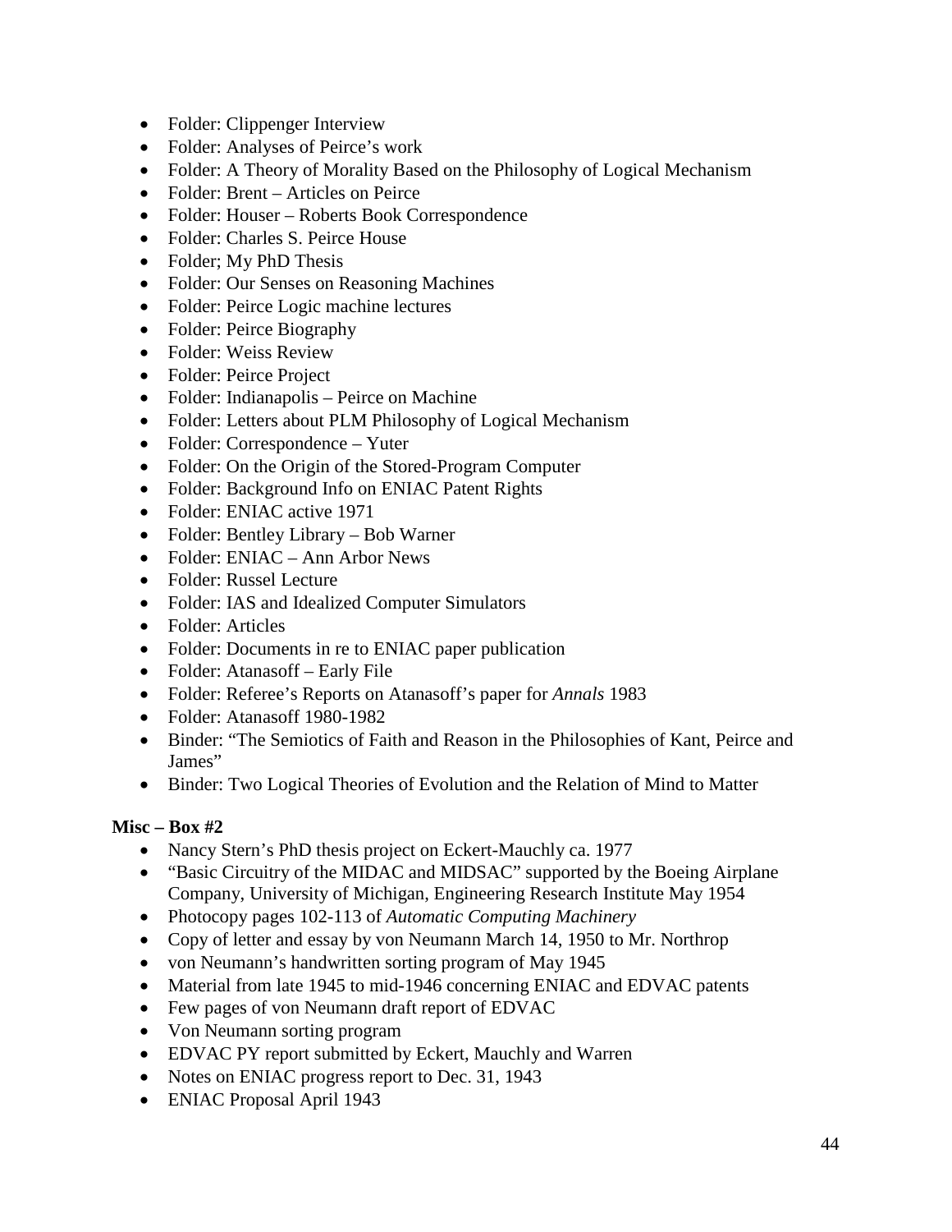- Folder: Clippenger Interview
- Folder: Analyses of Peirce's work
- Folder: A Theory of Morality Based on the Philosophy of Logical Mechanism
- Folder: Brent – Articles on Peirce
- Folder: Houser – Roberts Book Correspondence
- Folder: Charles S. Peirce House
- Folder; My PhD Thesis
- Folder: Our Senses on Reasoning Machines
- Folder: Peirce Logic machine lectures
- Folder: Peirce Biography
- Folder: Weiss Review
- Folder: Peirce Project
- Folder: Indianapolis – Peirce on Machine
- Folder: Letters about PLM Philosophy of Logical Mechanism
- Folder: Correspondence – Yuter
- Folder: On the Origin of the Stored-Program Computer
- Folder: Background Info on ENIAC Patent Rights
- Folder: ENIAC active 1971
- Folder: Bentley Library – Bob Warner
- Folder: ENIAC – Ann Arbor News
- Folder: Russel Lecture
- Folder: IAS and Idealized Computer Simulators
- Folder: Articles
- Folder: Documents in re to ENIAC paper publication
- Folder: Atanasoff – Early File
- Folder: Referee's Reports on Atanasoff's paper for *Annals* 1983
- Folder: Atanasoff 1980-1982
- Binder: "The Semiotics of Faith and Reason in the Philosophies of Kant, Peirce and James"
- Binder: Two Logical Theories of Evolution and the Relation of Mind to Matter

**Misc – Box #2**

- Nancy Stern's PhD thesis project on Eckert-Mauchly ca. 1977
- "Basic Circuitry of the MIDAC and MIDSAC" supported by the Boeing Airplane Company, University of Michigan, Engineering Research Institute May 1954
- Photocopy pages 102-113 of *Automatic Computing Machinery*
- Copy of letter and essay by von Neumann March 14, 1950 to Mr. Northrop
- von Neumann's handwritten sorting program of May 1945
- Material from late 1945 to mid-1946 concerning ENIAC and EDVAC patents
- Few pages of von Neumann draft report of EDVAC
- Von Neumann sorting program
- EDVAC PY report submitted by Eckert, Mauchly and Warren
- Notes on ENIAC progress report to Dec. 31, 1943
- ENIAC Proposal April 1943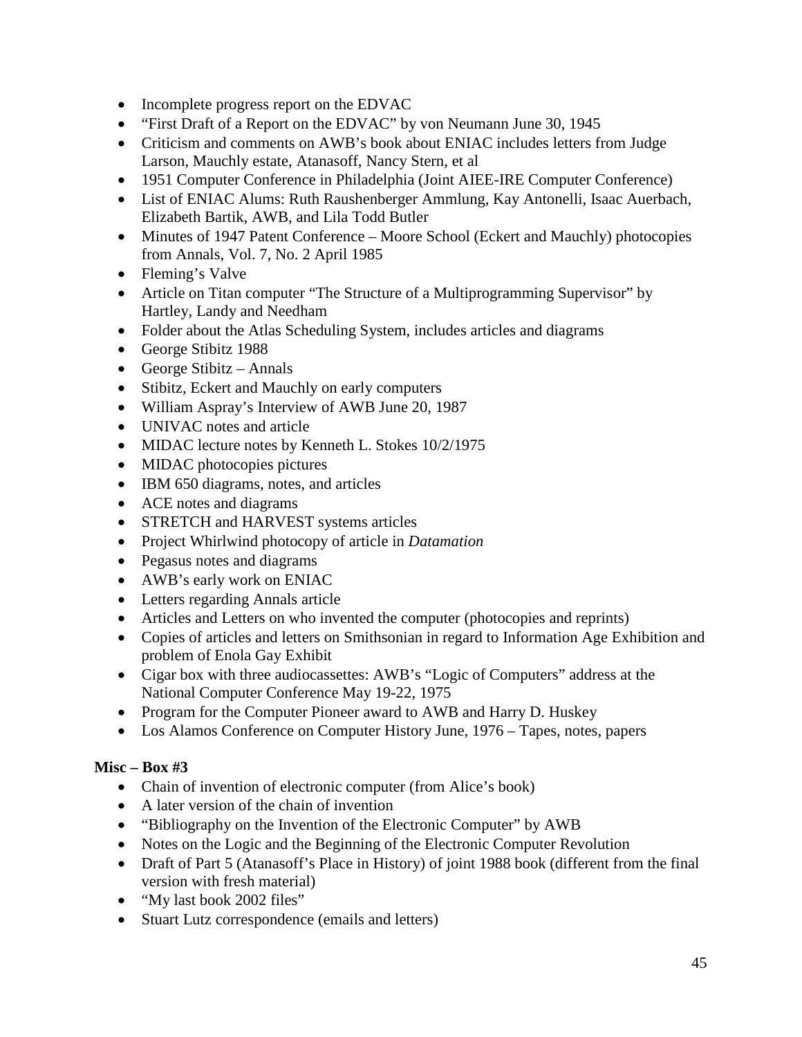- Incomplete progress report on the EDVAC
- "First Draft of a Report on the EDVAC" by von Neumann June 30, 1945
- Criticism and comments on AWB's book about ENIAC includes letters from Judge Larson, Mauchly estate, Atanasoff, Nancy Stern, et al
- 1951 Computer Conference in Philadelphia (Joint AIEE-IRE Computer Conference)
- List of ENIAC Alums: Ruth Raushenberger Ammlung, Kay Antonelli, Isaac Auerbach, Elizabeth Bartik, AWB, and Lila Todd Butler
- Minutes of 1947 Patent Conference – Moore School (Eckert and Mauchly) photocopies from Annals, Vol. 7, No. 2 April 1985
- Fleming's Valve
- Article on Titan computer "The Structure of a Multiprogramming Supervisor" by Hartley, Landy and Needham
- Folder about the Atlas Scheduling System, includes articles and diagrams
- George Stibitz 1988
- George Stibitz – Annals
- Stibitz, Eckert and Mauchly on early computers
- William Aspray's Interview of AWB June 20, 1987
- UNIVAC notes and article
- MIDAC lecture notes by Kenneth L. Stokes 10/2/1975
- MIDAC photocopies pictures
- IBM 650 diagrams, notes, and articles
- ACE notes and diagrams
- STRETCH and HARVEST systems articles
- Project Whirlwind photocopy of article in *Datamation*
- Pegasus notes and diagrams
- AWB's early work on ENIAC
- Letters regarding Annals article
- Articles and Letters on who invented the computer (photocopies and reprints)
- Copies of articles and letters on Smithsonian in regard to Information Age Exhibition and problem of Enola Gay Exhibit
- Cigar box with three audiocassettes: AWB's "Logic of Computers" address at the National Computer Conference May 19-22, 1975
- Program for the Computer Pioneer award to AWB and Harry D. Huskey
- Los Alamos Conference on Computer History June, 1976 – Tapes, notes, papers

**Misc – Box #3**

- Chain of invention of electronic computer (from Alice's book)
- A later version of the chain of invention
- "Bibliography on the Invention of the Electronic Computer" by AWB
- Notes on the Logic and the Beginning of the Electronic Computer Revolution
- Draft of Part 5 (Atanasoff's Place in History) of joint 1988 book (different from the final version with fresh material)
- "My last book 2002 files"
- Stuart Lutz correspondence (emails and letters)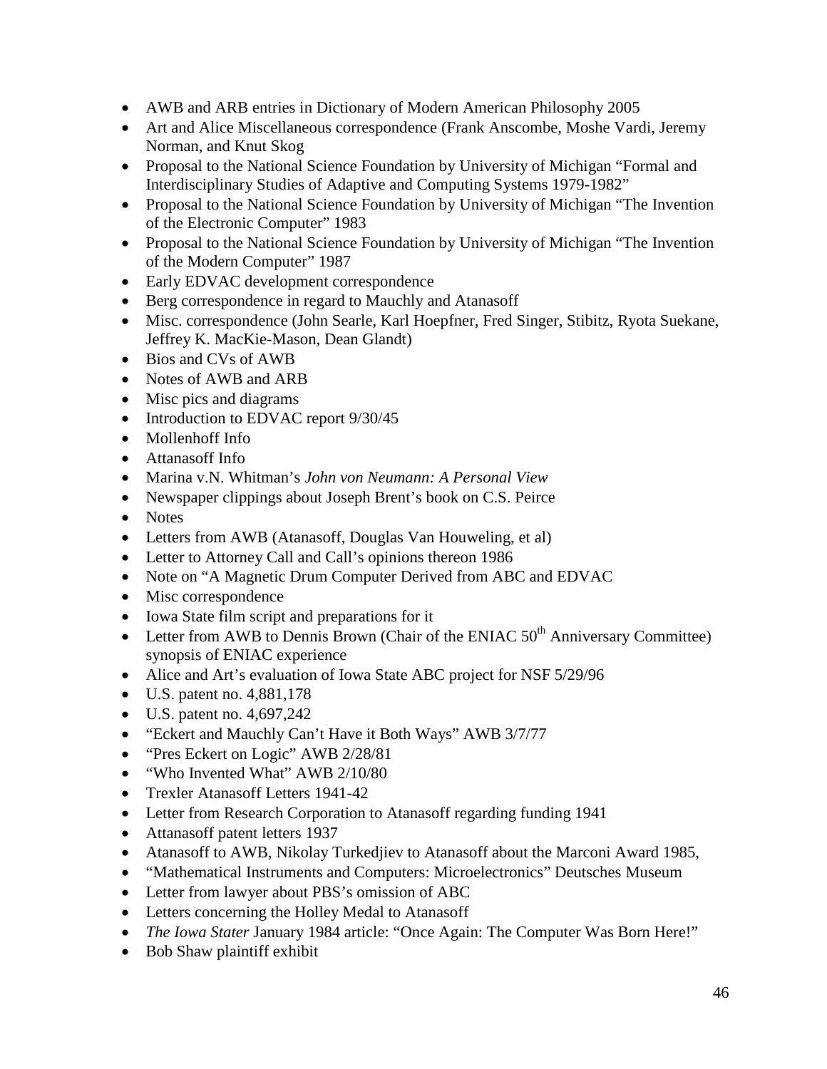- AWB and ARB entries in Dictionary of Modern American Philosophy 2005
- Art and Alice Miscellaneous correspondence (Frank Anscombe, Moshe Vardi, Jeremy Norman, and Knut Skog
- Proposal to the National Science Foundation by University of Michigan "Formal and Interdisciplinary Studies of Adaptive and Computing Systems 1979-1982"
- Proposal to the National Science Foundation by University of Michigan "The Invention of the Electronic Computer" 1983
- Proposal to the National Science Foundation by University of Michigan "The Invention of the Modern Computer" 1987
- Early EDVAC development correspondence
- Berg correspondence in regard to Mauchly and Atanasoff
- Misc. correspondence (John Searle, Karl Hoepfner, Fred Singer, Stibitz, Ryota Suekane, Jeffrey K. MacKie-Mason, Dean Glandt)
- Bios and CVs of AWB
- Notes of AWB and ARB
- Misc pics and diagrams
- Introduction to EDVAC report 9/30/45
- Mollenhoff Info
- Attanasoff Info
- Marina v.N. Whitman's *John von Neumann: A Personal View*
- Newspaper clippings about Joseph Brent's book on C.S. Peirce
- Notes
- Letters from AWB (Atanasoff, Douglas Van Houweling, et al)
- Letter to Attorney Call and Call's opinions thereon 1986
- Note on "A Magnetic Drum Computer Derived from ABC and EDVAC
- Misc correspondence
- Iowa State film script and preparations for it
- Letter from AWB to Dennis Brown (Chair of the ENIAC 50th Anniversary Committee) synopsis of ENIAC experience
- Alice and Art's evaluation of Iowa State ABC project for NSF 5/29/96
- U.S. patent no. 4,881,178
- U.S. patent no. 4,697,242
- "Eckert and Mauchly Can't Have it Both Ways" AWB 3/7/77
- "Pres Eckert on Logic" AWB 2/28/81
- "Who Invented What" AWB 2/10/80
- Trexler Atanasoff Letters 1941-42
- Letter from Research Corporation to Atanasoff regarding funding 1941
- Attanasoff patent letters 1937
- Atanasoff to AWB, Nikolay Turkedjiev to Atanasoff about the Marconi Award 1985,
- "Mathematical Instruments and Computers: Microelectronics" Deutsches Museum
- Letter from lawyer about PBS's omission of ABC
- Letters concerning the Holley Medal to Atanasoff
- *The Iowa Stater* January 1984 article: "Once Again: The Computer Was Born Here!"
- Bob Shaw plaintiff exhibit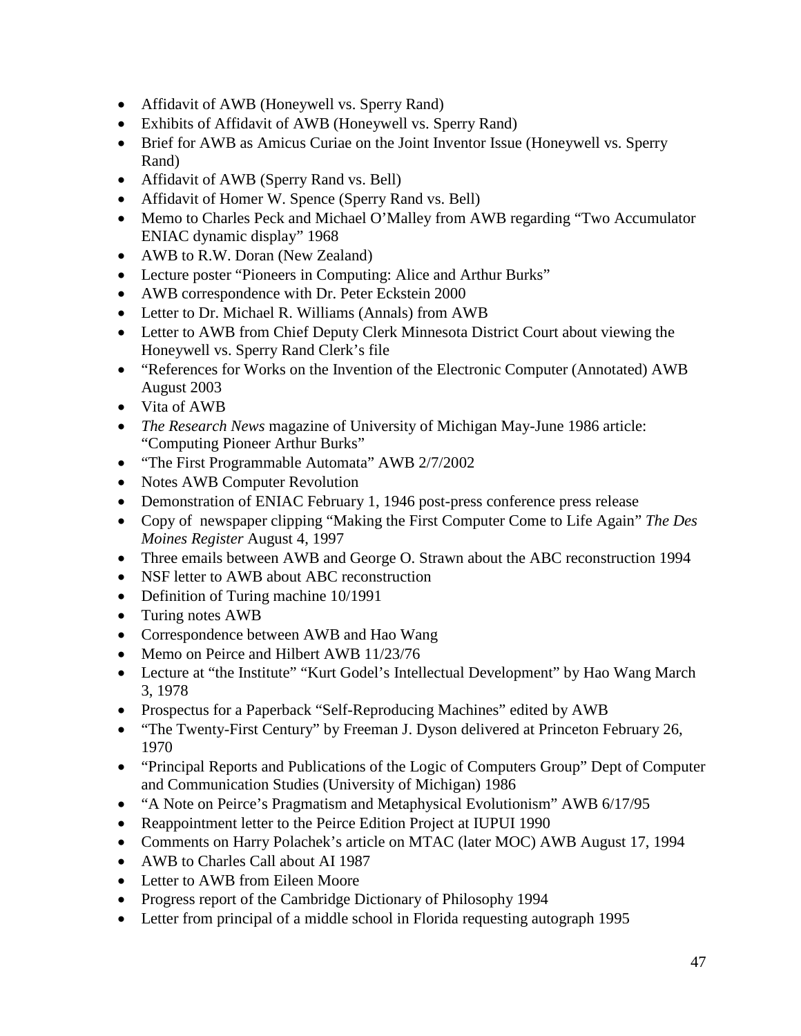- Affidavit of AWB (Honeywell vs. Sperry Rand)
- Exhibits of Affidavit of AWB (Honeywell vs. Sperry Rand)
- Brief for AWB as Amicus Curiae on the Joint Inventor Issue (Honeywell vs. Sperry Rand)
- Affidavit of AWB (Sperry Rand vs. Bell)
- Affidavit of Homer W. Spence (Sperry Rand vs. Bell)
- Memo to Charles Peck and Michael O'Malley from AWB regarding "Two Accumulator ENIAC dynamic display" 1968
- AWB to R.W. Doran (New Zealand)
- Lecture poster "Pioneers in Computing: Alice and Arthur Burks"
- AWB correspondence with Dr. Peter Eckstein 2000
- Letter to Dr. Michael R. Williams (Annals) from AWB
- Letter to AWB from Chief Deputy Clerk Minnesota District Court about viewing the Honeywell vs. Sperry Rand Clerk's file
- "References for Works on the Invention of the Electronic Computer (Annotated) AWB August 2003
- Vita of AWB
- *The Research News* magazine of University of Michigan May-June 1986 article: "Computing Pioneer Arthur Burks"
- "The First Programmable Automata" AWB 2/7/2002
- Notes AWB Computer Revolution
- Demonstration of ENIAC February 1, 1946 post-press conference press release
- Copy of newspaper clipping "Making the First Computer Come to Life Again" *The Des Moines Register* August 4, 1997
- Three emails between AWB and George O. Strawn about the ABC reconstruction 1994
- NSF letter to AWB about ABC reconstruction
- Definition of Turing machine 10/1991
- Turing notes AWB
- Correspondence between AWB and Hao Wang
- Memo on Peirce and Hilbert AWB 11/23/76
- Lecture at "the Institute" "Kurt Godel's Intellectual Development" by Hao Wang March 3, 1978
- Prospectus for a Paperback "Self-Reproducing Machines" edited by AWB
- "The Twenty-First Century" by Freeman J. Dyson delivered at Princeton February 26, 1970
- "Principal Reports and Publications of the Logic of Computers Group" Dept of Computer and Communication Studies (University of Michigan) 1986
- "A Note on Peirce's Pragmatism and Metaphysical Evolutionism" AWB 6/17/95
- Reappointment letter to the Peirce Edition Project at IUPUI 1990
- Comments on Harry Polachek's article on MTAC (later MOC) AWB August 17, 1994
- AWB to Charles Call about AI 1987
- Letter to AWB from Eileen Moore
- Progress report of the Cambridge Dictionary of Philosophy 1994
- Letter from principal of a middle school in Florida requesting autograph 1995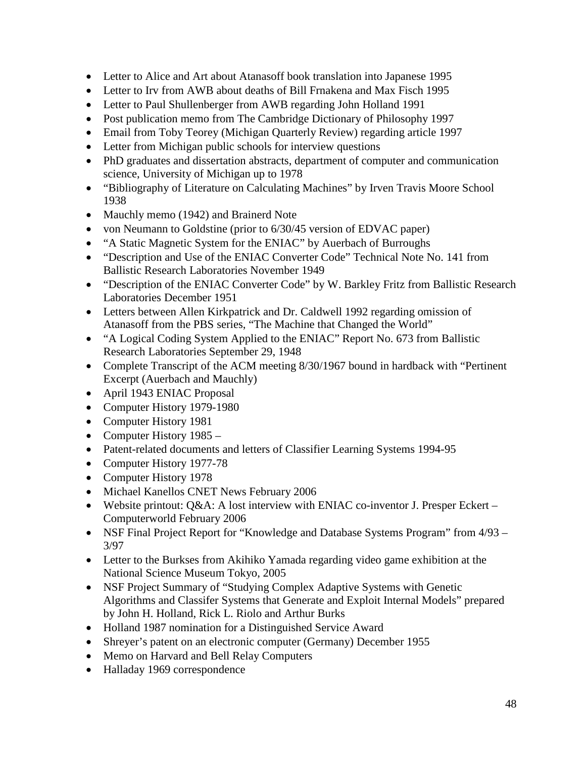- Letter to Alice and Art about Atanasoff book translation into Japanese 1995
- Letter to Irv from AWB about deaths of Bill Frnakena and Max Fisch 1995
- Letter to Paul Shullenberger from AWB regarding John Holland 1991
- Post publication memo from The Cambridge Dictionary of Philosophy 1997
- Email from Toby Teorey (Michigan Quarterly Review) regarding article 1997
- Letter from Michigan public schools for interview questions
- PhD graduates and dissertation abstracts, department of computer and communication science, University of Michigan up to 1978
- "Bibliography of Literature on Calculating Machines" by Irven Travis Moore School 1938
- Mauchly memo (1942) and Brainerd Note
- von Neumann to Goldstine (prior to 6/30/45 version of EDVAC paper)
- "A Static Magnetic System for the ENIAC" by Auerbach of Burroughs
- "Description and Use of the ENIAC Converter Code" Technical Note No. 141 from Ballistic Research Laboratories November 1949
- "Description of the ENIAC Converter Code" by W. Barkley Fritz from Ballistic Research Laboratories December 1951
- Letters between Allen Kirkpatrick and Dr. Caldwell 1992 regarding omission of Atanasoff from the PBS series, "The Machine that Changed the World"
- "A Logical Coding System Applied to the ENIAC" Report No. 673 from Ballistic Research Laboratories September 29, 1948
- Complete Transcript of the ACM meeting 8/30/1967 bound in hardback with "Pertinent Excerpt (Auerbach and Mauchly)
- April 1943 ENIAC Proposal
- Computer History 1979-1980
- Computer History 1981
- Computer History 1985 –
- Patent-related documents and letters of Classifier Learning Systems 1994-95
- Computer History 1977-78
- Computer History 1978
- Michael Kanellos CNET News February 2006
- Website printout: Q&A: A lost interview with ENIAC co-inventor J. Presper Eckert – Computerworld February 2006
- NSF Final Project Report for "Knowledge and Database Systems Program" from 4/93 – 3/97
- Letter to the Burkses from Akihiko Yamada regarding video game exhibition at the National Science Museum Tokyo, 2005
- NSF Project Summary of "Studying Complex Adaptive Systems with Genetic Algorithms and Classifer Systems that Generate and Exploit Internal Models" prepared by John H. Holland, Rick L. Riolo and Arthur Burks
- Holland 1987 nomination for a Distinguished Service Award
- Shreyer's patent on an electronic computer (Germany) December 1955
- Memo on Harvard and Bell Relay Computers
- Halladay 1969 correspondence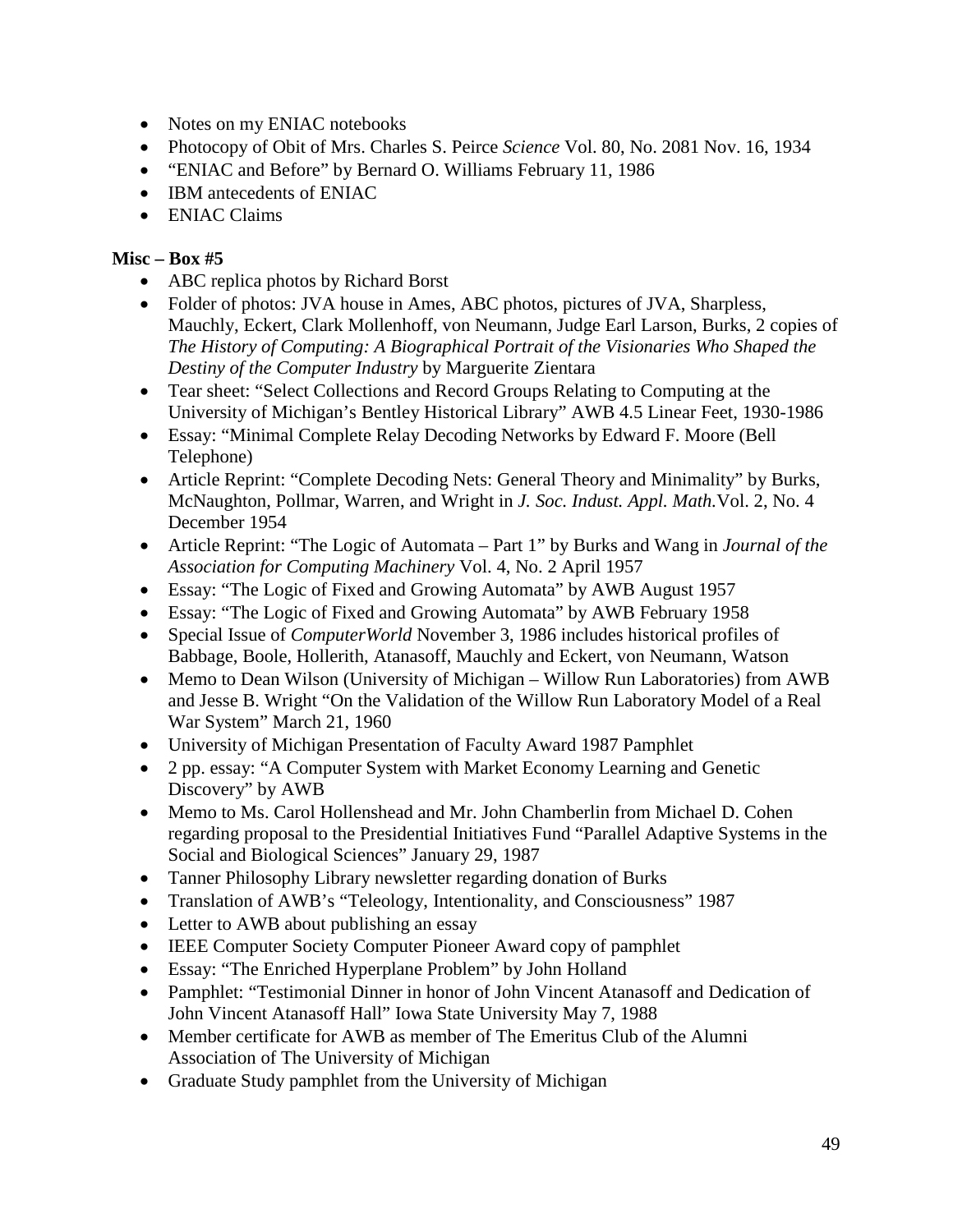- Notes on my ENIAC notebooks
- Photocopy of Obit of Mrs. Charles S. Peirce *Science* Vol. 80, No. 2081 Nov. 16, 1934
- "ENIAC and Before" by Bernard O. Williams February 11, 1986
- IBM antecedents of ENIAC
- ENIAC Claims

**Misc – Box #5**

- ABC replica photos by Richard Borst
- Folder of photos: JVA house in Ames, ABC photos, pictures of JVA, Sharpless, Mauchly, Eckert, Clark Mollenhoff, von Neumann, Judge Earl Larson, Burks, 2 copies of *The History of Computing: A Biographical Portrait of the Visionaries Who Shaped the Destiny of the Computer Industry* by Marguerite Zientara
- Tear sheet: "Select Collections and Record Groups Relating to Computing at the University of Michigan's Bentley Historical Library" AWB 4.5 Linear Feet, 1930-1986
- Essay: "Minimal Complete Relay Decoding Networks by Edward F. Moore (Bell Telephone)
- Article Reprint: "Complete Decoding Nets: General Theory and Minimality" by Burks, McNaughton, Pollmar, Warren, and Wright in *J. Soc. Indust. Appl. Math.*Vol. 2, No. 4 December 1954
- Article Reprint: "The Logic of Automata – Part 1" by Burks and Wang in *Journal of the Association for Computing Machinery* Vol. 4, No. 2 April 1957
- Essay: "The Logic of Fixed and Growing Automata" by AWB August 1957
- Essay: "The Logic of Fixed and Growing Automata" by AWB February 1958
- Special Issue of *ComputerWorld* November 3, 1986 includes historical profiles of Babbage, Boole, Hollerith, Atanasoff, Mauchly and Eckert, von Neumann, Watson
- Memo to Dean Wilson (University of Michigan – Willow Run Laboratories) from AWB and Jesse B. Wright "On the Validation of the Willow Run Laboratory Model of a Real War System" March 21, 1960
- University of Michigan Presentation of Faculty Award 1987 Pamphlet
- 2 pp. essay: "A Computer System with Market Economy Learning and Genetic Discovery" by AWB
- Memo to Ms. Carol Hollenshead and Mr. John Chamberlin from Michael D. Cohen regarding proposal to the Presidential Initiatives Fund "Parallel Adaptive Systems in the Social and Biological Sciences" January 29, 1987
- Tanner Philosophy Library newsletter regarding donation of Burks
- Translation of AWB's "Teleology, Intentionality, and Consciousness" 1987
- Letter to AWB about publishing an essay
- IEEE Computer Society Computer Pioneer Award copy of pamphlet
- Essay: "The Enriched Hyperplane Problem" by John Holland
- Pamphlet: "Testimonial Dinner in honor of John Vincent Atanasoff and Dedication of John Vincent Atanasoff Hall" Iowa State University May 7, 1988
- Member certificate for AWB as member of The Emeritus Club of the Alumni Association of The University of Michigan
- Graduate Study pamphlet from the University of Michigan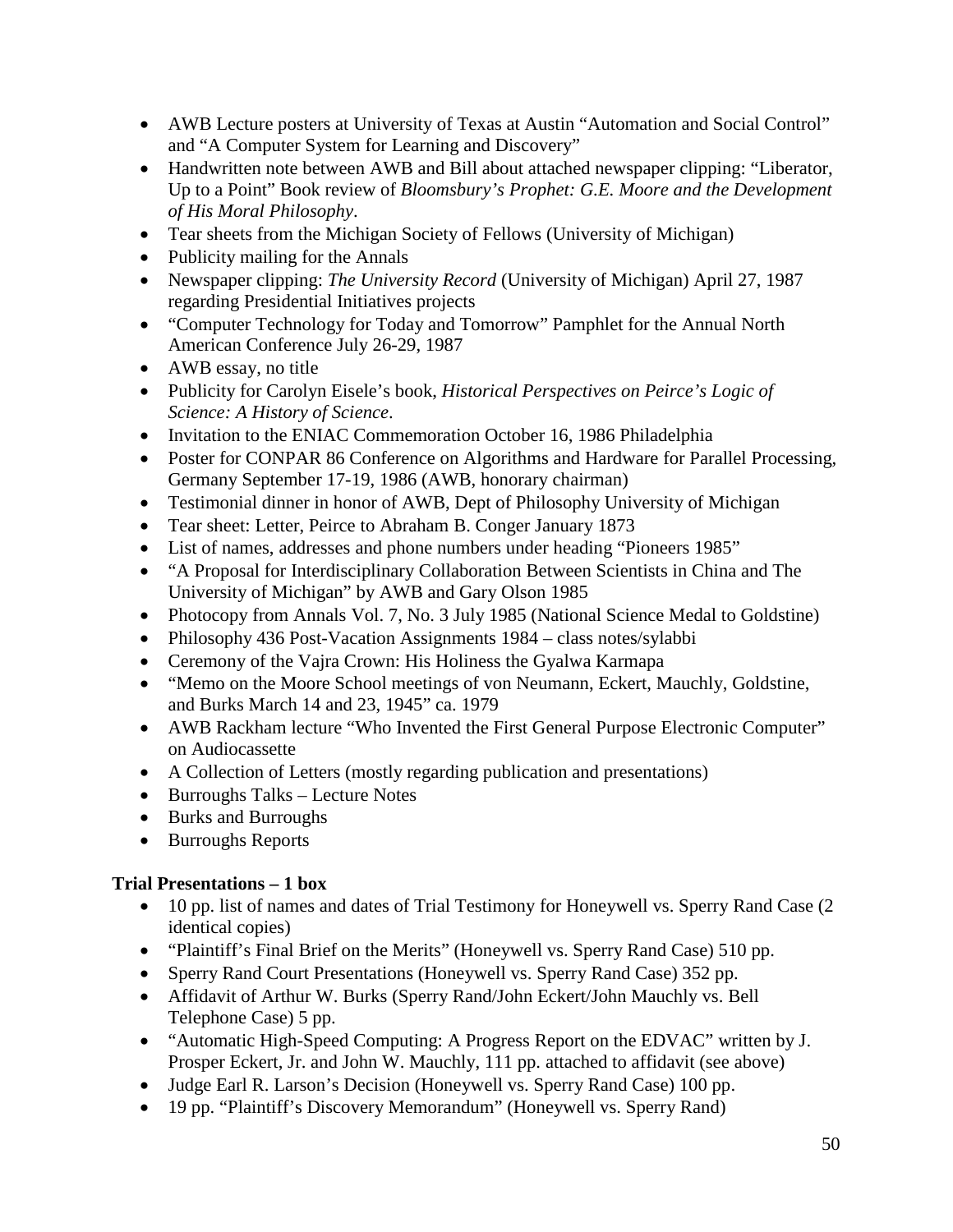- AWB Lecture posters at University of Texas at Austin "Automation and Social Control" and "A Computer System for Learning and Discovery"
- Handwritten note between AWB and Bill about attached newspaper clipping: "Liberator, Up to a Point" Book review of *Bloomsbury's Prophet: G.E. Moore and the Development of His Moral Philosophy*.
- Tear sheets from the Michigan Society of Fellows (University of Michigan)
- Publicity mailing for the Annals
- Newspaper clipping: *The University Record* (University of Michigan) April 27, 1987 regarding Presidential Initiatives projects
- "Computer Technology for Today and Tomorrow" Pamphlet for the Annual North American Conference July 26-29, 1987
- AWB essay, no title
- Publicity for Carolyn Eisele's book, *Historical Perspectives on Peirce's Logic of Science: A History of Science*.
- Invitation to the ENIAC Commemoration October 16, 1986 Philadelphia
- Poster for CONPAR 86 Conference on Algorithms and Hardware for Parallel Processing, Germany September 17-19, 1986 (AWB, honorary chairman)
- Testimonial dinner in honor of AWB, Dept of Philosophy University of Michigan
- Tear sheet: Letter, Peirce to Abraham B. Conger January 1873
- List of names, addresses and phone numbers under heading "Pioneers 1985"
- "A Proposal for Interdisciplinary Collaboration Between Scientists in China and The University of Michigan" by AWB and Gary Olson 1985
- Photocopy from Annals Vol. 7, No. 3 July 1985 (National Science Medal to Goldstine)
- Philosophy 436 Post-Vacation Assignments 1984 – class notes/sylabbi
- Ceremony of the Vajra Crown: His Holiness the Gyalwa Karmapa
- "Memo on the Moore School meetings of von Neumann, Eckert, Mauchly, Goldstine, and Burks March 14 and 23, 1945" ca. 1979
- AWB Rackham lecture "Who Invented the First General Purpose Electronic Computer" on Audiocassette
- A Collection of Letters (mostly regarding publication and presentations)
- Burroughs Talks – Lecture Notes
- Burks and Burroughs
- Burroughs Reports

**Trial Presentations – 1 box**

- 10 pp. list of names and dates of Trial Testimony for Honeywell vs. Sperry Rand Case (2 identical copies)
- "Plaintiff's Final Brief on the Merits" (Honeywell vs. Sperry Rand Case) 510 pp.
- Sperry Rand Court Presentations (Honeywell vs. Sperry Rand Case) 352 pp.
- Affidavit of Arthur W. Burks (Sperry Rand/John Eckert/John Mauchly vs. Bell Telephone Case) 5 pp.
- "Automatic High-Speed Computing: A Progress Report on the EDVAC" written by J. Prosper Eckert, Jr. and John W. Mauchly, 111 pp. attached to affidavit (see above)
- Judge Earl R. Larson's Decision (Honeywell vs. Sperry Rand Case) 100 pp.
- 19 pp. "Plaintiff's Discovery Memorandum" (Honeywell vs. Sperry Rand)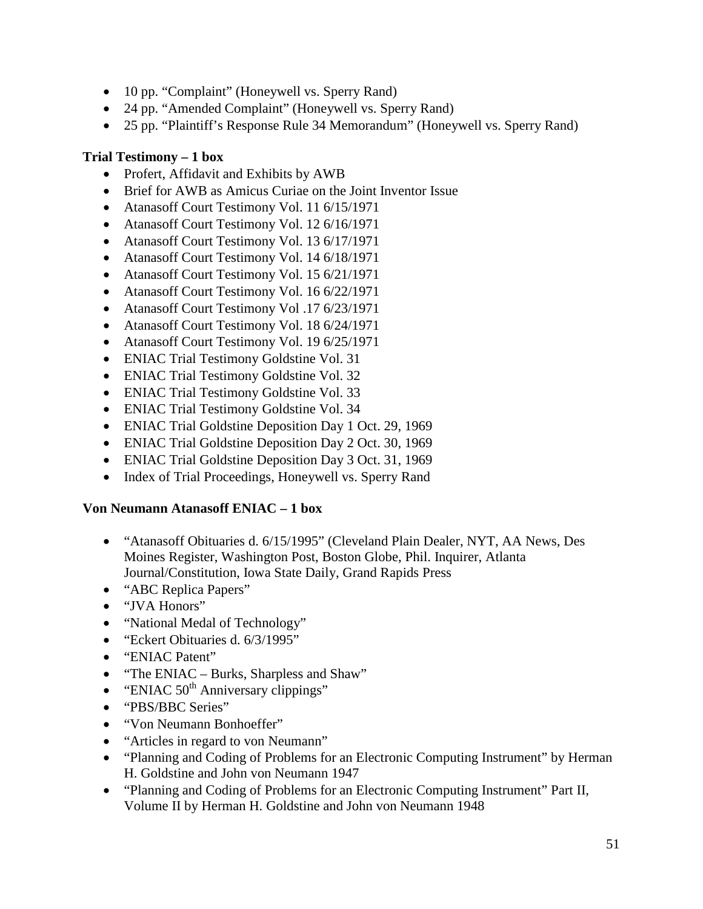- 10 pp. "Complaint" (Honeywell vs. Sperry Rand)
- 24 pp. "Amended Complaint" (Honeywell vs. Sperry Rand)
- 25 pp. "Plaintiff's Response Rule 34 Memorandum" (Honeywell vs. Sperry Rand)

**Trial Testimony – 1 box**

- Profert, Affidavit and Exhibits by AWB
- Brief for AWB as Amicus Curiae on the Joint Inventor Issue
- Atanasoff Court Testimony Vol. 11 6/15/1971
- Atanasoff Court Testimony Vol. 12 6/16/1971
- Atanasoff Court Testimony Vol. 13 6/17/1971
- Atanasoff Court Testimony Vol. 14 6/18/1971
- Atanasoff Court Testimony Vol. 15 6/21/1971
- Atanasoff Court Testimony Vol. 16 6/22/1971
- Atanasoff Court Testimony Vol .17 6/23/1971
- Atanasoff Court Testimony Vol. 18 6/24/1971
- Atanasoff Court Testimony Vol. 19 6/25/1971
- ENIAC Trial Testimony Goldstine Vol. 31
- ENIAC Trial Testimony Goldstine Vol. 32
- ENIAC Trial Testimony Goldstine Vol. 33
- ENIAC Trial Testimony Goldstine Vol. 34
- ENIAC Trial Goldstine Deposition Day 1 Oct. 29, 1969
- ENIAC Trial Goldstine Deposition Day 2 Oct. 30, 1969
- ENIAC Trial Goldstine Deposition Day 3 Oct. 31, 1969
- Index of Trial Proceedings, Honeywell vs. Sperry Rand

**Von Neumann Atanasoff ENIAC – 1 box**

- "Atanasoff Obituaries d. 6/15/1995" (Cleveland Plain Dealer, NYT, AA News, Des Moines Register, Washington Post, Boston Globe, Phil. Inquirer, Atlanta Journal/Constitution, Iowa State Daily, Grand Rapids Press
- "ABC Replica Papers"
- "JVA Honors"
- "National Medal of Technology"
- "Eckert Obituaries d. 6/3/1995"
- "ENIAC Patent"
- "The ENIAC – Burks, Sharpless and Shaw"
- "ENIAC 50th Anniversary clippings"
- "PBS/BBC Series"
- "Von Neumann Bonhoeffer"
- "Articles in regard to von Neumann"
- "Planning and Coding of Problems for an Electronic Computing Instrument" by Herman H. Goldstine and John von Neumann 1947
- "Planning and Coding of Problems for an Electronic Computing Instrument" Part II, Volume II by Herman H. Goldstine and John von Neumann 1948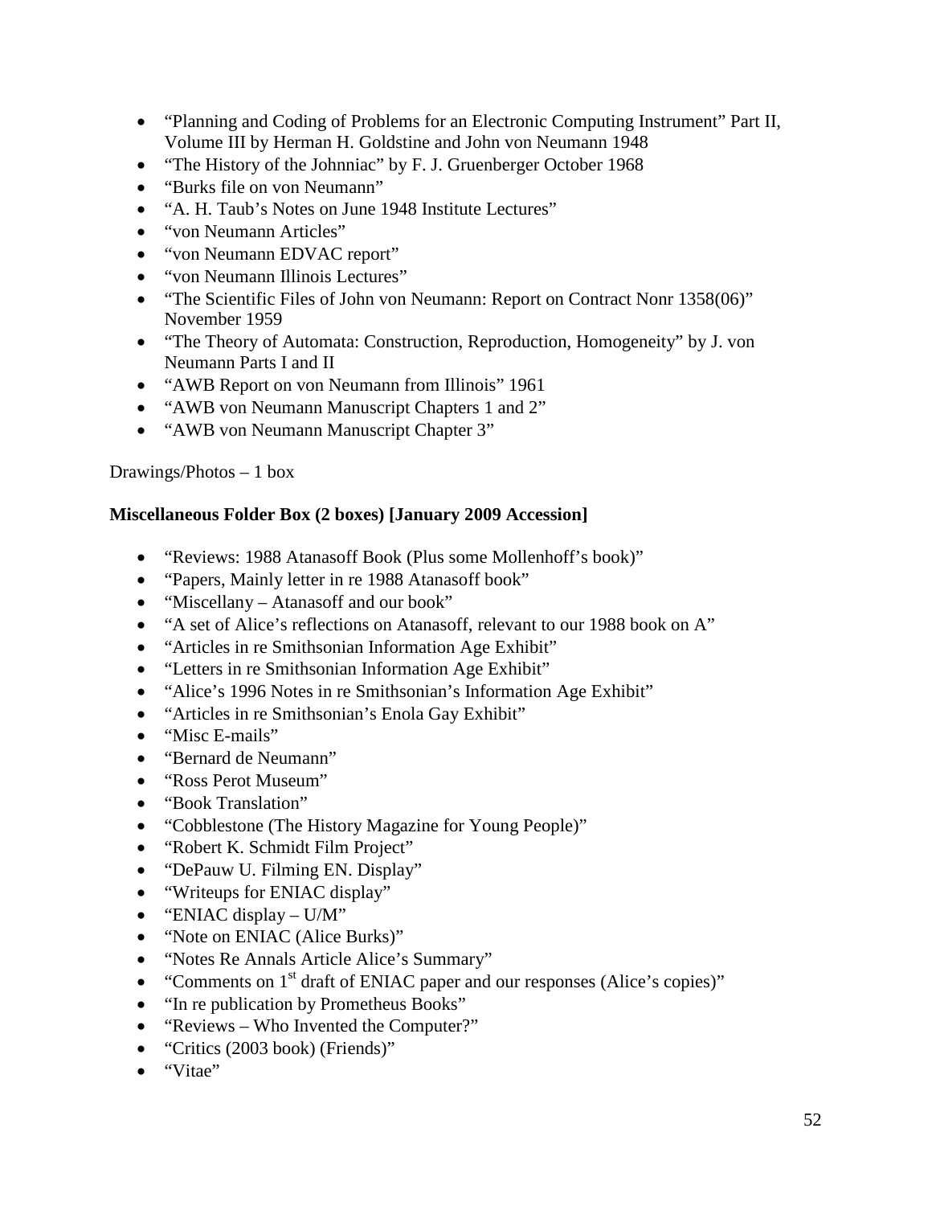- "Planning and Coding of Problems for an Electronic Computing Instrument" Part II, Volume III by Herman H. Goldstine and John von Neumann 1948
- "The History of the Johnniac" by F. J. Gruenberger October 1968
- "Burks file on von Neumann"
- "A. H. Taub's Notes on June 1948 Institute Lectures"
- "von Neumann Articles"
- "von Neumann EDVAC report"
- "von Neumann Illinois Lectures"
- "The Scientific Files of John von Neumann: Report on Contract Nonr 1358(06)" November 1959
- "The Theory of Automata: Construction, Reproduction, Homogeneity" by J. von Neumann Parts I and II
- "AWB Report on von Neumann from Illinois" 1961
- "AWB von Neumann Manuscript Chapters 1 and 2"
- "AWB von Neumann Manuscript Chapter 3"

Drawings/Photos – 1 box

**Miscellaneous Folder Box (2 boxes) [January 2009 Accession]**

- "Reviews: 1988 Atanasoff Book (Plus some Mollenhoff's book)"
- "Papers, Mainly letter in re 1988 Atanasoff book"
- "Miscellany – Atanasoff and our book"
- "A set of Alice's reflections on Atanasoff, relevant to our 1988 book on A"
- "Articles in re Smithsonian Information Age Exhibit"
- "Letters in re Smithsonian Information Age Exhibit"
- "Alice's 1996 Notes in re Smithsonian's Information Age Exhibit"
- "Articles in re Smithsonian's Enola Gay Exhibit"
- "Misc E-mails"
- "Bernard de Neumann"
- "Ross Perot Museum"
- "Book Translation"
- "Cobblestone (The History Magazine for Young People)"
- "Robert K. Schmidt Film Project"
- "DePauw U. Filming EN. Display"
- "Writeups for ENIAC display"
- "ENIAC display – U/M"
- "Note on ENIAC (Alice Burks)"
- "Notes Re Annals Article Alice's Summary"
- "Comments on 1st draft of ENIAC paper and our responses (Alice's copies)"
- "In re publication by Prometheus Books"
- "Reviews – Who Invented the Computer?"
- "Critics (2003 book) (Friends)"
- "Vitae"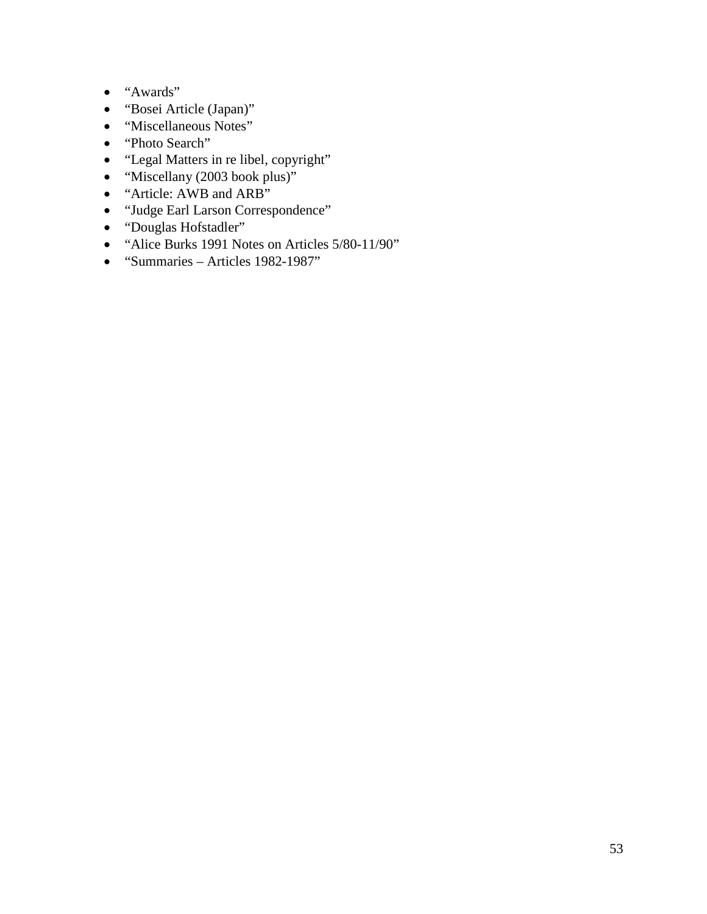- "Awards"
- "Bosei Article (Japan)"
- "Miscellaneous Notes"
- "Photo Search"
- "Legal Matters in re libel, copyright"
- "Miscellany (2003 book plus)"
- "Article: AWB and ARB"
- "Judge Earl Larson Correspondence"
- "Douglas Hofstadler"
- "Alice Burks 1991 Notes on Articles 5/80-11/90"
- "Summaries – Articles 1982-1987"